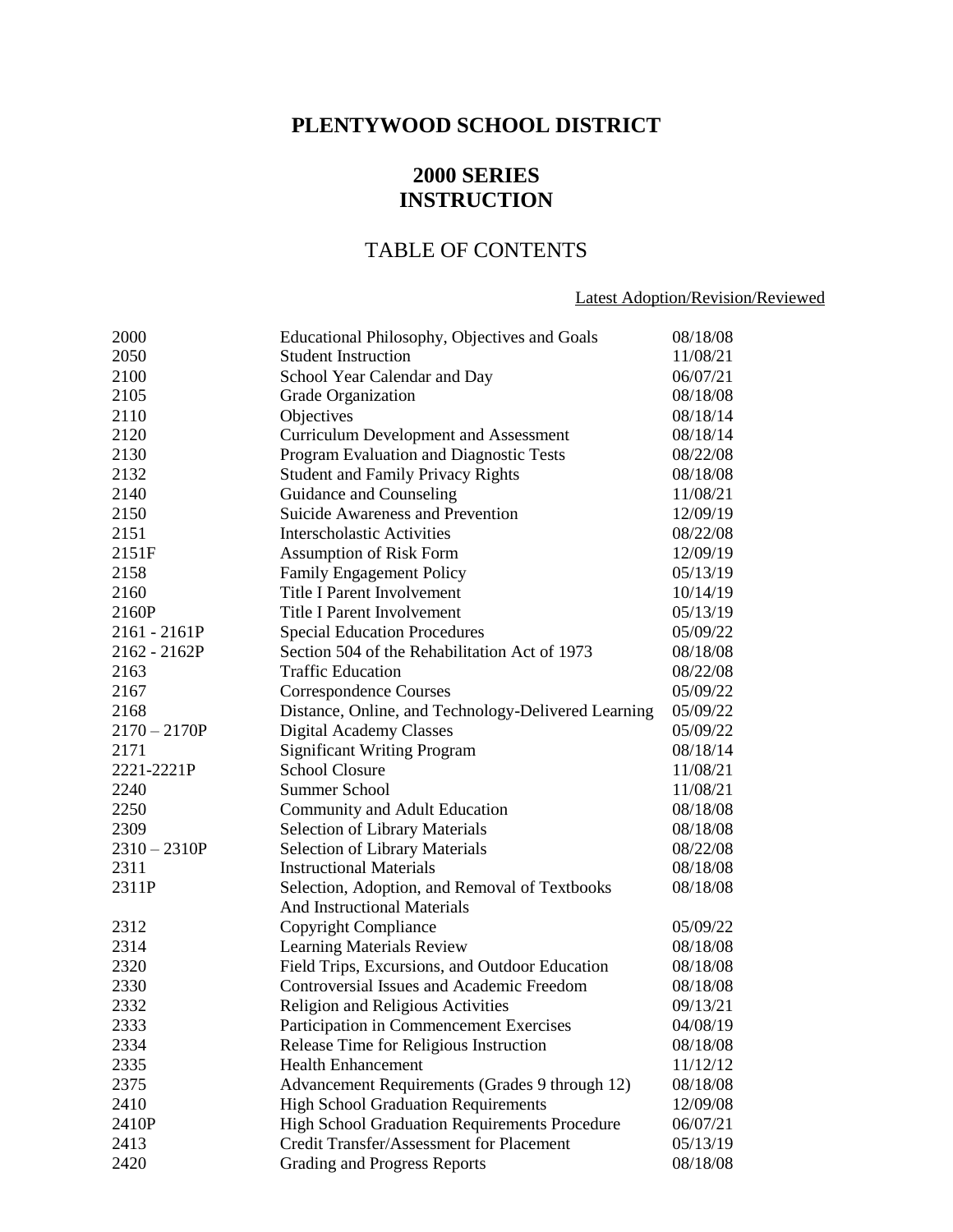# PLENTYWOOD SCHOOL DISTRICT

## 2000 SERIES
## INSTRUCTION

## TABLE OF CONTENTS

| | | Latest Adoption/Revision/Reviewed |
|---|---|---|
| 2000 | Educational Philosophy, Objectives and Goals | 08/18/08 |
| 2050 | Student Instruction | 11/08/21 |
| 2100 | School Year Calendar and Day | 06/07/21 |
| 2105 | Grade Organization | 08/18/08 |
| 2110 | Objectives | 08/18/14 |
| 2120 | Curriculum Development and Assessment | 08/18/14 |
| 2130 | Program Evaluation and Diagnostic Tests | 08/22/08 |
| 2132 | Student and Family Privacy Rights | 08/18/08 |
| 2140 | Guidance and Counseling | 11/08/21 |
| 2150 | Suicide Awareness and Prevention | 12/09/19 |
| 2151 | Interscholastic Activities | 08/22/08 |
| 2151F | Assumption of Risk Form | 12/09/19 |
| 2158 | Family Engagement Policy | 05/13/19 |
| 2160 | Title I Parent Involvement | 10/14/19 |
| 2160P | Title I Parent Involvement | 05/13/19 |
| 2161 - 2161P | Special Education Procedures | 05/09/22 |
| 2162 - 2162P | Section 504 of the Rehabilitation Act of 1973 | 08/18/08 |
| 2163 | Traffic Education | 08/22/08 |
| 2167 | Correspondence Courses | 05/09/22 |
| 2168 | Distance, Online, and Technology-Delivered Learning | 05/09/22 |
| 2170 – 2170P | Digital Academy Classes | 05/09/22 |
| 2171 | Significant Writing Program | 08/18/14 |
| 2221-2221P | School Closure | 11/08/21 |
| 2240 | Summer School | 11/08/21 |
| 2250 | Community and Adult Education | 08/18/08 |
| 2309 | Selection of Library Materials | 08/18/08 |
| 2310 – 2310P | Selection of Library Materials | 08/22/08 |
| 2311 | Instructional Materials | 08/18/08 |
| 2311P | Selection, Adoption, and Removal of Textbooks And Instructional Materials | 08/18/08 |
| 2312 | Copyright Compliance | 05/09/22 |
| 2314 | Learning Materials Review | 08/18/08 |
| 2320 | Field Trips, Excursions, and Outdoor Education | 08/18/08 |
| 2330 | Controversial Issues and Academic Freedom | 08/18/08 |
| 2332 | Religion and Religious Activities | 09/13/21 |
| 2333 | Participation in Commencement Exercises | 04/08/19 |
| 2334 | Release Time for Religious Instruction | 08/18/08 |
| 2335 | Health Enhancement | 11/12/12 |
| 2375 | Advancement Requirements (Grades 9 through 12) | 08/18/08 |
| 2410 | High School Graduation Requirements | 12/09/08 |
| 2410P | High School Graduation Requirements Procedure | 06/07/21 |
| 2413 | Credit Transfer/Assessment for Placement | 05/13/19 |
| 2420 | Grading and Progress Reports | 08/18/08 |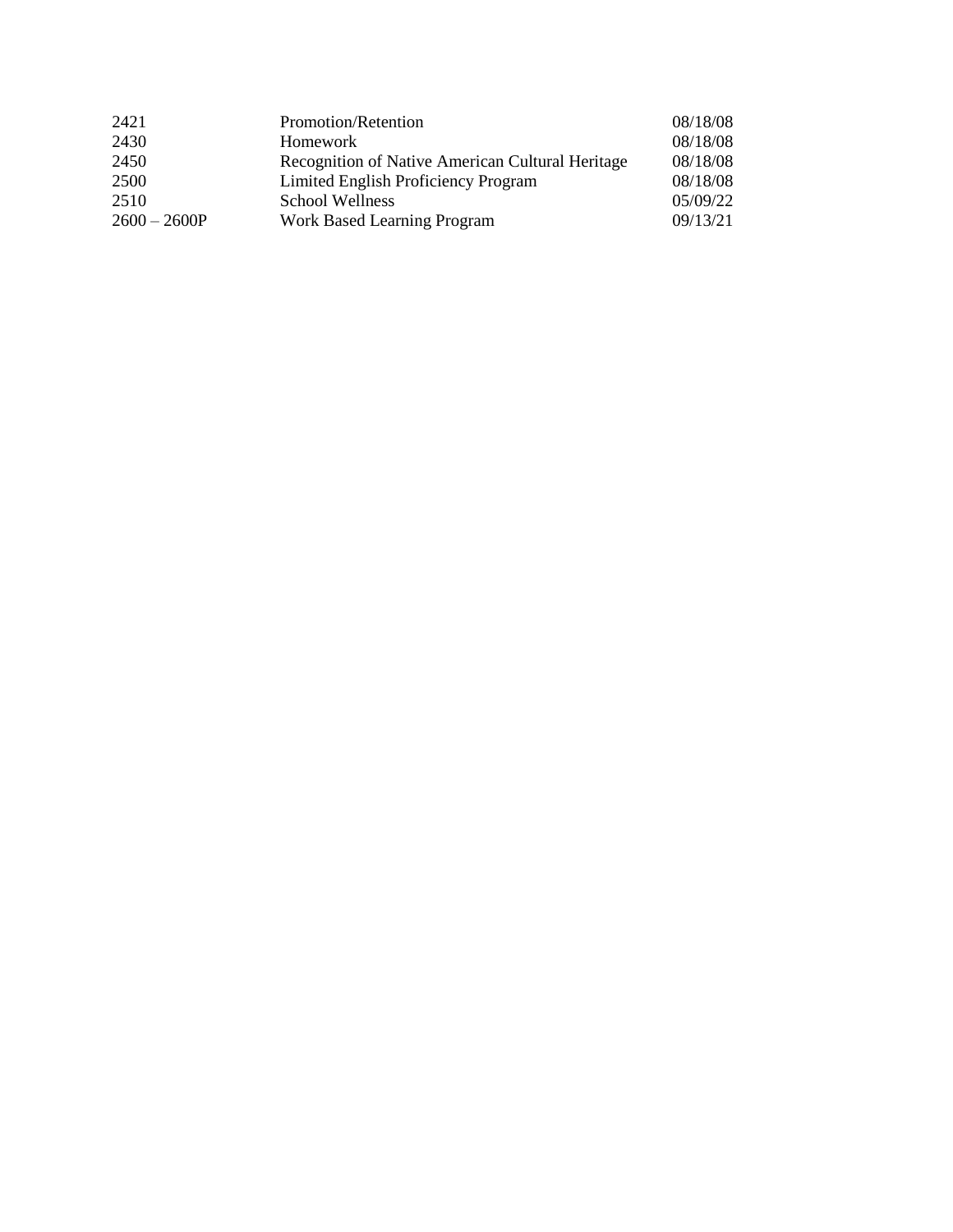| | | |
|---|---|---|
| 2421 | Promotion/Retention | 08/18/08 |
| 2430 | Homework | 08/18/08 |
| 2450 | Recognition of Native American Cultural Heritage | 08/18/08 |
| 2500 | Limited English Proficiency Program | 08/18/08 |
| 2510 | School Wellness | 05/09/22 |
| 2600 – 2600P | Work Based Learning Program | 09/13/21 |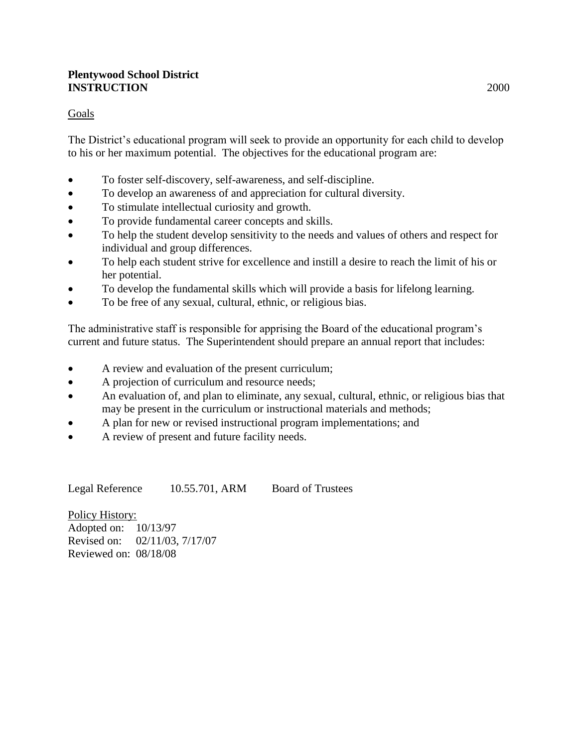**Plentywood School District**
**INSTRUCTION** 2000

Goals

The District's educational program will seek to provide an opportunity for each child to develop to his or her maximum potential. The objectives for the educational program are:

- To foster self-discovery, self-awareness, and self-discipline.
- To develop an awareness of and appreciation for cultural diversity.
- To stimulate intellectual curiosity and growth.
- To provide fundamental career concepts and skills.
- To help the student develop sensitivity to the needs and values of others and respect for individual and group differences.
- To help each student strive for excellence and instill a desire to reach the limit of his or her potential.
- To develop the fundamental skills which will provide a basis for lifelong learning.
- To be free of any sexual, cultural, ethnic, or religious bias.

The administrative staff is responsible for apprising the Board of the educational program's current and future status. The Superintendent should prepare an annual report that includes:

- A review and evaluation of the present curriculum;
- A projection of curriculum and resource needs;
- An evaluation of, and plan to eliminate, any sexual, cultural, ethnic, or religious bias that may be present in the curriculum or instructional materials and methods;
- A plan for new or revised instructional program implementations; and
- A review of present and future facility needs.

Legal Reference 10.55.701, ARM Board of Trustees

Policy History:
Adopted on: 10/13/97
Revised on: 02/11/03, 7/17/07
Reviewed on: 08/18/08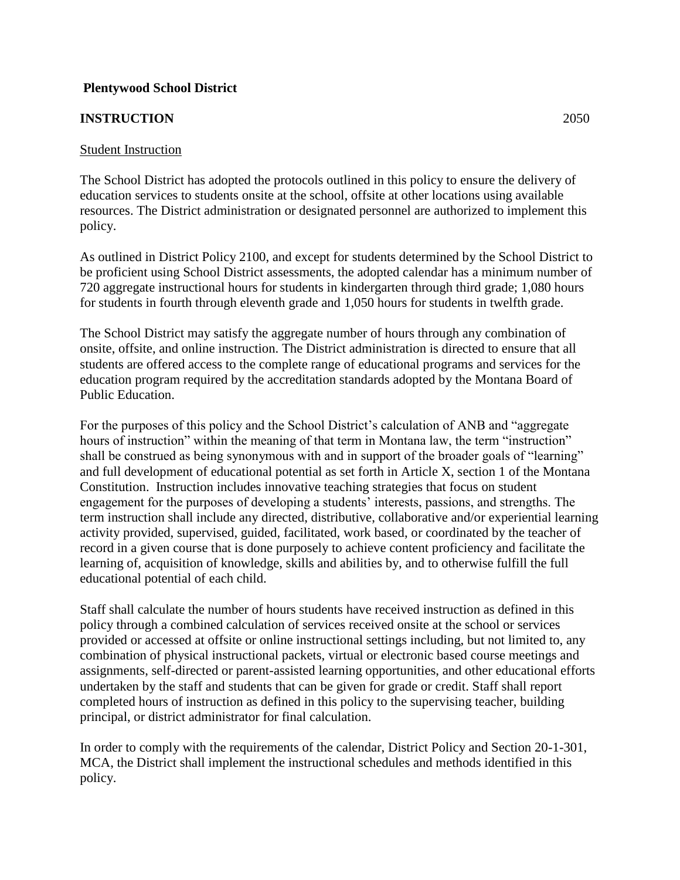**Plentywood School District**

**INSTRUCTION** 2050

<u>Student Instruction</u>

The School District has adopted the protocols outlined in this policy to ensure the delivery of education services to students onsite at the school, offsite at other locations using available resources. The District administration or designated personnel are authorized to implement this policy.

As outlined in District Policy 2100, and except for students determined by the School District to be proficient using School District assessments, the adopted calendar has a minimum number of 720 aggregate instructional hours for students in kindergarten through third grade; 1,080 hours for students in fourth through eleventh grade and 1,050 hours for students in twelfth grade.

The School District may satisfy the aggregate number of hours through any combination of onsite, offsite, and online instruction. The District administration is directed to ensure that all students are offered access to the complete range of educational programs and services for the education program required by the accreditation standards adopted by the Montana Board of Public Education.

For the purposes of this policy and the School District's calculation of ANB and "aggregate hours of instruction" within the meaning of that term in Montana law, the term "instruction" shall be construed as being synonymous with and in support of the broader goals of "learning" and full development of educational potential as set forth in Article X, section 1 of the Montana Constitution. Instruction includes innovative teaching strategies that focus on student engagement for the purposes of developing a students' interests, passions, and strengths. The term instruction shall include any directed, distributive, collaborative and/or experiential learning activity provided, supervised, guided, facilitated, work based, or coordinated by the teacher of record in a given course that is done purposely to achieve content proficiency and facilitate the learning of, acquisition of knowledge, skills and abilities by, and to otherwise fulfill the full educational potential of each child.

Staff shall calculate the number of hours students have received instruction as defined in this policy through a combined calculation of services received onsite at the school or services provided or accessed at offsite or online instructional settings including, but not limited to, any combination of physical instructional packets, virtual or electronic based course meetings and assignments, self-directed or parent-assisted learning opportunities, and other educational efforts undertaken by the staff and students that can be given for grade or credit. Staff shall report completed hours of instruction as defined in this policy to the supervising teacher, building principal, or district administrator for final calculation.

In order to comply with the requirements of the calendar, District Policy and Section 20-1-301, MCA, the District shall implement the instructional schedules and methods identified in this policy.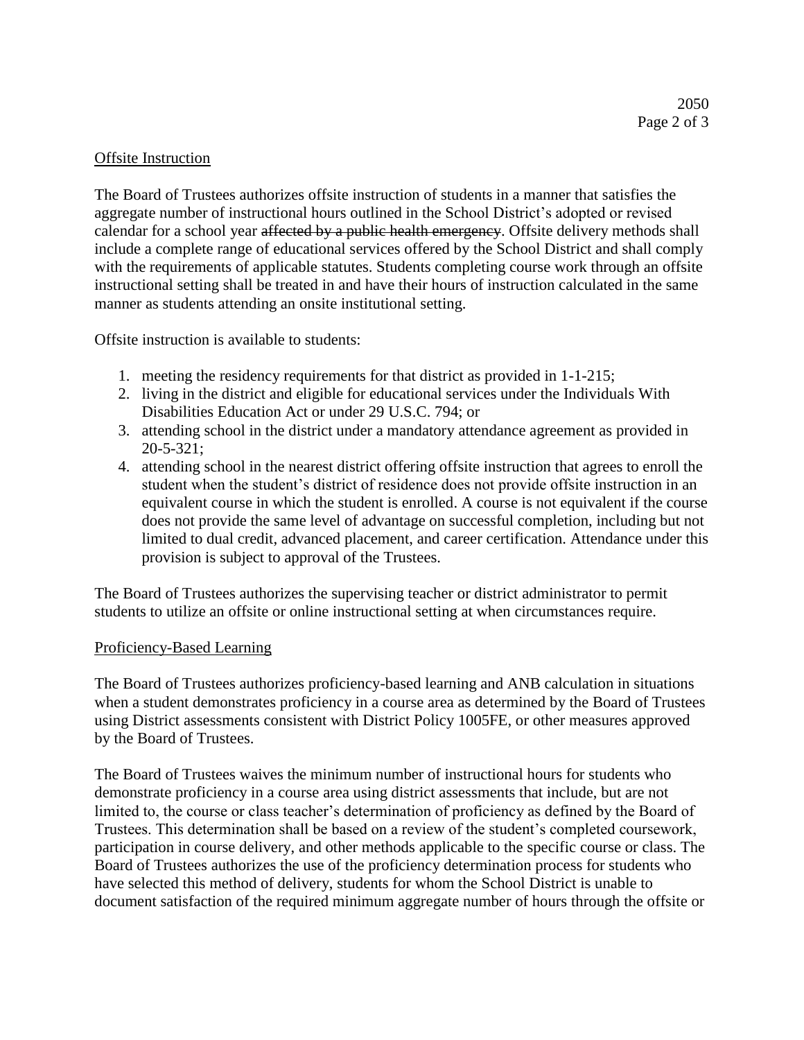## Offsite Instruction

The Board of Trustees authorizes offsite instruction of students in a manner that satisfies the aggregate number of instructional hours outlined in the School District's adopted or revised calendar for a school year ~~affected by a public health emergency~~. Offsite delivery methods shall include a complete range of educational services offered by the School District and shall comply with the requirements of applicable statutes. Students completing course work through an offsite instructional setting shall be treated in and have their hours of instruction calculated in the same manner as students attending an onsite institutional setting.

Offsite instruction is available to students:

1. meeting the residency requirements for that district as provided in 1-1-215;
2. living in the district and eligible for educational services under the Individuals With Disabilities Education Act or under 29 U.S.C. 794; or
3. attending school in the district under a mandatory attendance agreement as provided in 20-5-321;
4. attending school in the nearest district offering offsite instruction that agrees to enroll the student when the student's district of residence does not provide offsite instruction in an equivalent course in which the student is enrolled. A course is not equivalent if the course does not provide the same level of advantage on successful completion, including but not limited to dual credit, advanced placement, and career certification. Attendance under this provision is subject to approval of the Trustees.

The Board of Trustees authorizes the supervising teacher or district administrator to permit students to utilize an offsite or online instructional setting at when circumstances require.

## Proficiency-Based Learning

The Board of Trustees authorizes proficiency-based learning and ANB calculation in situations when a student demonstrates proficiency in a course area as determined by the Board of Trustees using District assessments consistent with District Policy 1005FE, or other measures approved by the Board of Trustees.

The Board of Trustees waives the minimum number of instructional hours for students who demonstrate proficiency in a course area using district assessments that include, but are not limited to, the course or class teacher's determination of proficiency as defined by the Board of Trustees. This determination shall be based on a review of the student's completed coursework, participation in course delivery, and other methods applicable to the specific course or class. The Board of Trustees authorizes the use of the proficiency determination process for students who have selected this method of delivery, students for whom the School District is unable to document satisfaction of the required minimum aggregate number of hours through the offsite or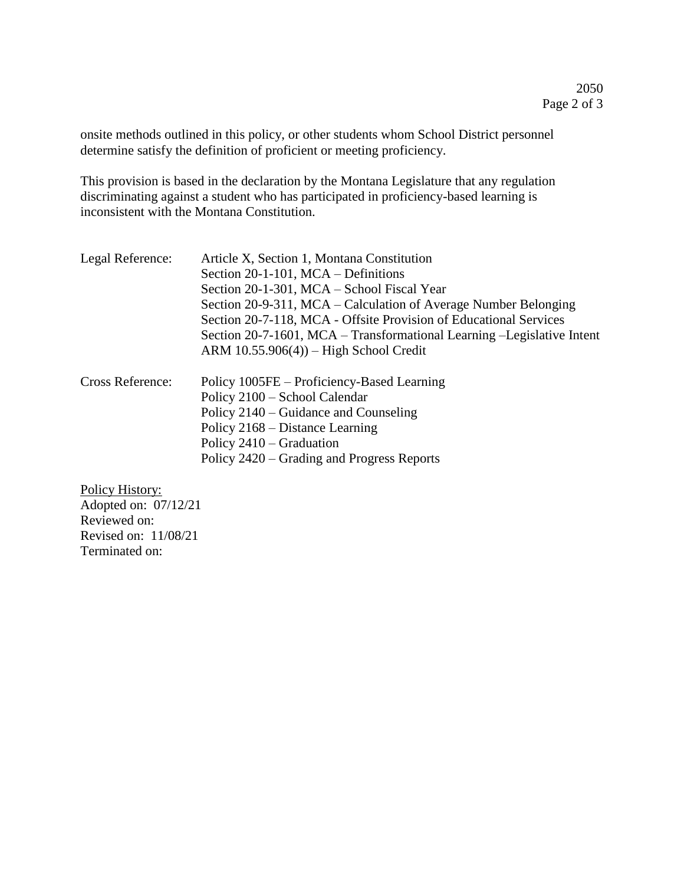onsite methods outlined in this policy, or other students whom School District personnel determine satisfy the definition of proficient or meeting proficiency.

This provision is based in the declaration by the Montana Legislature that any regulation discriminating against a student who has participated in proficiency-based learning is inconsistent with the Montana Constitution.

| | |
|---|---|
| Legal Reference: | Article X, Section 1, Montana Constitution<br>Section 20-1-101, MCA – Definitions<br>Section 20-1-301, MCA – School Fiscal Year<br>Section 20-9-311, MCA – Calculation of Average Number Belonging<br>Section 20-7-118, MCA - Offsite Provision of Educational Services<br>Section 20-7-1601, MCA – Transformational Learning –Legislative Intent<br>ARM 10.55.906(4)) – High School Credit |
| Cross Reference: | Policy 1005FE – Proficiency-Based Learning<br>Policy 2100 – School Calendar<br>Policy 2140 – Guidance and Counseling<br>Policy 2168 – Distance Learning<br>Policy 2410 – Graduation<br>Policy 2420 – Grading and Progress Reports |

<u>Policy History:</u>
Adopted on: 07/12/21
Reviewed on:
Revised on: 11/08/21
Terminated on: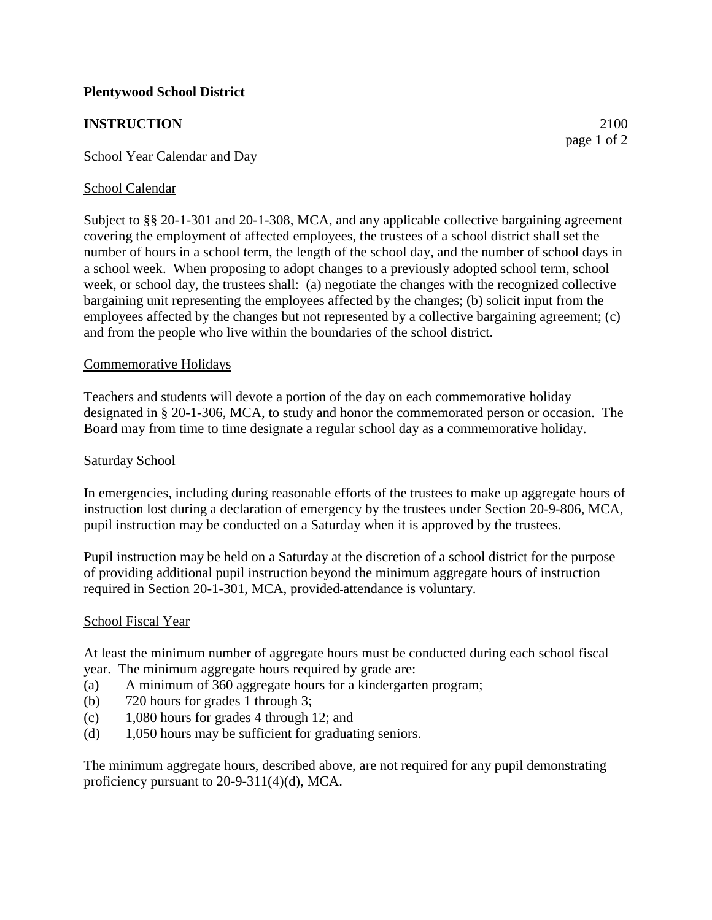**Plentywood School District**

**INSTRUCTION** 2100

School Year Calendar and Day

School Calendar

Subject to §§ 20-1-301 and 20-1-308, MCA, and any applicable collective bargaining agreement covering the employment of affected employees, the trustees of a school district shall set the number of hours in a school term, the length of the school day, and the number of school days in a school week. When proposing to adopt changes to a previously adopted school term, school week, or school day, the trustees shall: (a) negotiate the changes with the recognized collective bargaining unit representing the employees affected by the changes; (b) solicit input from the employees affected by the changes but not represented by a collective bargaining agreement; (c) and from the people who live within the boundaries of the school district.

Commemorative Holidays

Teachers and students will devote a portion of the day on each commemorative holiday designated in § 20-1-306, MCA, to study and honor the commemorated person or occasion. The Board may from time to time designate a regular school day as a commemorative holiday.

Saturday School

In emergencies, including during reasonable efforts of the trustees to make up aggregate hours of instruction lost during a declaration of emergency by the trustees under Section 20-9-806, MCA, pupil instruction may be conducted on a Saturday when it is approved by the trustees.

Pupil instruction may be held on a Saturday at the discretion of a school district for the purpose of providing additional pupil instruction beyond the minimum aggregate hours of instruction required in Section 20-1-301, MCA, provided attendance is voluntary.

School Fiscal Year

At least the minimum number of aggregate hours must be conducted during each school fiscal year. The minimum aggregate hours required by grade are:

(a) A minimum of 360 aggregate hours for a kindergarten program;
(b) 720 hours for grades 1 through 3;
(c) 1,080 hours for grades 4 through 12; and
(d) 1,050 hours may be sufficient for graduating seniors.

The minimum aggregate hours, described above, are not required for any pupil demonstrating proficiency pursuant to 20-9-311(4)(d), MCA.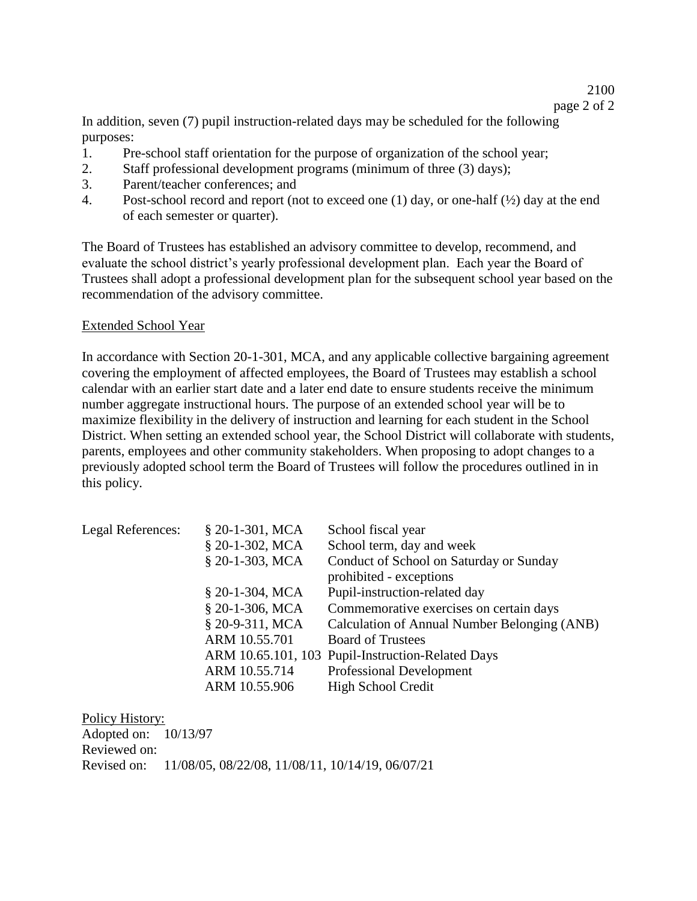In addition, seven (7) pupil instruction-related days may be scheduled for the following purposes:

1. Pre-school staff orientation for the purpose of organization of the school year;
2. Staff professional development programs (minimum of three (3) days);
3. Parent/teacher conferences; and
4. Post-school record and report (not to exceed one (1) day, or one-half (½) day at the end of each semester or quarter).

The Board of Trustees has established an advisory committee to develop, recommend, and evaluate the school district's yearly professional development plan. Each year the Board of Trustees shall adopt a professional development plan for the subsequent school year based on the recommendation of the advisory committee.

Extended School Year

In accordance with Section 20-1-301, MCA, and any applicable collective bargaining agreement covering the employment of affected employees, the Board of Trustees may establish a school calendar with an earlier start date and a later end date to ensure students receive the minimum number aggregate instructional hours. The purpose of an extended school year will be to maximize flexibility in the delivery of instruction and learning for each student in the School District. When setting an extended school year, the School District will collaborate with students, parents, employees and other community stakeholders. When proposing to adopt changes to a previously adopted school term the Board of Trustees will follow the procedures outlined in in this policy.

| Legal References: | | |
|---|---|---|
| | § 20-1-301, MCA | School fiscal year |
| | § 20-1-302, MCA | School term, day and week |
| | § 20-1-303, MCA | Conduct of School on Saturday or Sunday prohibited - exceptions |
| | § 20-1-304, MCA | Pupil-instruction-related day |
| | § 20-1-306, MCA | Commemorative exercises on certain days |
| | § 20-9-311, MCA | Calculation of Annual Number Belonging (ANB) |
| | ARM 10.55.701 | Board of Trustees |
| | ARM 10.65.101, 103 | Pupil-Instruction-Related Days |
| | ARM 10.55.714 | Professional Development |
| | ARM 10.55.906 | High School Credit |

Policy History:
Adopted on: 10/13/97
Reviewed on:
Revised on: 11/08/05, 08/22/08, 11/08/11, 10/14/19, 06/07/21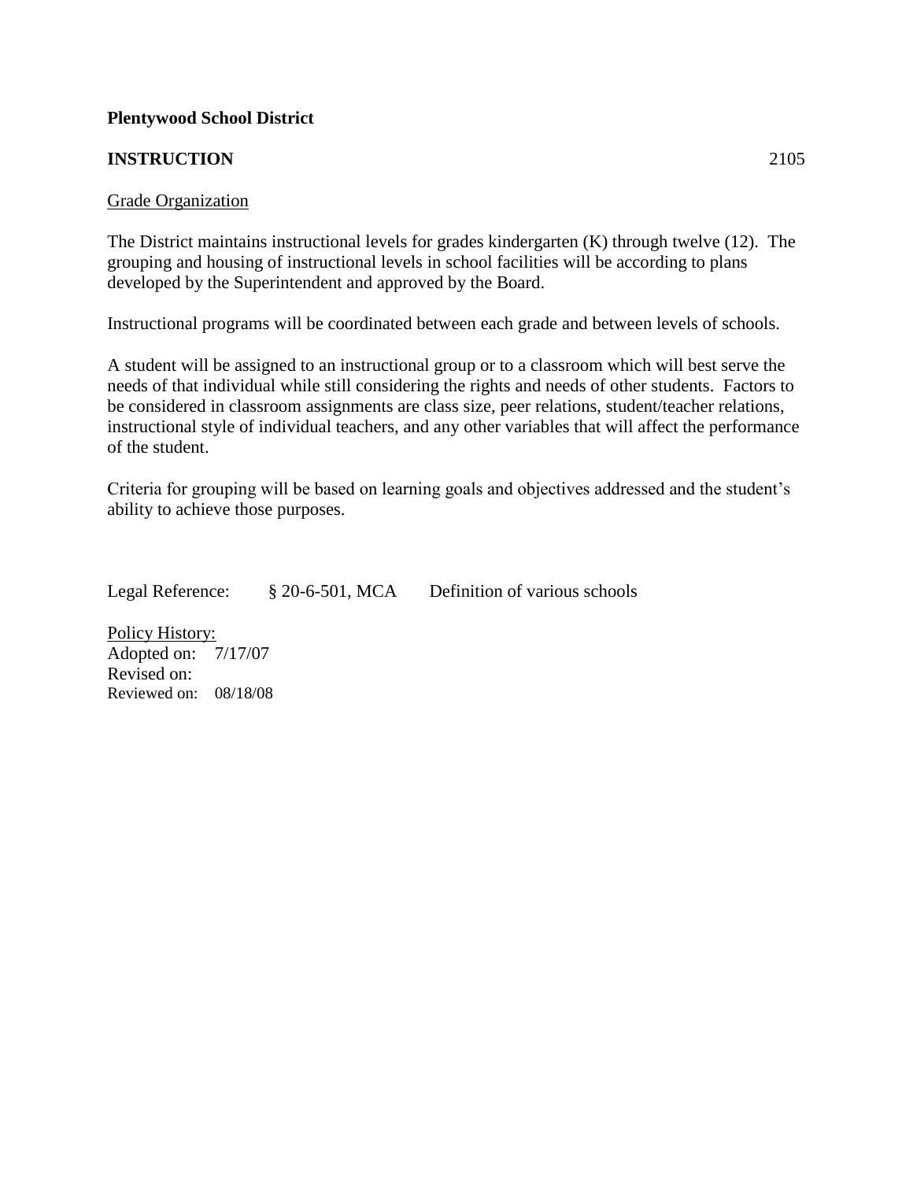**Plentywood School District**

**INSTRUCTION** 2105

Grade Organization

The District maintains instructional levels for grades kindergarten (K) through twelve (12). The grouping and housing of instructional levels in school facilities will be according to plans developed by the Superintendent and approved by the Board.

Instructional programs will be coordinated between each grade and between levels of schools.

A student will be assigned to an instructional group or to a classroom which will best serve the needs of that individual while still considering the rights and needs of other students. Factors to be considered in classroom assignments are class size, peer relations, student/teacher relations, instructional style of individual teachers, and any other variables that will affect the performance of the student.

Criteria for grouping will be based on learning goals and objectives addressed and the student's ability to achieve those purposes.

Legal Reference: § 20-6-501, MCA Definition of various schools

Policy History:
Adopted on: 7/17/07
Revised on:
Reviewed on: 08/18/08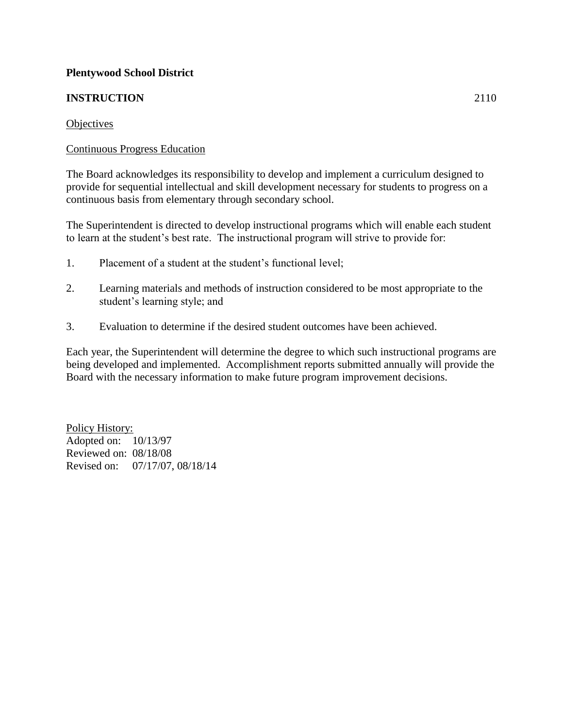**Plentywood School District**

**INSTRUCTION** 2110

Objectives

Continuous Progress Education

The Board acknowledges its responsibility to develop and implement a curriculum designed to provide for sequential intellectual and skill development necessary for students to progress on a continuous basis from elementary through secondary school.

The Superintendent is directed to develop instructional programs which will enable each student to learn at the student's best rate. The instructional program will strive to provide for:

1. Placement of a student at the student's functional level;
2. Learning materials and methods of instruction considered to be most appropriate to the student's learning style; and
3. Evaluation to determine if the desired student outcomes have been achieved.

Each year, the Superintendent will determine the degree to which such instructional programs are being developed and implemented. Accomplishment reports submitted annually will provide the Board with the necessary information to make future program improvement decisions.

Policy History:
Adopted on: 10/13/97
Reviewed on: 08/18/08
Revised on: 07/17/07, 08/18/14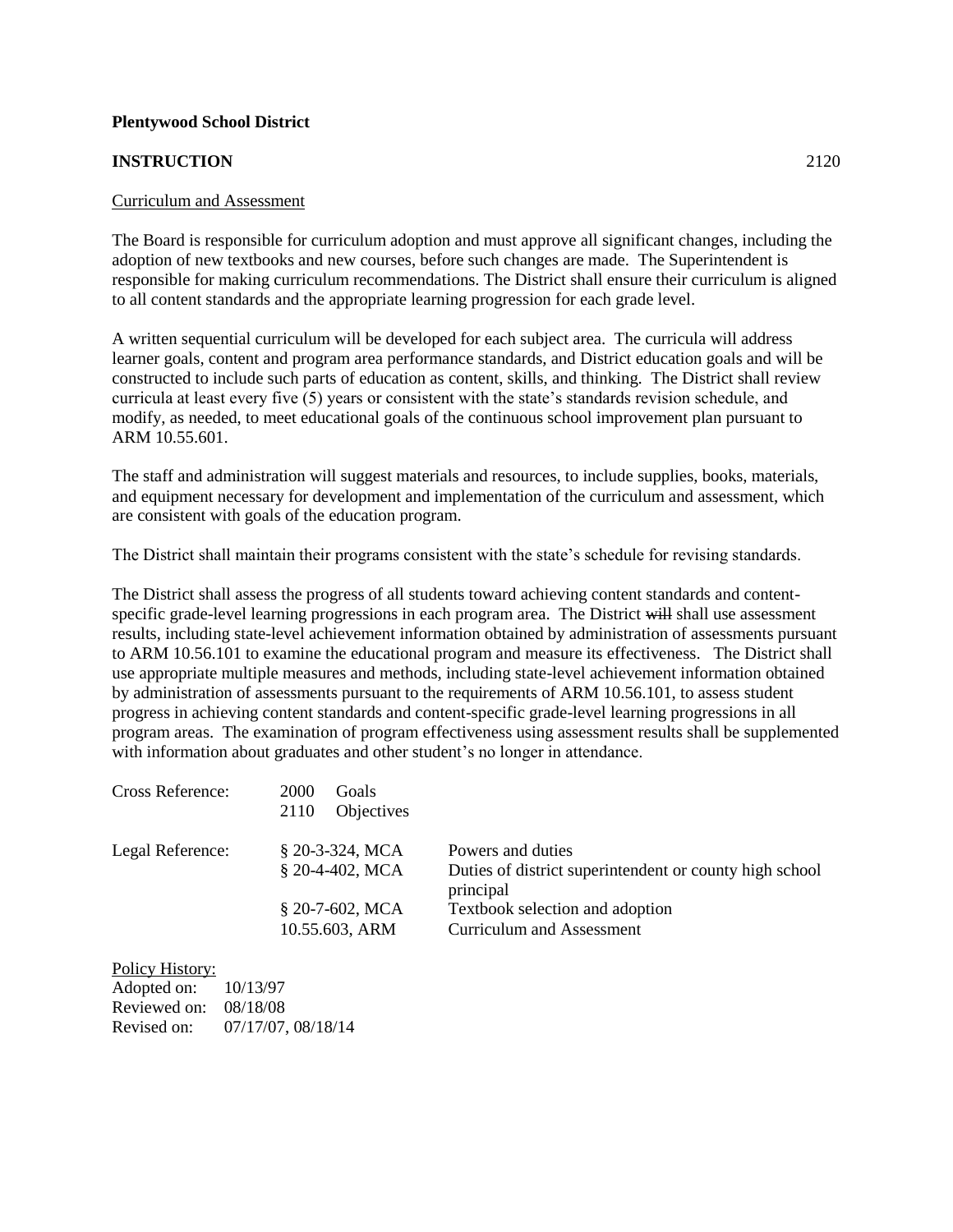**Plentywood School District**

**INSTRUCTION** 2120

Curriculum and Assessment

The Board is responsible for curriculum adoption and must approve all significant changes, including the adoption of new textbooks and new courses, before such changes are made. The Superintendent is responsible for making curriculum recommendations. The District shall ensure their curriculum is aligned to all content standards and the appropriate learning progression for each grade level.

A written sequential curriculum will be developed for each subject area. The curricula will address learner goals, content and program area performance standards, and District education goals and will be constructed to include such parts of education as content, skills, and thinking. The District shall review curricula at least every five (5) years or consistent with the state's standards revision schedule, and modify, as needed, to meet educational goals of the continuous school improvement plan pursuant to ARM 10.55.601.

The staff and administration will suggest materials and resources, to include supplies, books, materials, and equipment necessary for development and implementation of the curriculum and assessment, which are consistent with goals of the education program.

The District shall maintain their programs consistent with the state's schedule for revising standards.

The District shall assess the progress of all students toward achieving content standards and content-specific grade-level learning progressions in each program area. The District ~~will~~ shall use assessment results, including state-level achievement information obtained by administration of assessments pursuant to ARM 10.56.101 to examine the educational program and measure its effectiveness. The District shall use appropriate multiple measures and methods, including state-level achievement information obtained by administration of assessments pursuant to the requirements of ARM 10.56.101, to assess student progress in achieving content standards and content-specific grade-level learning progressions in all program areas. The examination of program effectiveness using assessment results shall be supplemented with information about graduates and other student's no longer in attendance.

| | | |
|---|---|---|
| Cross Reference: | 2000 Goals | |
| | 2110 Objectives | |
| Legal Reference: | § 20-3-324, MCA | Powers and duties |
| | § 20-4-402, MCA | Duties of district superintendent or county high school principal |
| | § 20-7-602, MCA | Textbook selection and adoption |
| | 10.55.603, ARM | Curriculum and Assessment |

Policy History:
Adopted on: 10/13/97
Reviewed on: 08/18/08
Revised on: 07/17/07, 08/18/14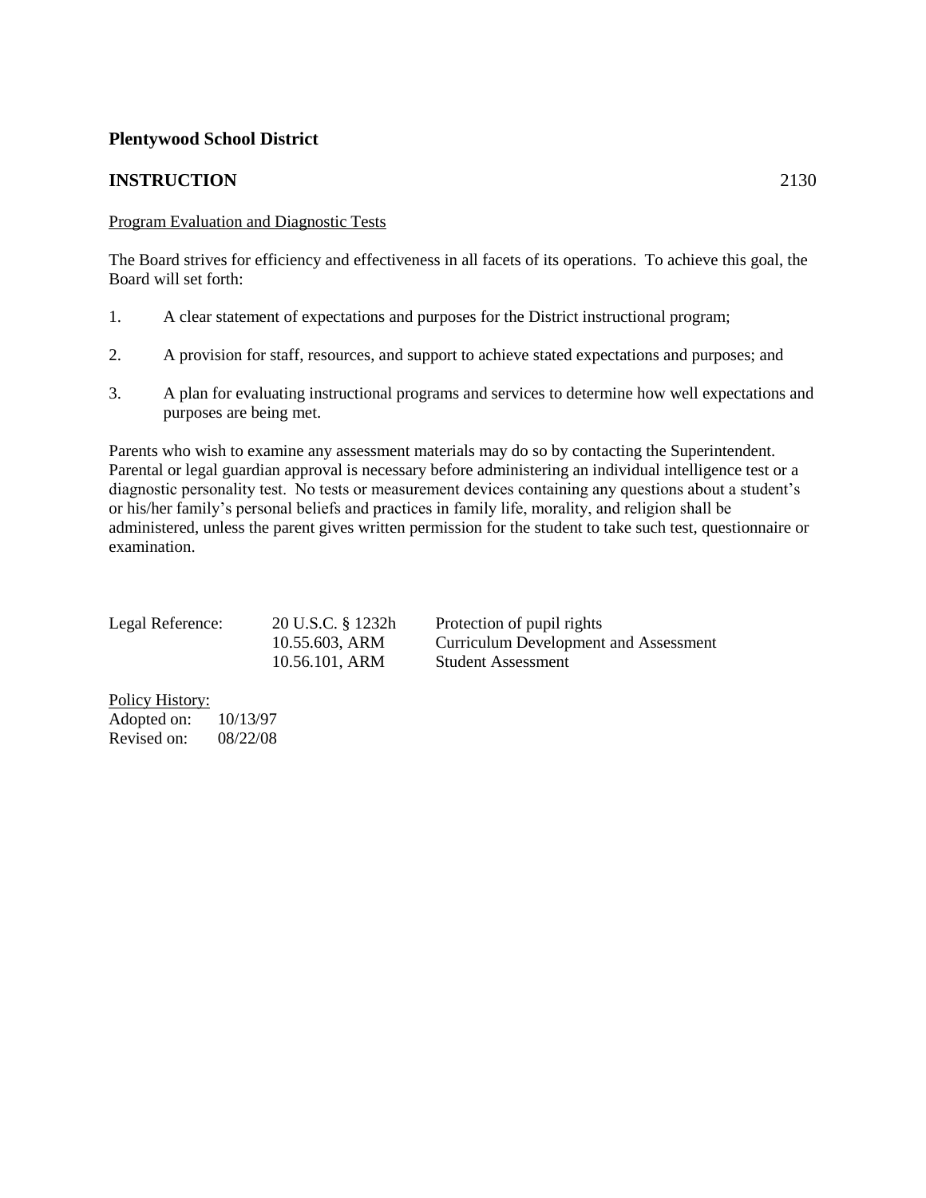**Plentywood School District**

**INSTRUCTION** 2130

Program Evaluation and Diagnostic Tests

The Board strives for efficiency and effectiveness in all facets of its operations. To achieve this goal, the Board will set forth:

1. A clear statement of expectations and purposes for the District instructional program;

2. A provision for staff, resources, and support to achieve stated expectations and purposes; and

3. A plan for evaluating instructional programs and services to determine how well expectations and purposes are being met.

Parents who wish to examine any assessment materials may do so by contacting the Superintendent. Parental or legal guardian approval is necessary before administering an individual intelligence test or a diagnostic personality test. No tests or measurement devices containing any questions about a student's or his/her family's personal beliefs and practices in family life, morality, and religion shall be administered, unless the parent gives written permission for the student to take such test, questionnaire or examination.

| Legal Reference: | 20 U.S.C. § 1232h | Protection of pupil rights |
|---|---|---|
| | 10.55.603, ARM | Curriculum Development and Assessment |
| | 10.56.101, ARM | Student Assessment |

Policy History:
Adopted on: 10/13/97
Revised on: 08/22/08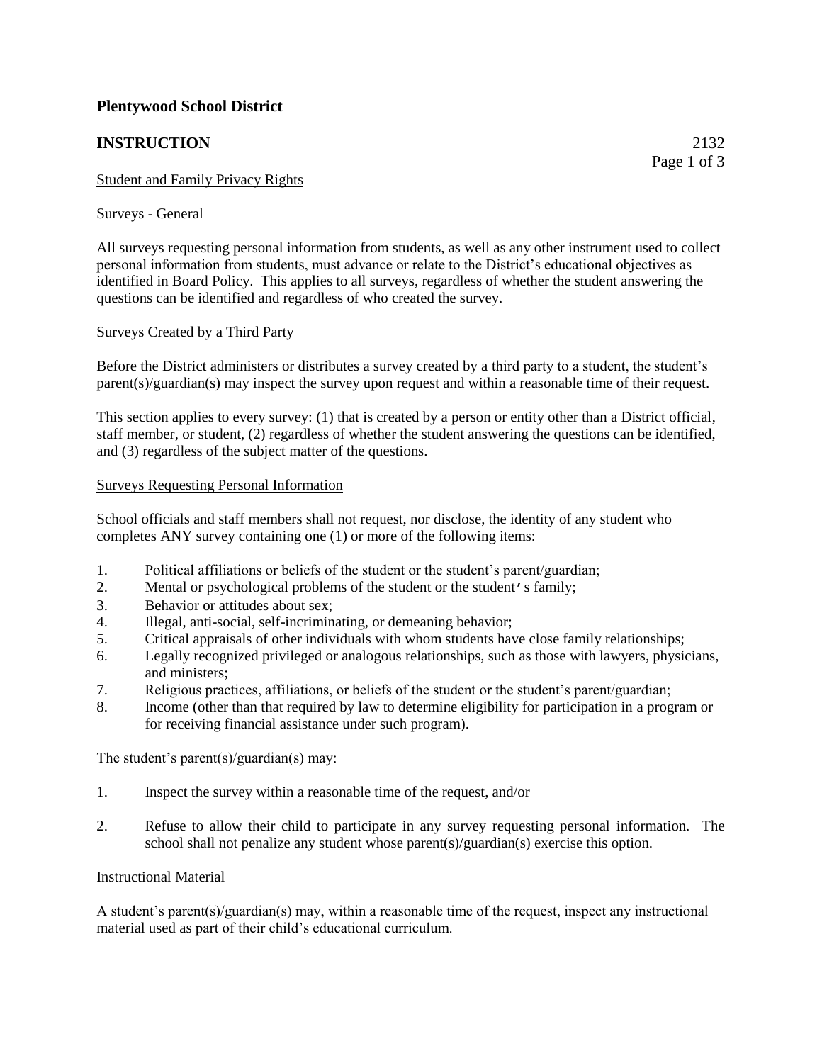**Plentywood School District**

**INSTRUCTION** 2132

Student and Family Privacy Rights

Surveys - General

All surveys requesting personal information from students, as well as any other instrument used to collect personal information from students, must advance or relate to the District's educational objectives as identified in Board Policy. This applies to all surveys, regardless of whether the student answering the questions can be identified and regardless of who created the survey.

Surveys Created by a Third Party

Before the District administers or distributes a survey created by a third party to a student, the student's parent(s)/guardian(s) may inspect the survey upon request and within a reasonable time of their request.

This section applies to every survey: (1) that is created by a person or entity other than a District official, staff member, or student, (2) regardless of whether the student answering the questions can be identified, and (3) regardless of the subject matter of the questions.

Surveys Requesting Personal Information

School officials and staff members shall not request, nor disclose, the identity of any student who completes ANY survey containing one (1) or more of the following items:

1. Political affiliations or beliefs of the student or the student's parent/guardian;
2. Mental or psychological problems of the student or the student's family;
3. Behavior or attitudes about sex;
4. Illegal, anti-social, self-incriminating, or demeaning behavior;
5. Critical appraisals of other individuals with whom students have close family relationships;
6. Legally recognized privileged or analogous relationships, such as those with lawyers, physicians, and ministers;
7. Religious practices, affiliations, or beliefs of the student or the student's parent/guardian;
8. Income (other than that required by law to determine eligibility for participation in a program or for receiving financial assistance under such program).

The student's parent(s)/guardian(s) may:

1. Inspect the survey within a reasonable time of the request, and/or

2. Refuse to allow their child to participate in any survey requesting personal information. The school shall not penalize any student whose parent(s)/guardian(s) exercise this option.

Instructional Material

A student's parent(s)/guardian(s) may, within a reasonable time of the request, inspect any instructional material used as part of their child's educational curriculum.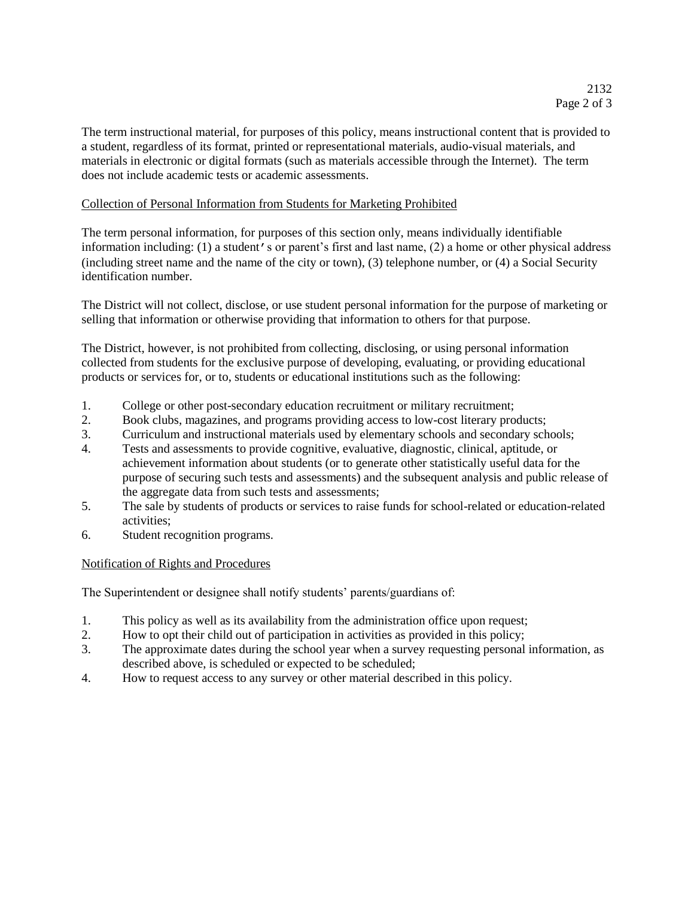The term instructional material, for purposes of this policy, means instructional content that is provided to a student, regardless of its format, printed or representational materials, audio-visual materials, and materials in electronic or digital formats (such as materials accessible through the Internet). The term does not include academic tests or academic assessments.

## Collection of Personal Information from Students for Marketing Prohibited

The term personal information, for purposes of this section only, means individually identifiable information including: (1) a student's or parent's first and last name, (2) a home or other physical address (including street name and the name of the city or town), (3) telephone number, or (4) a Social Security identification number.

The District will not collect, disclose, or use student personal information for the purpose of marketing or selling that information or otherwise providing that information to others for that purpose.

The District, however, is not prohibited from collecting, disclosing, or using personal information collected from students for the exclusive purpose of developing, evaluating, or providing educational products or services for, or to, students or educational institutions such as the following:

1. College or other post-secondary education recruitment or military recruitment;
2. Book clubs, magazines, and programs providing access to low-cost literary products;
3. Curriculum and instructional materials used by elementary schools and secondary schools;
4. Tests and assessments to provide cognitive, evaluative, diagnostic, clinical, aptitude, or achievement information about students (or to generate other statistically useful data for the purpose of securing such tests and assessments) and the subsequent analysis and public release of the aggregate data from such tests and assessments;
5. The sale by students of products or services to raise funds for school-related or education-related activities;
6. Student recognition programs.

## Notification of Rights and Procedures

The Superintendent or designee shall notify students' parents/guardians of:

1. This policy as well as its availability from the administration office upon request;
2. How to opt their child out of participation in activities as provided in this policy;
3. The approximate dates during the school year when a survey requesting personal information, as described above, is scheduled or expected to be scheduled;
4. How to request access to any survey or other material described in this policy.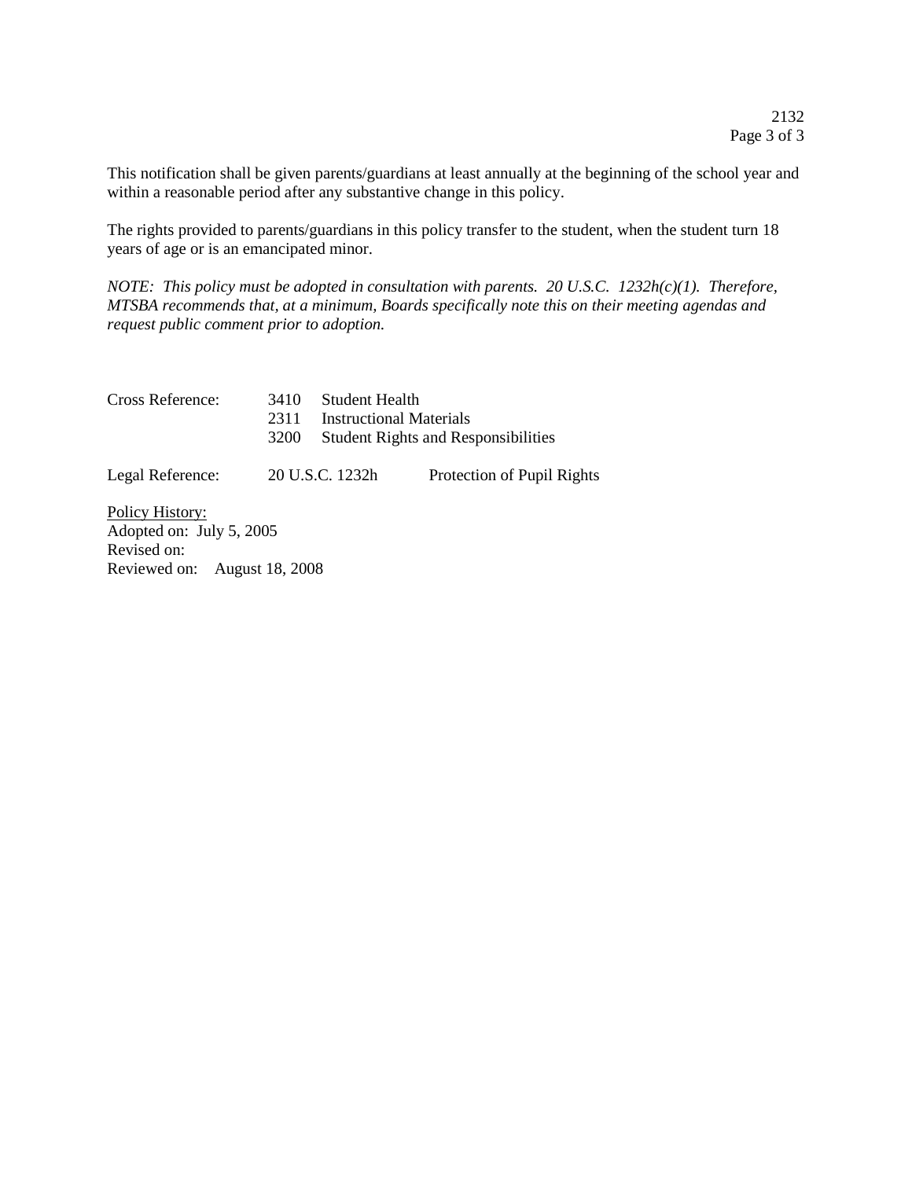This notification shall be given parents/guardians at least annually at the beginning of the school year and within a reasonable period after any substantive change in this policy.

The rights provided to parents/guardians in this policy transfer to the student, when the student turn 18 years of age or is an emancipated minor.

*NOTE: This policy must be adopted in consultation with parents. 20 U.S.C. 1232h(c)(1). Therefore, MTSBA recommends that, at a minimum, Boards specifically note this on their meeting agendas and request public comment prior to adoption.*

| | | |
|---|---|---|
| Cross Reference: | 3410 | Student Health |
| | 2311 | Instructional Materials |
| | 3200 | Student Rights and Responsibilities |

| | | |
|---|---|---|
| Legal Reference: | 20 U.S.C. 1232h | Protection of Pupil Rights |

Policy History:
Adopted on: July 5, 2005
Revised on:
Reviewed on: August 18, 2008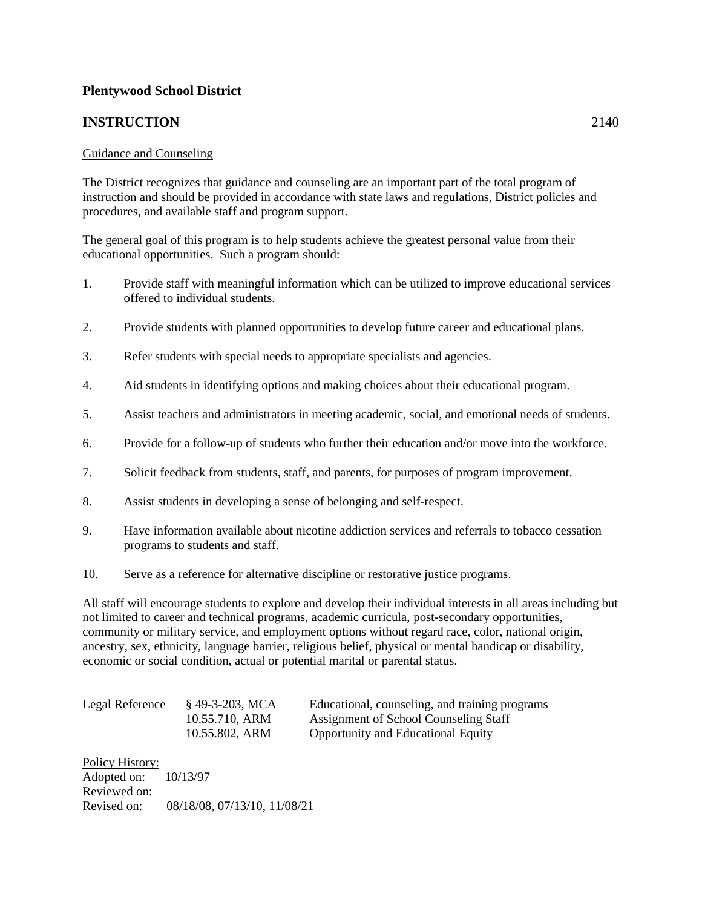**Plentywood School District**

**INSTRUCTION** 2140

Guidance and Counseling

The District recognizes that guidance and counseling are an important part of the total program of instruction and should be provided in accordance with state laws and regulations, District policies and procedures, and available staff and program support.

The general goal of this program is to help students achieve the greatest personal value from their educational opportunities. Such a program should:

1. Provide staff with meaningful information which can be utilized to improve educational services offered to individual students.
2. Provide students with planned opportunities to develop future career and educational plans.
3. Refer students with special needs to appropriate specialists and agencies.
4. Aid students in identifying options and making choices about their educational program.
5. Assist teachers and administrators in meeting academic, social, and emotional needs of students.
6. Provide for a follow-up of students who further their education and/or move into the workforce.
7. Solicit feedback from students, staff, and parents, for purposes of program improvement.
8. Assist students in developing a sense of belonging and self-respect.
9. Have information available about nicotine addiction services and referrals to tobacco cessation programs to students and staff.
10. Serve as a reference for alternative discipline or restorative justice programs.

All staff will encourage students to explore and develop their individual interests in all areas including but not limited to career and technical programs, academic curricula, post-secondary opportunities, community or military service, and employment options without regard race, color, national origin, ancestry, sex, ethnicity, language barrier, religious belief, physical or mental handicap or disability, economic or social condition, actual or potential marital or parental status.

| Legal Reference | § 49-3-203, MCA | Educational, counseling, and training programs |
|---|---|---|
| | 10.55.710, ARM | Assignment of School Counseling Staff |
| | 10.55.802, ARM | Opportunity and Educational Equity |

Policy History:
Adopted on: 10/13/97
Reviewed on:
Revised on: 08/18/08, 07/13/10, 11/08/21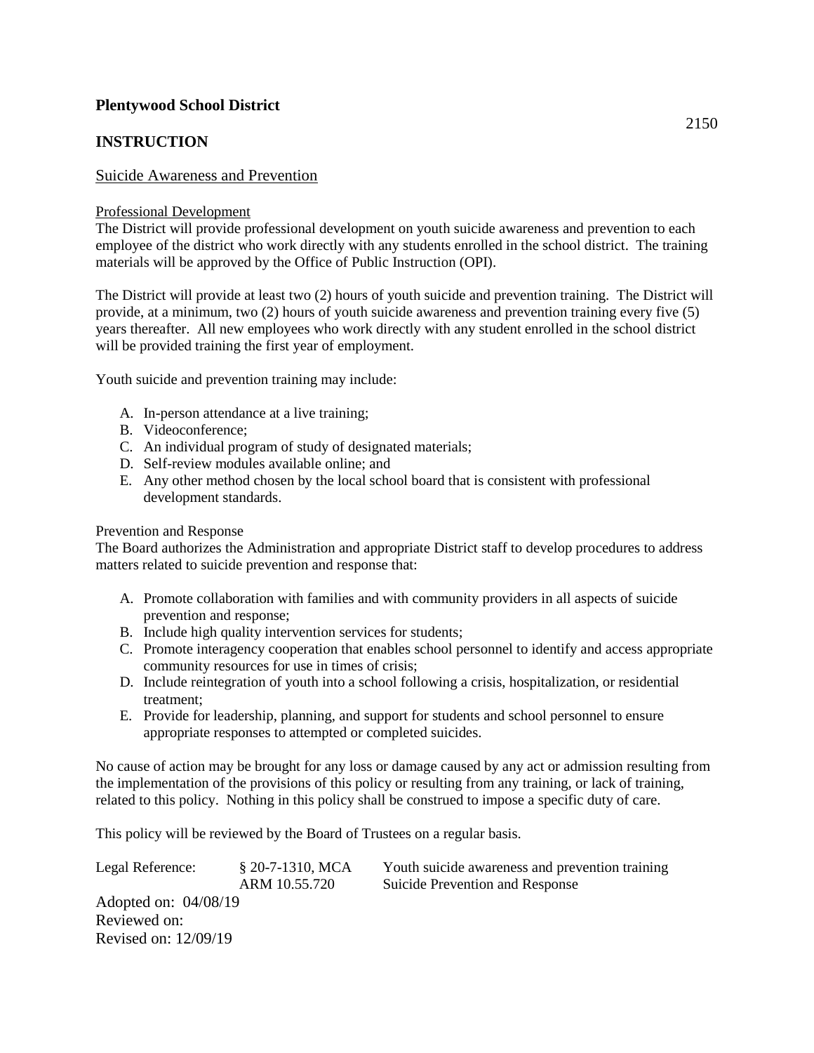**Plentywood School District**

2150

**INSTRUCTION**

Suicide Awareness and Prevention

Professional Development

The District will provide professional development on youth suicide awareness and prevention to each employee of the district who work directly with any students enrolled in the school district. The training materials will be approved by the Office of Public Instruction (OPI).

The District will provide at least two (2) hours of youth suicide and prevention training. The District will provide, at a minimum, two (2) hours of youth suicide awareness and prevention training every five (5) years thereafter. All new employees who work directly with any student enrolled in the school district will be provided training the first year of employment.

Youth suicide and prevention training may include:

A. In-person attendance at a live training;
B. Videoconference;
C. An individual program of study of designated materials;
D. Self-review modules available online; and
E. Any other method chosen by the local school board that is consistent with professional development standards.

Prevention and Response

The Board authorizes the Administration and appropriate District staff to develop procedures to address matters related to suicide prevention and response that:

A. Promote collaboration with families and with community providers in all aspects of suicide prevention and response;
B. Include high quality intervention services for students;
C. Promote interagency cooperation that enables school personnel to identify and access appropriate community resources for use in times of crisis;
D. Include reintegration of youth into a school following a crisis, hospitalization, or residential treatment;
E. Provide for leadership, planning, and support for students and school personnel to ensure appropriate responses to attempted or completed suicides.

No cause of action may be brought for any loss or damage caused by any act or admission resulting from the implementation of the provisions of this policy or resulting from any training, or lack of training, related to this policy. Nothing in this policy shall be construed to impose a specific duty of care.

This policy will be reviewed by the Board of Trustees on a regular basis.

| Legal Reference: | § 20-7-1310, MCA | Youth suicide awareness and prevention training |
|---|---|---|
| | ARM 10.55.720 | Suicide Prevention and Response |

Adopted on: 04/08/19
Reviewed on:
Revised on: 12/09/19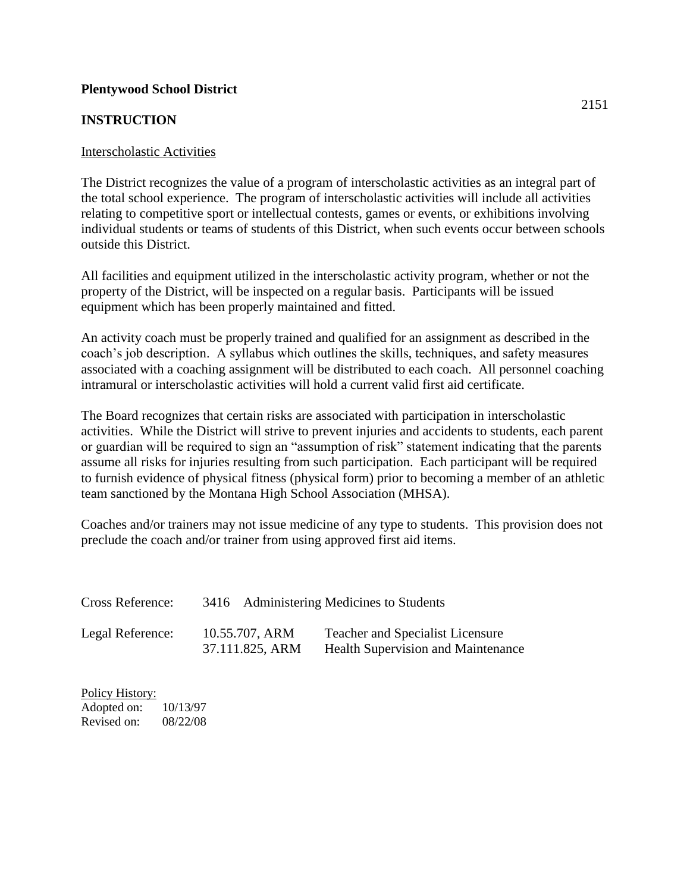**Plentywood School District**

**INSTRUCTION**

2151

Interscholastic Activities

The District recognizes the value of a program of interscholastic activities as an integral part of the total school experience. The program of interscholastic activities will include all activities relating to competitive sport or intellectual contests, games or events, or exhibitions involving individual students or teams of students of this District, when such events occur between schools outside this District.

All facilities and equipment utilized in the interscholastic activity program, whether or not the property of the District, will be inspected on a regular basis. Participants will be issued equipment which has been properly maintained and fitted.

An activity coach must be properly trained and qualified for an assignment as described in the coach's job description. A syllabus which outlines the skills, techniques, and safety measures associated with a coaching assignment will be distributed to each coach. All personnel coaching intramural or interscholastic activities will hold a current valid first aid certificate.

The Board recognizes that certain risks are associated with participation in interscholastic activities. While the District will strive to prevent injuries and accidents to students, each parent or guardian will be required to sign an "assumption of risk" statement indicating that the parents assume all risks for injuries resulting from such participation. Each participant will be required to furnish evidence of physical fitness (physical form) prior to becoming a member of an athletic team sanctioned by the Montana High School Association (MHSA).

Coaches and/or trainers may not issue medicine of any type to students. This provision does not preclude the coach and/or trainer from using approved first aid items.

| | | |
|---|---|---|
| Cross Reference: | 3416 | Administering Medicines to Students |
| Legal Reference: | 10.55.707, ARM | Teacher and Specialist Licensure |
| | 37.111.825, ARM | Health Supervision and Maintenance |

Policy History:
Adopted on: 10/13/97
Revised on: 08/22/08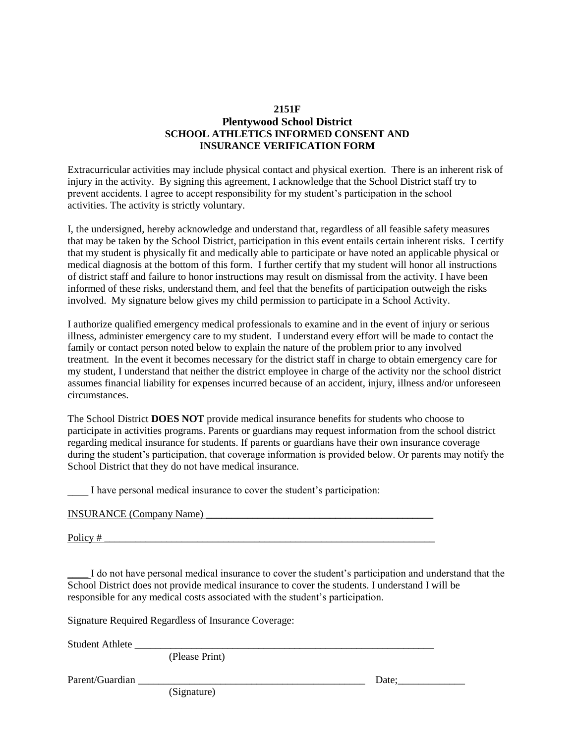**2151F**

# Plentywood School District

## SCHOOL ATHLETICS INFORMED CONSENT AND INSURANCE VERIFICATION FORM

Extracurricular activities may include physical contact and physical exertion. There is an inherent risk of injury in the activity. By signing this agreement, I acknowledge that the School District staff try to prevent accidents. I agree to accept responsibility for my student's participation in the school activities. The activity is strictly voluntary.

I, the undersigned, hereby acknowledge and understand that, regardless of all feasible safety measures that may be taken by the School District, participation in this event entails certain inherent risks. I certify that my student is physically fit and medically able to participate or have noted an applicable physical or medical diagnosis at the bottom of this form. I further certify that my student will honor all instructions of district staff and failure to honor instructions may result on dismissal from the activity. I have been informed of these risks, understand them, and feel that the benefits of participation outweigh the risks involved. My signature below gives my child permission to participate in a School Activity.

I authorize qualified emergency medical professionals to examine and in the event of injury or serious illness, administer emergency care to my student. I understand every effort will be made to contact the family or contact person noted below to explain the nature of the problem prior to any involved treatment. In the event it becomes necessary for the district staff in charge to obtain emergency care for my student, I understand that neither the district employee in charge of the activity nor the school district assumes financial liability for expenses incurred because of an accident, injury, illness and/or unforeseen circumstances.

The School District **DOES NOT** provide medical insurance benefits for students who choose to participate in activities programs. Parents or guardians may request information from the school district regarding medical insurance for students. If parents or guardians have their own insurance coverage during the student's participation, that coverage information is provided below. Or parents may notify the School District that they do not have medical insurance.

____ I have personal medical insurance to cover the student's participation:

INSURANCE (Company Name) ____________________________________________

Policy # ________________________________________________________________

____ I do not have personal medical insurance to cover the student's participation and understand that the School District does not provide medical insurance to cover the students. I understand I will be responsible for any medical costs associated with the student's participation.

Signature Required Regardless of Insurance Coverage:

Student Athlete ___________________________________________________________
(Please Print)

Parent/Guardian ____________________________________________ Date;_____________
(Signature)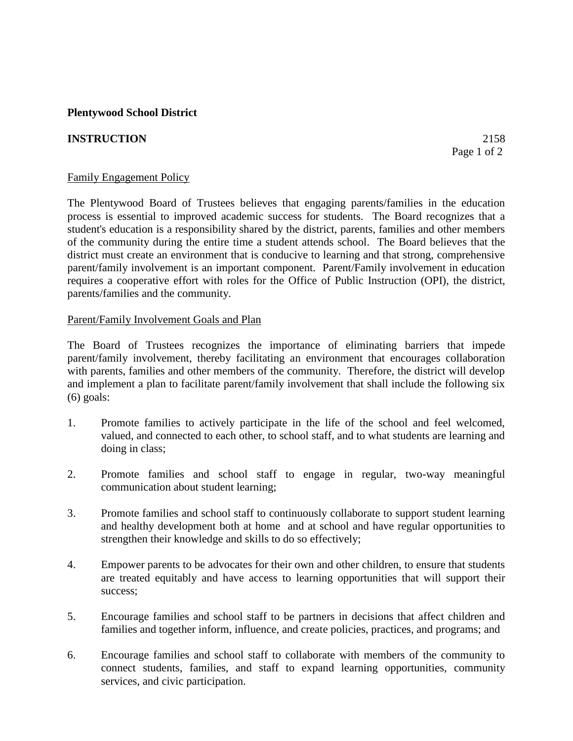**Plentywood School District**

**INSTRUCTION** 2158

Family Engagement Policy

The Plentywood Board of Trustees believes that engaging parents/families in the education process is essential to improved academic success for students. The Board recognizes that a student's education is a responsibility shared by the district, parents, families and other members of the community during the entire time a student attends school. The Board believes that the district must create an environment that is conducive to learning and that strong, comprehensive parent/family involvement is an important component. Parent/Family involvement in education requires a cooperative effort with roles for the Office of Public Instruction (OPI), the district, parents/families and the community.

Parent/Family Involvement Goals and Plan

The Board of Trustees recognizes the importance of eliminating barriers that impede parent/family involvement, thereby facilitating an environment that encourages collaboration with parents, families and other members of the community. Therefore, the district will develop and implement a plan to facilitate parent/family involvement that shall include the following six (6) goals:

1. Promote families to actively participate in the life of the school and feel welcomed, valued, and connected to each other, to school staff, and to what students are learning and doing in class;

2. Promote families and school staff to engage in regular, two-way meaningful communication about student learning;

3. Promote families and school staff to continuously collaborate to support student learning and healthy development both at home and at school and have regular opportunities to strengthen their knowledge and skills to do so effectively;

4. Empower parents to be advocates for their own and other children, to ensure that students are treated equitably and have access to learning opportunities that will support their success;

5. Encourage families and school staff to be partners in decisions that affect children and families and together inform, influence, and create policies, practices, and programs; and

6. Encourage families and school staff to collaborate with members of the community to connect students, families, and staff to expand learning opportunities, community services, and civic participation.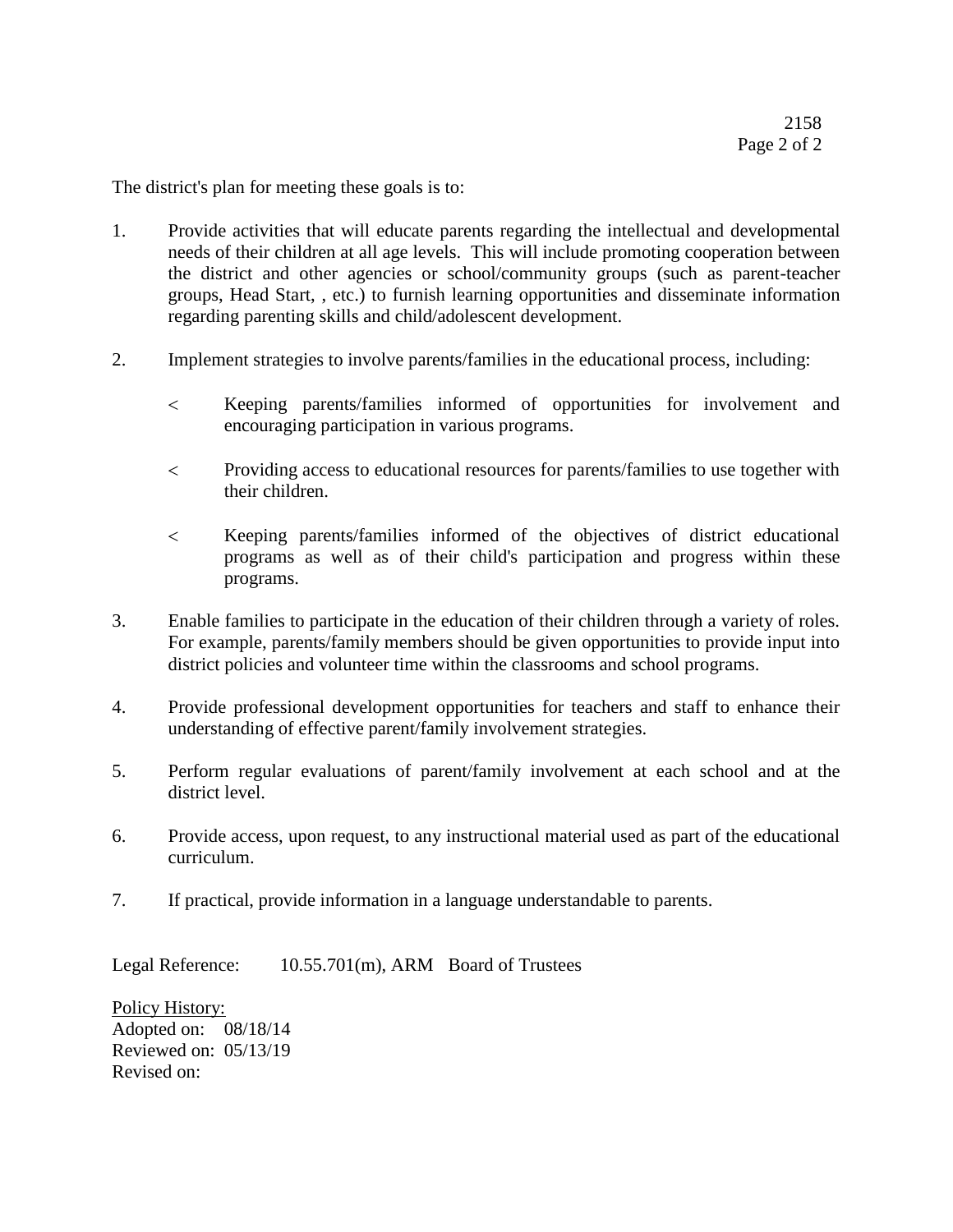The district's plan for meeting these goals is to:

1. Provide activities that will educate parents regarding the intellectual and developmental needs of their children at all age levels. This will include promoting cooperation between the district and other agencies or school/community groups (such as parent-teacher groups, Head Start, , etc.) to furnish learning opportunities and disseminate information regarding parenting skills and child/adolescent development.

2. Implement strategies to involve parents/families in the educational process, including:

   - Keeping parents/families informed of opportunities for involvement and encouraging participation in various programs.

   - Providing access to educational resources for parents/families to use together with their children.

   - Keeping parents/families informed of the objectives of district educational programs as well as of their child's participation and progress within these programs.

3. Enable families to participate in the education of their children through a variety of roles. For example, parents/family members should be given opportunities to provide input into district policies and volunteer time within the classrooms and school programs.

4. Provide professional development opportunities for teachers and staff to enhance their understanding of effective parent/family involvement strategies.

5. Perform regular evaluations of parent/family involvement at each school and at the district level.

6. Provide access, upon request, to any instructional material used as part of the educational curriculum.

7. If practical, provide information in a language understandable to parents.

Legal Reference: 10.55.701(m), ARM Board of Trustees

Policy History:
Adopted on: 08/18/14
Reviewed on: 05/13/19
Revised on: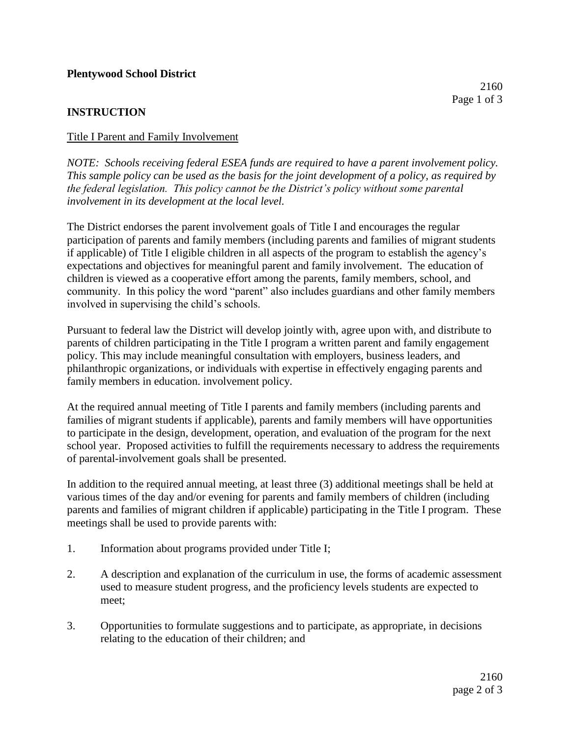**Plentywood School District**

**INSTRUCTION**

Title I Parent and Family Involvement

*NOTE: Schools receiving federal ESEA funds are required to have a parent involvement policy. This sample policy can be used as the basis for the joint development of a policy, as required by the federal legislation. This policy cannot be the District's policy without some parental involvement in its development at the local level.*

The District endorses the parent involvement goals of Title I and encourages the regular participation of parents and family members (including parents and families of migrant students if applicable) of Title I eligible children in all aspects of the program to establish the agency's expectations and objectives for meaningful parent and family involvement. The education of children is viewed as a cooperative effort among the parents, family members, school, and community. In this policy the word "parent" also includes guardians and other family members involved in supervising the child's schools.

Pursuant to federal law the District will develop jointly with, agree upon with, and distribute to parents of children participating in the Title I program a written parent and family engagement policy. This may include meaningful consultation with employers, business leaders, and philanthropic organizations, or individuals with expertise in effectively engaging parents and family members in education. involvement policy.

At the required annual meeting of Title I parents and family members (including parents and families of migrant students if applicable), parents and family members will have opportunities to participate in the design, development, operation, and evaluation of the program for the next school year. Proposed activities to fulfill the requirements necessary to address the requirements of parental-involvement goals shall be presented.

In addition to the required annual meeting, at least three (3) additional meetings shall be held at various times of the day and/or evening for parents and family members of children (including parents and families of migrant children if applicable) participating in the Title I program. These meetings shall be used to provide parents with:

1. Information about programs provided under Title I;

2. A description and explanation of the curriculum in use, the forms of academic assessment used to measure student progress, and the proficiency levels students are expected to meet;

3. Opportunities to formulate suggestions and to participate, as appropriate, in decisions relating to the education of their children; and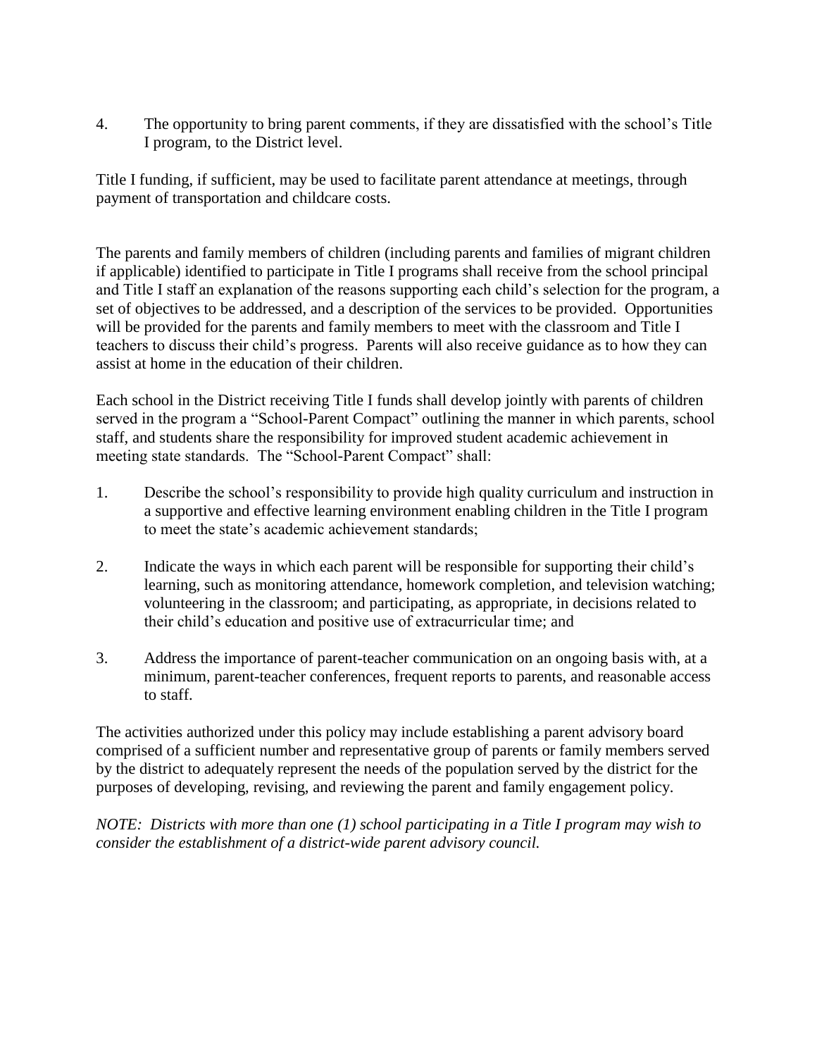4. The opportunity to bring parent comments, if they are dissatisfied with the school's Title I program, to the District level.

Title I funding, if sufficient, may be used to facilitate parent attendance at meetings, through payment of transportation and childcare costs.

The parents and family members of children (including parents and families of migrant children if applicable) identified to participate in Title I programs shall receive from the school principal and Title I staff an explanation of the reasons supporting each child's selection for the program, a set of objectives to be addressed, and a description of the services to be provided. Opportunities will be provided for the parents and family members to meet with the classroom and Title I teachers to discuss their child's progress. Parents will also receive guidance as to how they can assist at home in the education of their children.

Each school in the District receiving Title I funds shall develop jointly with parents of children served in the program a "School-Parent Compact" outlining the manner in which parents, school staff, and students share the responsibility for improved student academic achievement in meeting state standards. The "School-Parent Compact" shall:

1. Describe the school's responsibility to provide high quality curriculum and instruction in a supportive and effective learning environment enabling children in the Title I program to meet the state's academic achievement standards;

2. Indicate the ways in which each parent will be responsible for supporting their child's learning, such as monitoring attendance, homework completion, and television watching; volunteering in the classroom; and participating, as appropriate, in decisions related to their child's education and positive use of extracurricular time; and

3. Address the importance of parent-teacher communication on an ongoing basis with, at a minimum, parent-teacher conferences, frequent reports to parents, and reasonable access to staff.

The activities authorized under this policy may include establishing a parent advisory board comprised of a sufficient number and representative group of parents or family members served by the district to adequately represent the needs of the population served by the district for the purposes of developing, revising, and reviewing the parent and family engagement policy.

*NOTE: Districts with more than one (1) school participating in a Title I program may wish to consider the establishment of a district-wide parent advisory council.*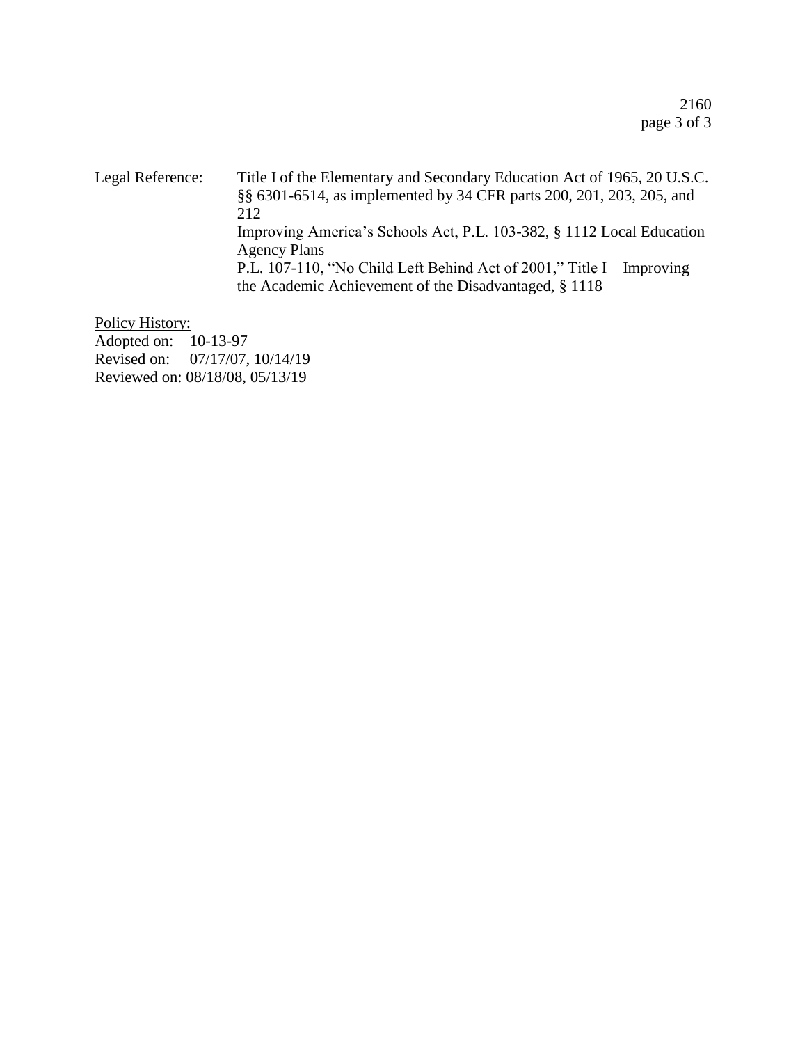Legal Reference: Title I of the Elementary and Secondary Education Act of 1965, 20 U.S.C. §§ 6301-6514, as implemented by 34 CFR parts 200, 201, 203, 205, and 212
Improving America's Schools Act, P.L. 103-382, § 1112 Local Education Agency Plans
P.L. 107-110, "No Child Left Behind Act of 2001," Title I – Improving the Academic Achievement of the Disadvantaged, § 1118

Policy History:
Adopted on: 10-13-97
Revised on: 07/17/07, 10/14/19
Reviewed on: 08/18/08, 05/13/19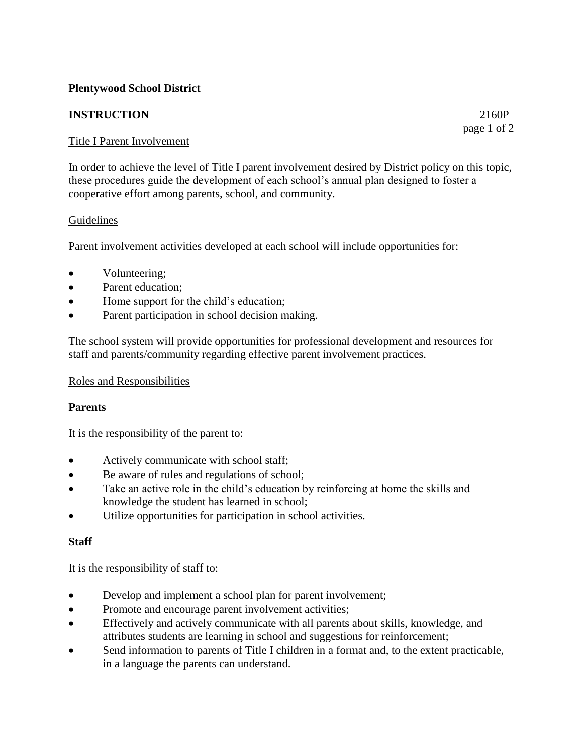**Plentywood School District**

**INSTRUCTION** 2160P

Title I Parent Involvement

In order to achieve the level of Title I parent involvement desired by District policy on this topic, these procedures guide the development of each school's annual plan designed to foster a cooperative effort among parents, school, and community.

Guidelines

Parent involvement activities developed at each school will include opportunities for:

- Volunteering;
- Parent education;
- Home support for the child's education;
- Parent participation in school decision making.

The school system will provide opportunities for professional development and resources for staff and parents/community regarding effective parent involvement practices.

Roles and Responsibilities

**Parents**

It is the responsibility of the parent to:

- Actively communicate with school staff;
- Be aware of rules and regulations of school;
- Take an active role in the child's education by reinforcing at home the skills and knowledge the student has learned in school;
- Utilize opportunities for participation in school activities.

**Staff**

It is the responsibility of staff to:

- Develop and implement a school plan for parent involvement;
- Promote and encourage parent involvement activities;
- Effectively and actively communicate with all parents about skills, knowledge, and attributes students are learning in school and suggestions for reinforcement;
- Send information to parents of Title I children in a format and, to the extent practicable, in a language the parents can understand.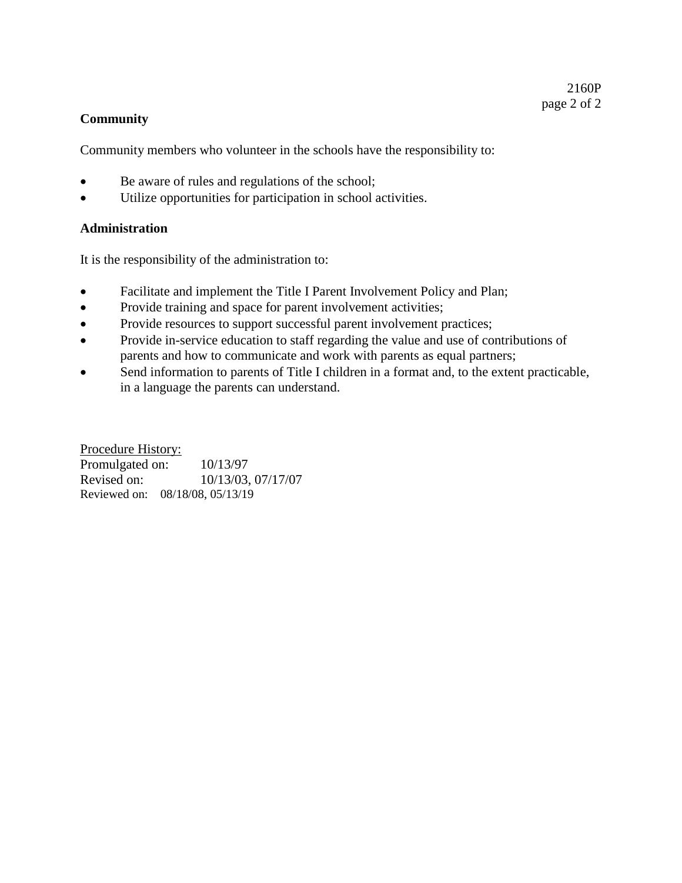**Community**

Community members who volunteer in the schools have the responsibility to:

- Be aware of rules and regulations of the school;
- Utilize opportunities for participation in school activities.

**Administration**

It is the responsibility of the administration to:

- Facilitate and implement the Title I Parent Involvement Policy and Plan;
- Provide training and space for parent involvement activities;
- Provide resources to support successful parent involvement practices;
- Provide in-service education to staff regarding the value and use of contributions of parents and how to communicate and work with parents as equal partners;
- Send information to parents of Title I children in a format and, to the extent practicable, in a language the parents can understand.

Procedure History:
Promulgated on: 10/13/97
Revised on: 10/13/03, 07/17/07
Reviewed on: 08/18/08, 05/13/19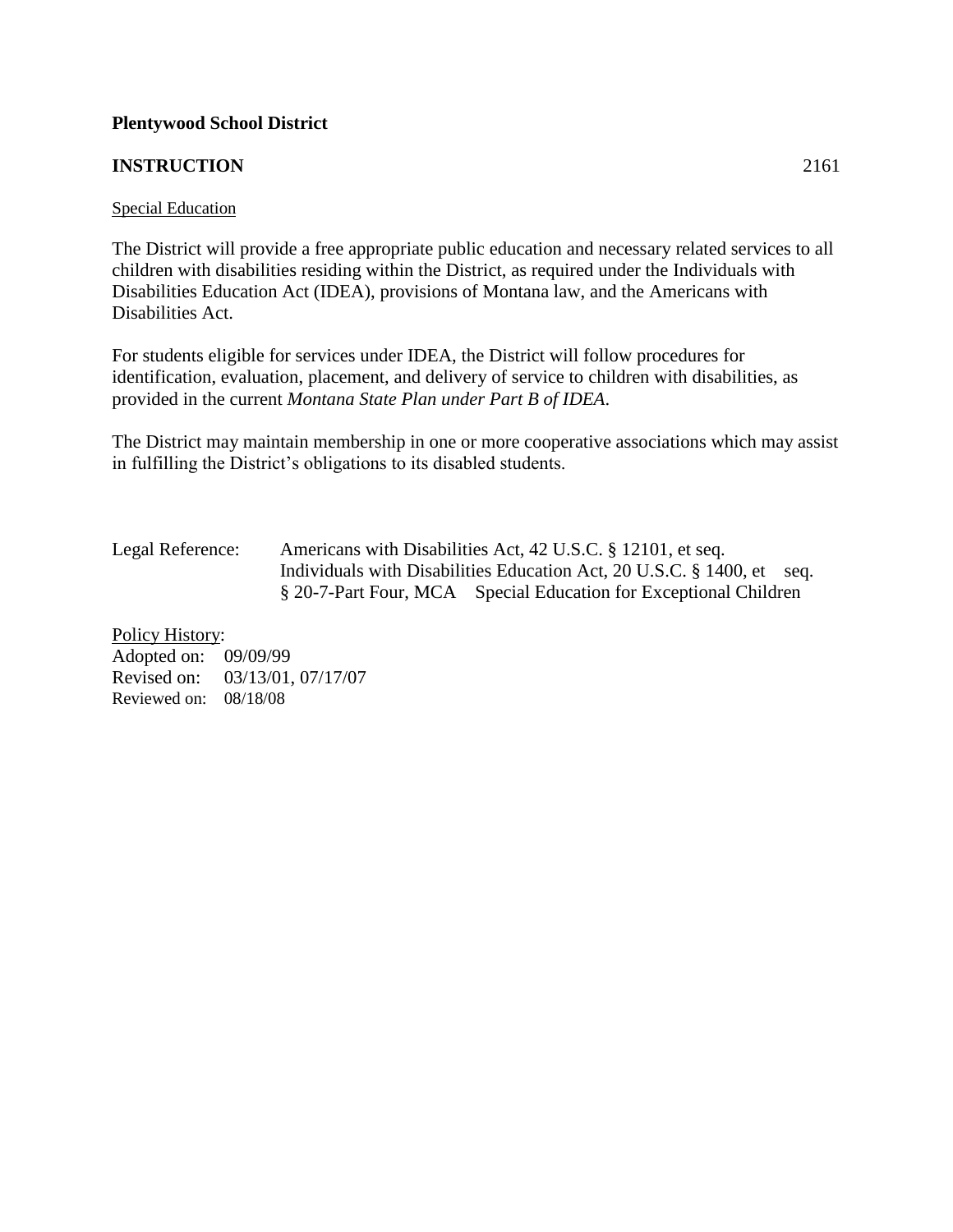**Plentywood School District**

**INSTRUCTION** 2161

Special Education

The District will provide a free appropriate public education and necessary related services to all children with disabilities residing within the District, as required under the Individuals with Disabilities Education Act (IDEA), provisions of Montana law, and the Americans with Disabilities Act.

For students eligible for services under IDEA, the District will follow procedures for identification, evaluation, placement, and delivery of service to children with disabilities, as provided in the current *Montana State Plan under Part B of IDEA*.

The District may maintain membership in one or more cooperative associations which may assist in fulfilling the District's obligations to its disabled students.

Legal Reference: Americans with Disabilities Act, 42 U.S.C. § 12101, et seq.
Individuals with Disabilities Education Act, 20 U.S.C. § 1400, et seq.
§ 20-7-Part Four, MCA Special Education for Exceptional Children

Policy History:
Adopted on: 09/09/99
Revised on: 03/13/01, 07/17/07
Reviewed on: 08/18/08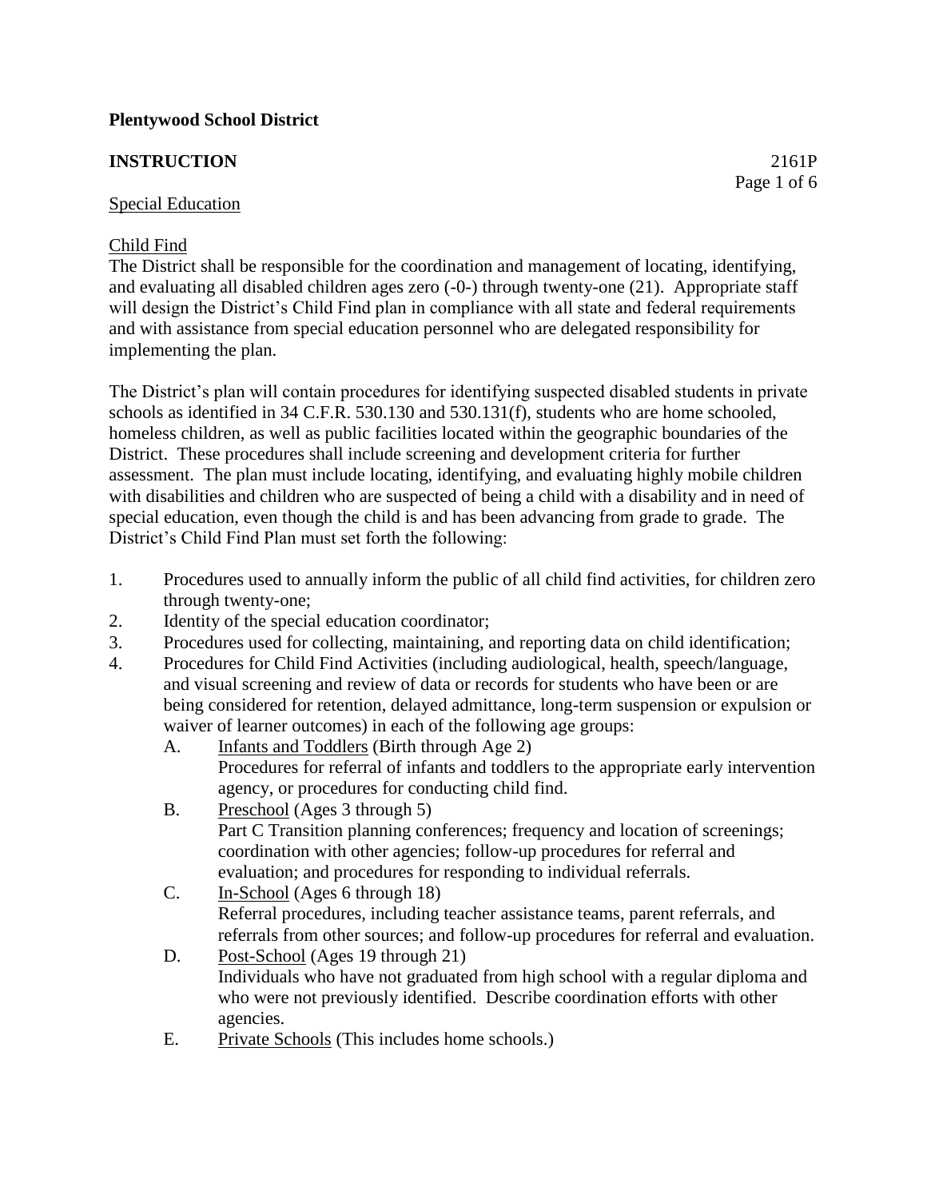**Plentywood School District**

**INSTRUCTION** 2161P

Special Education

Child Find

The District shall be responsible for the coordination and management of locating, identifying, and evaluating all disabled children ages zero (-0-) through twenty-one (21). Appropriate staff will design the District's Child Find plan in compliance with all state and federal requirements and with assistance from special education personnel who are delegated responsibility for implementing the plan.

The District's plan will contain procedures for identifying suspected disabled students in private schools as identified in 34 C.F.R. 530.130 and 530.131(f), students who are home schooled, homeless children, as well as public facilities located within the geographic boundaries of the District. These procedures shall include screening and development criteria for further assessment. The plan must include locating, identifying, and evaluating highly mobile children with disabilities and children who are suspected of being a child with a disability and in need of special education, even though the child is and has been advancing from grade to grade. The District's Child Find Plan must set forth the following:

1. Procedures used to annually inform the public of all child find activities, for children zero through twenty-one;
2. Identity of the special education coordinator;
3. Procedures used for collecting, maintaining, and reporting data on child identification;
4. Procedures for Child Find Activities (including audiological, health, speech/language, and visual screening and review of data or records for students who have been or are being considered for retention, delayed admittance, long-term suspension or expulsion or waiver of learner outcomes) in each of the following age groups:
   A. Infants and Toddlers (Birth through Age 2)
      Procedures for referral of infants and toddlers to the appropriate early intervention agency, or procedures for conducting child find.
   B. Preschool (Ages 3 through 5)
      Part C Transition planning conferences; frequency and location of screenings; coordination with other agencies; follow-up procedures for referral and evaluation; and procedures for responding to individual referrals.
   C. In-School (Ages 6 through 18)
      Referral procedures, including teacher assistance teams, parent referrals, and referrals from other sources; and follow-up procedures for referral and evaluation.
   D. Post-School (Ages 19 through 21)
      Individuals who have not graduated from high school with a regular diploma and who were not previously identified. Describe coordination efforts with other agencies.
   E. Private Schools (This includes home schools.)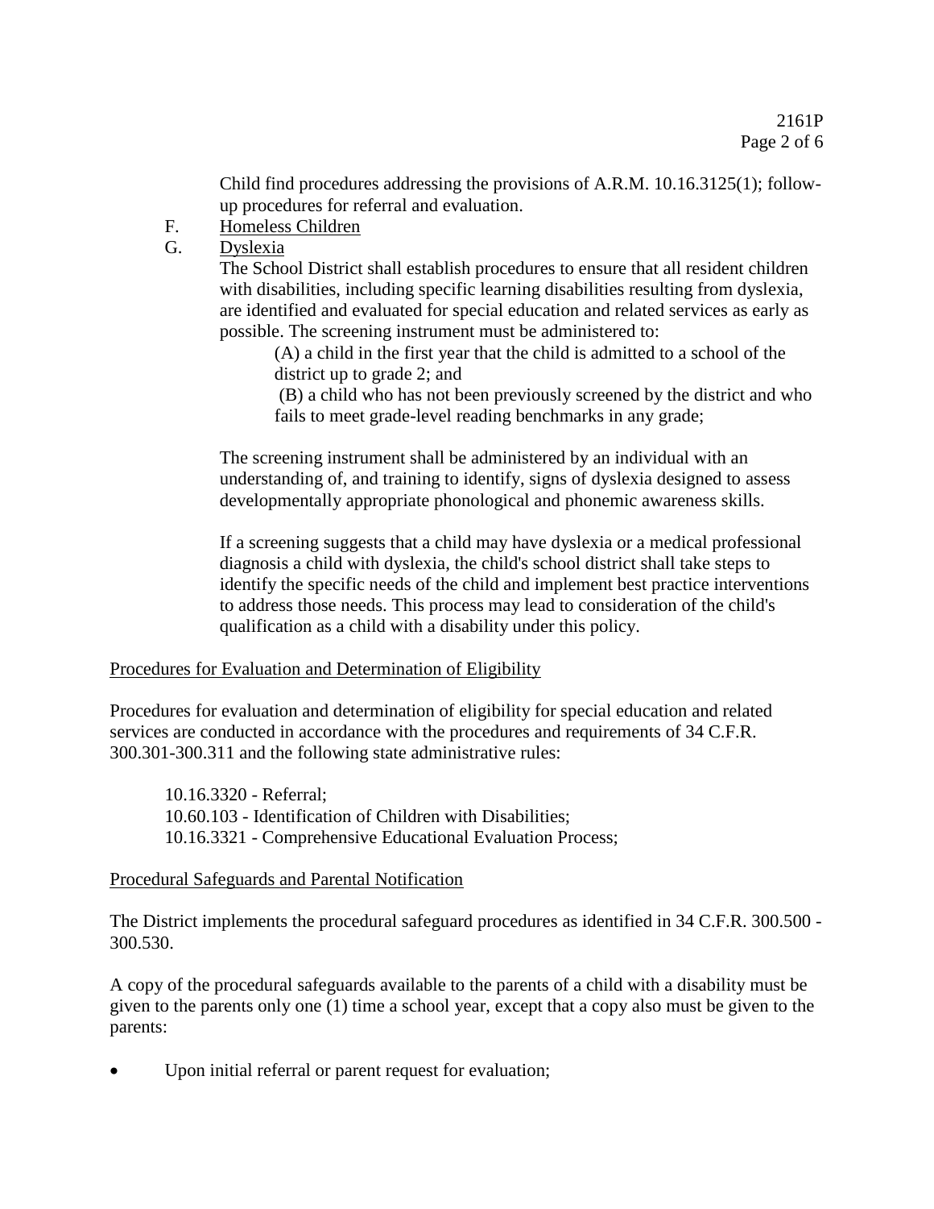Child find procedures addressing the provisions of A.R.M. 10.16.3125(1); follow-up procedures for referral and evaluation.

F. Homeless Children

G. Dyslexia

The School District shall establish procedures to ensure that all resident children with disabilities, including specific learning disabilities resulting from dyslexia, are identified and evaluated for special education and related services as early as possible. The screening instrument must be administered to:

(A) a child in the first year that the child is admitted to a school of the district up to grade 2; and

(B) a child who has not been previously screened by the district and who fails to meet grade-level reading benchmarks in any grade;

The screening instrument shall be administered by an individual with an understanding of, and training to identify, signs of dyslexia designed to assess developmentally appropriate phonological and phonemic awareness skills.

If a screening suggests that a child may have dyslexia or a medical professional diagnosis a child with dyslexia, the child's school district shall take steps to identify the specific needs of the child and implement best practice interventions to address those needs. This process may lead to consideration of the child's qualification as a child with a disability under this policy.

Procedures for Evaluation and Determination of Eligibility

Procedures for evaluation and determination of eligibility for special education and related services are conducted in accordance with the procedures and requirements of 34 C.F.R. 300.301-300.311 and the following state administrative rules:

10.16.3320 - Referral;
10.60.103 - Identification of Children with Disabilities;
10.16.3321 - Comprehensive Educational Evaluation Process;

Procedural Safeguards and Parental Notification

The District implements the procedural safeguard procedures as identified in 34 C.F.R. 300.500 - 300.530.

A copy of the procedural safeguards available to the parents of a child with a disability must be given to the parents only one (1) time a school year, except that a copy also must be given to the parents:

- Upon initial referral or parent request for evaluation;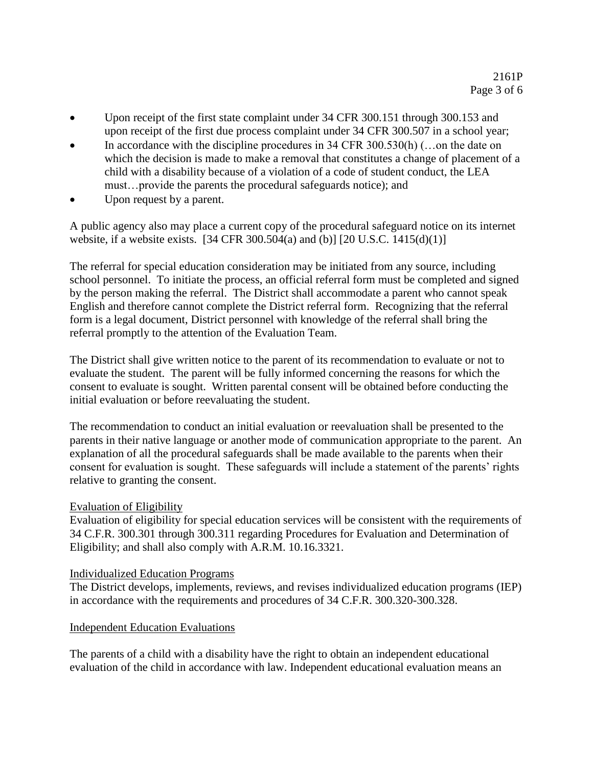- Upon receipt of the first state complaint under 34 CFR 300.151 through 300.153 and upon receipt of the first due process complaint under 34 CFR 300.507 in a school year;
- In accordance with the discipline procedures in 34 CFR 300.530(h) (…on the date on which the decision is made to make a removal that constitutes a change of placement of a child with a disability because of a violation of a code of student conduct, the LEA must…provide the parents the procedural safeguards notice); and
- Upon request by a parent.

A public agency also may place a current copy of the procedural safeguard notice on its internet website, if a website exists. [34 CFR 300.504(a) and (b)] [20 U.S.C. 1415(d)(1)]

The referral for special education consideration may be initiated from any source, including school personnel. To initiate the process, an official referral form must be completed and signed by the person making the referral. The District shall accommodate a parent who cannot speak English and therefore cannot complete the District referral form. Recognizing that the referral form is a legal document, District personnel with knowledge of the referral shall bring the referral promptly to the attention of the Evaluation Team.

The District shall give written notice to the parent of its recommendation to evaluate or not to evaluate the student. The parent will be fully informed concerning the reasons for which the consent to evaluate is sought. Written parental consent will be obtained before conducting the initial evaluation or before reevaluating the student.

The recommendation to conduct an initial evaluation or reevaluation shall be presented to the parents in their native language or another mode of communication appropriate to the parent. An explanation of all the procedural safeguards shall be made available to the parents when their consent for evaluation is sought. These safeguards will include a statement of the parents' rights relative to granting the consent.

### Evaluation of Eligibility

Evaluation of eligibility for special education services will be consistent with the requirements of 34 C.F.R. 300.301 through 300.311 regarding Procedures for Evaluation and Determination of Eligibility; and shall also comply with A.R.M. 10.16.3321.

### Individualized Education Programs

The District develops, implements, reviews, and revises individualized education programs (IEP) in accordance with the requirements and procedures of 34 C.F.R. 300.320-300.328.

### Independent Education Evaluations

The parents of a child with a disability have the right to obtain an independent educational evaluation of the child in accordance with law. Independent educational evaluation means an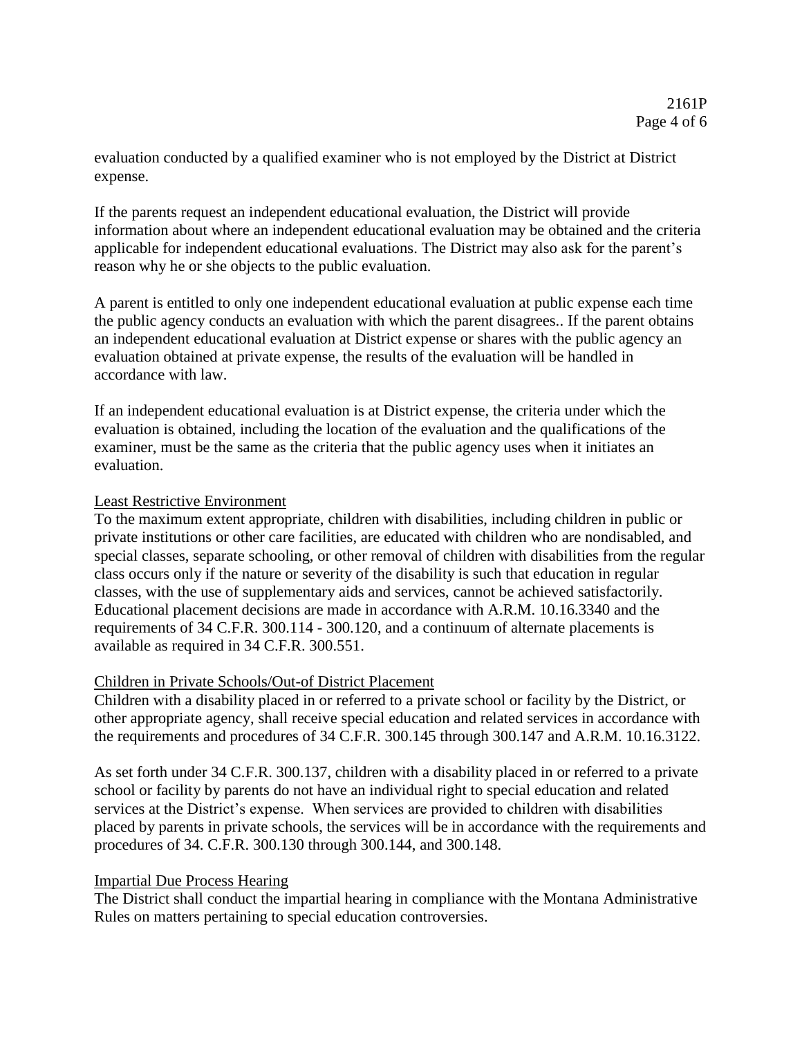evaluation conducted by a qualified examiner who is not employed by the District at District expense.

If the parents request an independent educational evaluation, the District will provide information about where an independent educational evaluation may be obtained and the criteria applicable for independent educational evaluations. The District may also ask for the parent's reason why he or she objects to the public evaluation.

A parent is entitled to only one independent educational evaluation at public expense each time the public agency conducts an evaluation with which the parent disagrees.. If the parent obtains an independent educational evaluation at District expense or shares with the public agency an evaluation obtained at private expense, the results of the evaluation will be handled in accordance with law.

If an independent educational evaluation is at District expense, the criteria under which the evaluation is obtained, including the location of the evaluation and the qualifications of the examiner, must be the same as the criteria that the public agency uses when it initiates an evaluation.

## Least Restrictive Environment

To the maximum extent appropriate, children with disabilities, including children in public or private institutions or other care facilities, are educated with children who are nondisabled, and special classes, separate schooling, or other removal of children with disabilities from the regular class occurs only if the nature or severity of the disability is such that education in regular classes, with the use of supplementary aids and services, cannot be achieved satisfactorily. Educational placement decisions are made in accordance with A.R.M. 10.16.3340 and the requirements of 34 C.F.R. 300.114 - 300.120, and a continuum of alternate placements is available as required in 34 C.F.R. 300.551.

## Children in Private Schools/Out-of District Placement

Children with a disability placed in or referred to a private school or facility by the District, or other appropriate agency, shall receive special education and related services in accordance with the requirements and procedures of 34 C.F.R. 300.145 through 300.147 and A.R.M. 10.16.3122.

As set forth under 34 C.F.R. 300.137, children with a disability placed in or referred to a private school or facility by parents do not have an individual right to special education and related services at the District's expense. When services are provided to children with disabilities placed by parents in private schools, the services will be in accordance with the requirements and procedures of 34. C.F.R. 300.130 through 300.144, and 300.148.

## Impartial Due Process Hearing

The District shall conduct the impartial hearing in compliance with the Montana Administrative Rules on matters pertaining to special education controversies.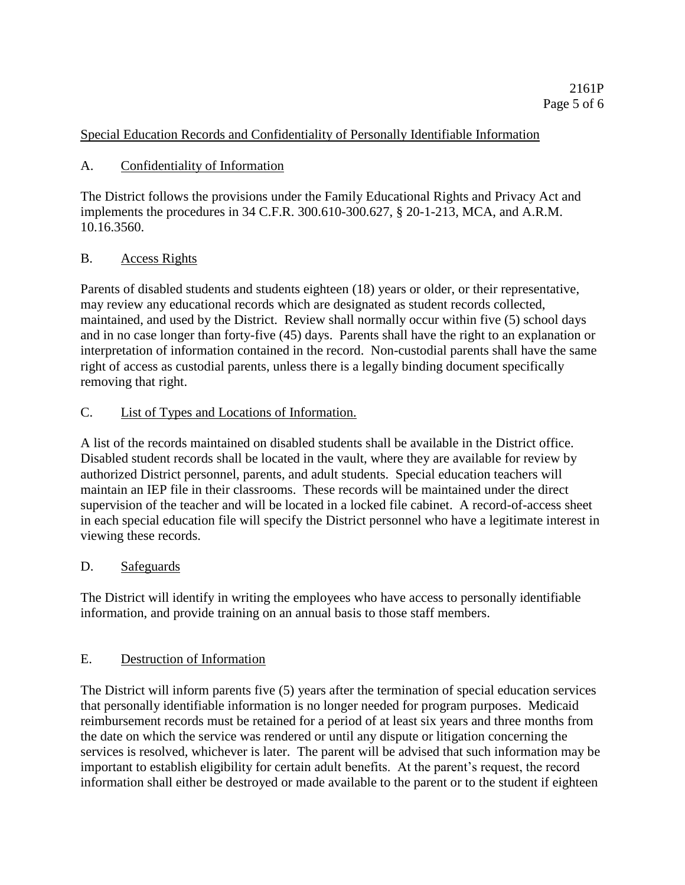Special Education Records and Confidentiality of Personally Identifiable Information

A. Confidentiality of Information

The District follows the provisions under the Family Educational Rights and Privacy Act and implements the procedures in 34 C.F.R. 300.610-300.627, § 20-1-213, MCA, and A.R.M. 10.16.3560.

B. Access Rights

Parents of disabled students and students eighteen (18) years or older, or their representative, may review any educational records which are designated as student records collected, maintained, and used by the District. Review shall normally occur within five (5) school days and in no case longer than forty-five (45) days. Parents shall have the right to an explanation or interpretation of information contained in the record. Non-custodial parents shall have the same right of access as custodial parents, unless there is a legally binding document specifically removing that right.

C. List of Types and Locations of Information.

A list of the records maintained on disabled students shall be available in the District office. Disabled student records shall be located in the vault, where they are available for review by authorized District personnel, parents, and adult students. Special education teachers will maintain an IEP file in their classrooms. These records will be maintained under the direct supervision of the teacher and will be located in a locked file cabinet. A record-of-access sheet in each special education file will specify the District personnel who have a legitimate interest in viewing these records.

D. Safeguards

The District will identify in writing the employees who have access to personally identifiable information, and provide training on an annual basis to those staff members.

E. Destruction of Information

The District will inform parents five (5) years after the termination of special education services that personally identifiable information is no longer needed for program purposes. Medicaid reimbursement records must be retained for a period of at least six years and three months from the date on which the service was rendered or until any dispute or litigation concerning the services is resolved, whichever is later. The parent will be advised that such information may be important to establish eligibility for certain adult benefits. At the parent's request, the record information shall either be destroyed or made available to the parent or to the student if eighteen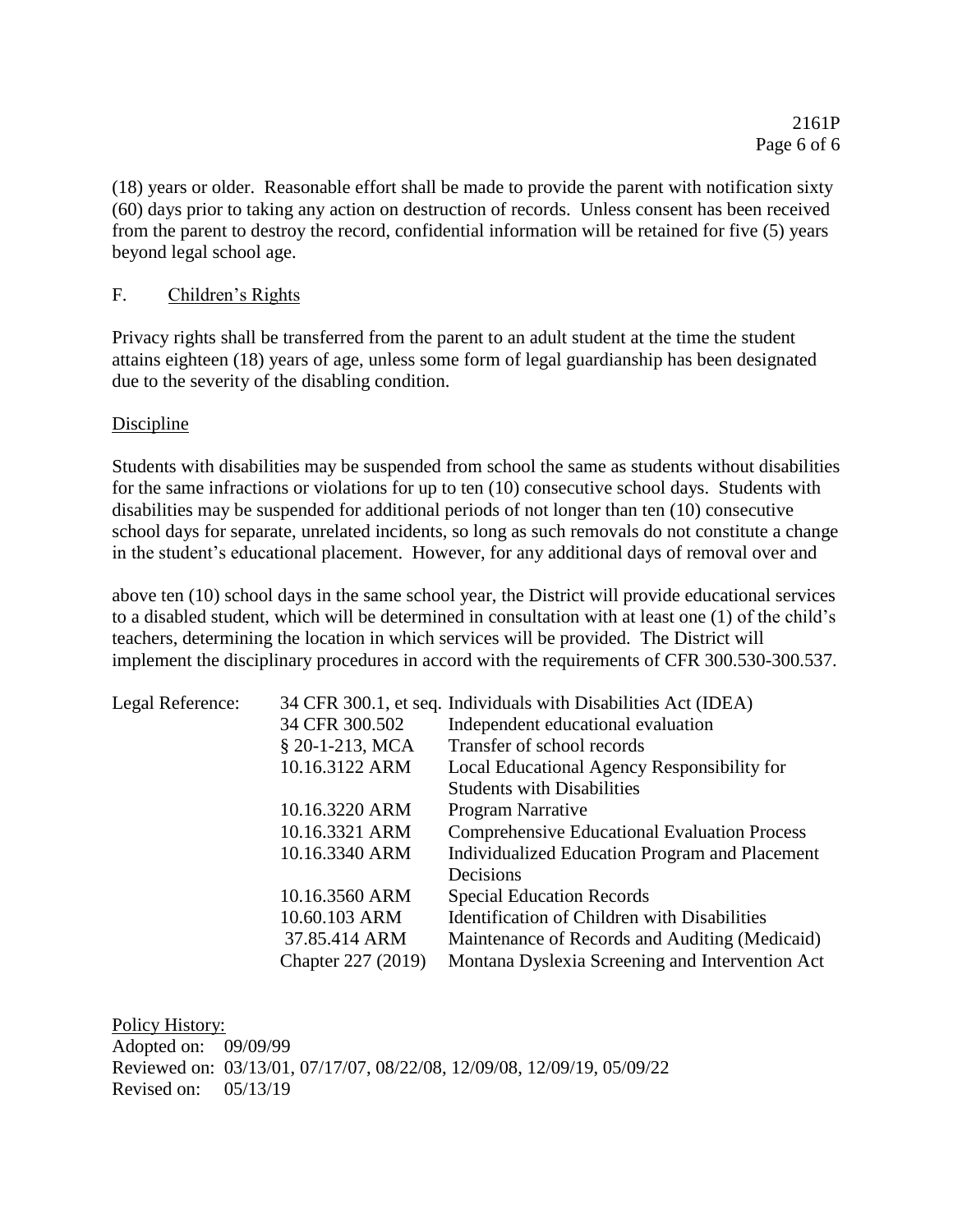(18) years or older. Reasonable effort shall be made to provide the parent with notification sixty (60) days prior to taking any action on destruction of records. Unless consent has been received from the parent to destroy the record, confidential information will be retained for five (5) years beyond legal school age.

F. Children's Rights

Privacy rights shall be transferred from the parent to an adult student at the time the student attains eighteen (18) years of age, unless some form of legal guardianship has been designated due to the severity of the disabling condition.

Discipline

Students with disabilities may be suspended from school the same as students without disabilities for the same infractions or violations for up to ten (10) consecutive school days. Students with disabilities may be suspended for additional periods of not longer than ten (10) consecutive school days for separate, unrelated incidents, so long as such removals do not constitute a change in the student's educational placement. However, for any additional days of removal over and above ten (10) school days in the same school year, the District will provide educational services to a disabled student, which will be determined in consultation with at least one (1) of the child's teachers, determining the location in which services will be provided. The District will implement the disciplinary procedures in accord with the requirements of CFR 300.530-300.537.

| Legal Reference: | | |
|---|---|---|
| | 34 CFR 300.1, et seq. | Individuals with Disabilities Act (IDEA) |
| | 34 CFR 300.502 | Independent educational evaluation |
| | § 20-1-213, MCA | Transfer of school records |
| | 10.16.3122 ARM | Local Educational Agency Responsibility for Students with Disabilities |
| | 10.16.3220 ARM | Program Narrative |
| | 10.16.3321 ARM | Comprehensive Educational Evaluation Process |
| | 10.16.3340 ARM | Individualized Education Program and Placement Decisions |
| | 10.16.3560 ARM | Special Education Records |
| | 10.60.103 ARM | Identification of Children with Disabilities |
| | 37.85.414 ARM | Maintenance of Records and Auditing (Medicaid) |
| | Chapter 227 (2019) | Montana Dyslexia Screening and Intervention Act |

Policy History:
Adopted on: 09/09/99
Reviewed on: 03/13/01, 07/17/07, 08/22/08, 12/09/08, 12/09/19, 05/09/22
Revised on: 05/13/19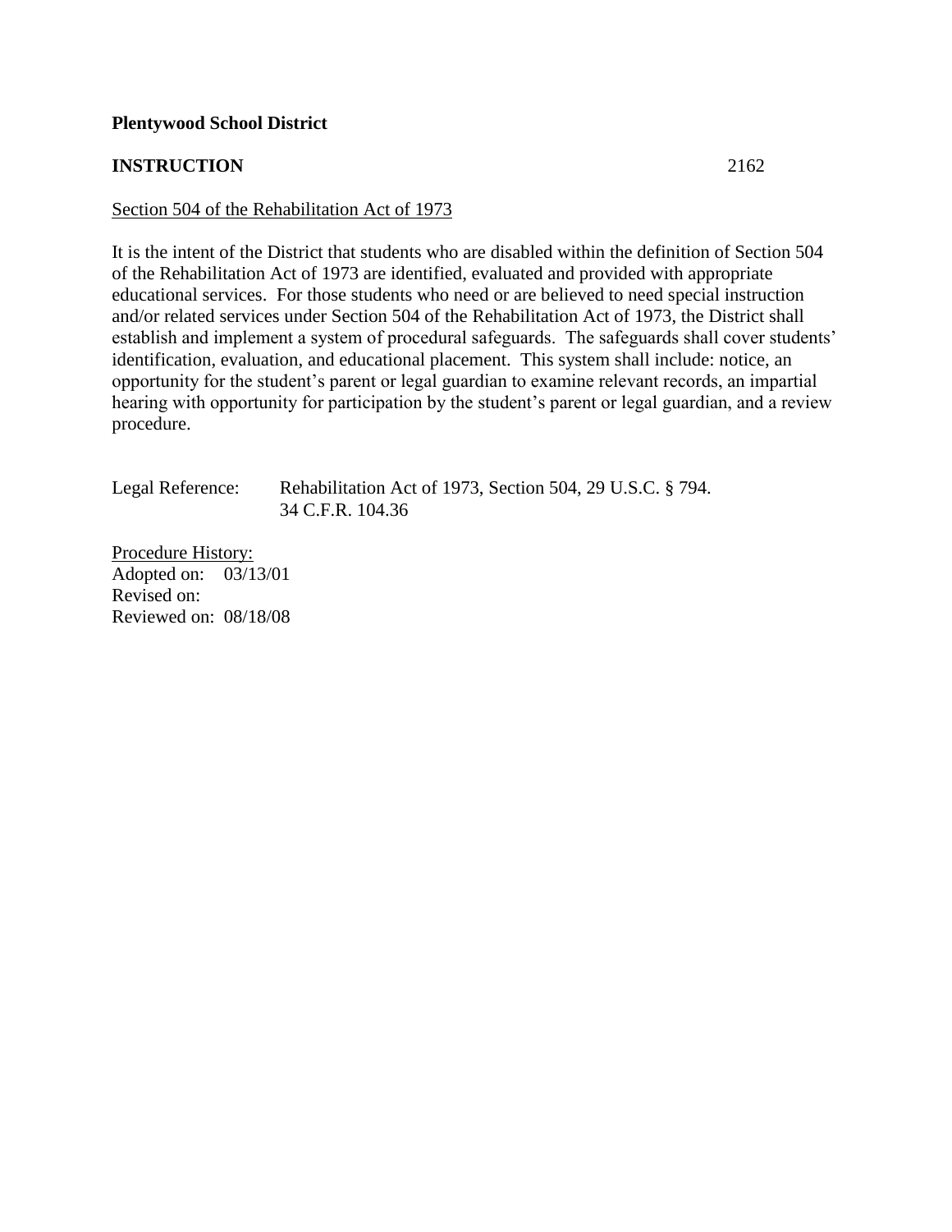**Plentywood School District**

**INSTRUCTION** 2162

Section 504 of the Rehabilitation Act of 1973

It is the intent of the District that students who are disabled within the definition of Section 504 of the Rehabilitation Act of 1973 are identified, evaluated and provided with appropriate educational services. For those students who need or are believed to need special instruction and/or related services under Section 504 of the Rehabilitation Act of 1973, the District shall establish and implement a system of procedural safeguards. The safeguards shall cover students' identification, evaluation, and educational placement. This system shall include: notice, an opportunity for the student's parent or legal guardian to examine relevant records, an impartial hearing with opportunity for participation by the student's parent or legal guardian, and a review procedure.

Legal Reference: Rehabilitation Act of 1973, Section 504, 29 U.S.C. § 794.
34 C.F.R. 104.36

Procedure History:
Adopted on: 03/13/01
Revised on:
Reviewed on: 08/18/08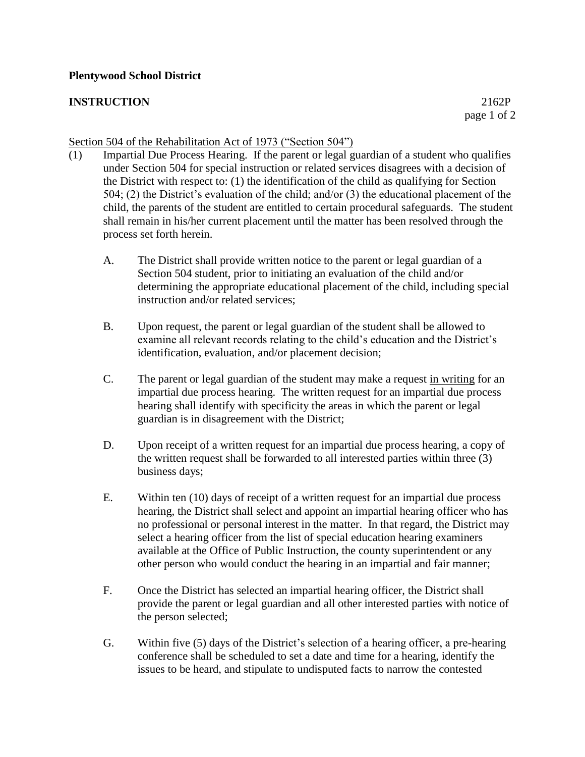**Plentywood School District**

**INSTRUCTION** 2162P

Section 504 of the Rehabilitation Act of 1973 ("Section 504")

(1) Impartial Due Process Hearing. If the parent or legal guardian of a student who qualifies under Section 504 for special instruction or related services disagrees with a decision of the District with respect to: (1) the identification of the child as qualifying for Section 504; (2) the District's evaluation of the child; and/or (3) the educational placement of the child, the parents of the student are entitled to certain procedural safeguards. The student shall remain in his/her current placement until the matter has been resolved through the process set forth herein.

A. The District shall provide written notice to the parent or legal guardian of a Section 504 student, prior to initiating an evaluation of the child and/or determining the appropriate educational placement of the child, including special instruction and/or related services;

B. Upon request, the parent or legal guardian of the student shall be allowed to examine all relevant records relating to the child's education and the District's identification, evaluation, and/or placement decision;

C. The parent or legal guardian of the student may make a request in writing for an impartial due process hearing. The written request for an impartial due process hearing shall identify with specificity the areas in which the parent or legal guardian is in disagreement with the District;

D. Upon receipt of a written request for an impartial due process hearing, a copy of the written request shall be forwarded to all interested parties within three (3) business days;

E. Within ten (10) days of receipt of a written request for an impartial due process hearing, the District shall select and appoint an impartial hearing officer who has no professional or personal interest in the matter. In that regard, the District may select a hearing officer from the list of special education hearing examiners available at the Office of Public Instruction, the county superintendent or any other person who would conduct the hearing in an impartial and fair manner;

F. Once the District has selected an impartial hearing officer, the District shall provide the parent or legal guardian and all other interested parties with notice of the person selected;

G. Within five (5) days of the District's selection of a hearing officer, a pre-hearing conference shall be scheduled to set a date and time for a hearing, identify the issues to be heard, and stipulate to undisputed facts to narrow the contested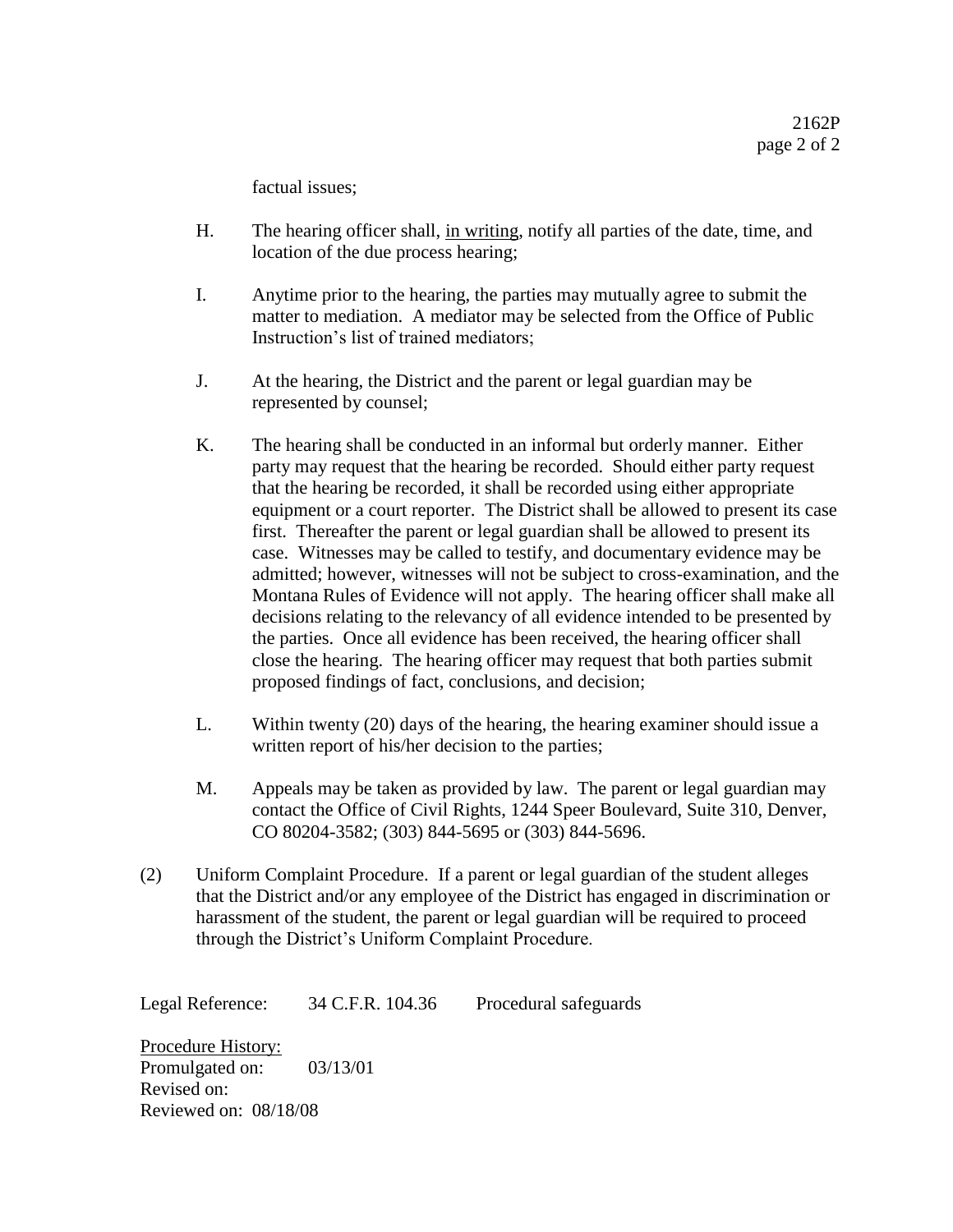factual issues;

H. The hearing officer shall, <u>in writing</u>, notify all parties of the date, time, and location of the due process hearing;

I. Anytime prior to the hearing, the parties may mutually agree to submit the matter to mediation. A mediator may be selected from the Office of Public Instruction's list of trained mediators;

J. At the hearing, the District and the parent or legal guardian may be represented by counsel;

K. The hearing shall be conducted in an informal but orderly manner. Either party may request that the hearing be recorded. Should either party request that the hearing be recorded, it shall be recorded using either appropriate equipment or a court reporter. The District shall be allowed to present its case first. Thereafter the parent or legal guardian shall be allowed to present its case. Witnesses may be called to testify, and documentary evidence may be admitted; however, witnesses will not be subject to cross-examination, and the Montana Rules of Evidence will not apply. The hearing officer shall make all decisions relating to the relevancy of all evidence intended to be presented by the parties. Once all evidence has been received, the hearing officer shall close the hearing. The hearing officer may request that both parties submit proposed findings of fact, conclusions, and decision;

L. Within twenty (20) days of the hearing, the hearing examiner should issue a written report of his/her decision to the parties;

M. Appeals may be taken as provided by law. The parent or legal guardian may contact the Office of Civil Rights, 1244 Speer Boulevard, Suite 310, Denver, CO 80204-3582; (303) 844-5695 or (303) 844-5696.

(2) Uniform Complaint Procedure. If a parent or legal guardian of the student alleges that the District and/or any employee of the District has engaged in discrimination or harassment of the student, the parent or legal guardian will be required to proceed through the District's Uniform Complaint Procedure.

Legal Reference: 34 C.F.R. 104.36 Procedural safeguards

<u>Procedure History:</u>
Promulgated on: 03/13/01
Revised on:
Reviewed on: 08/18/08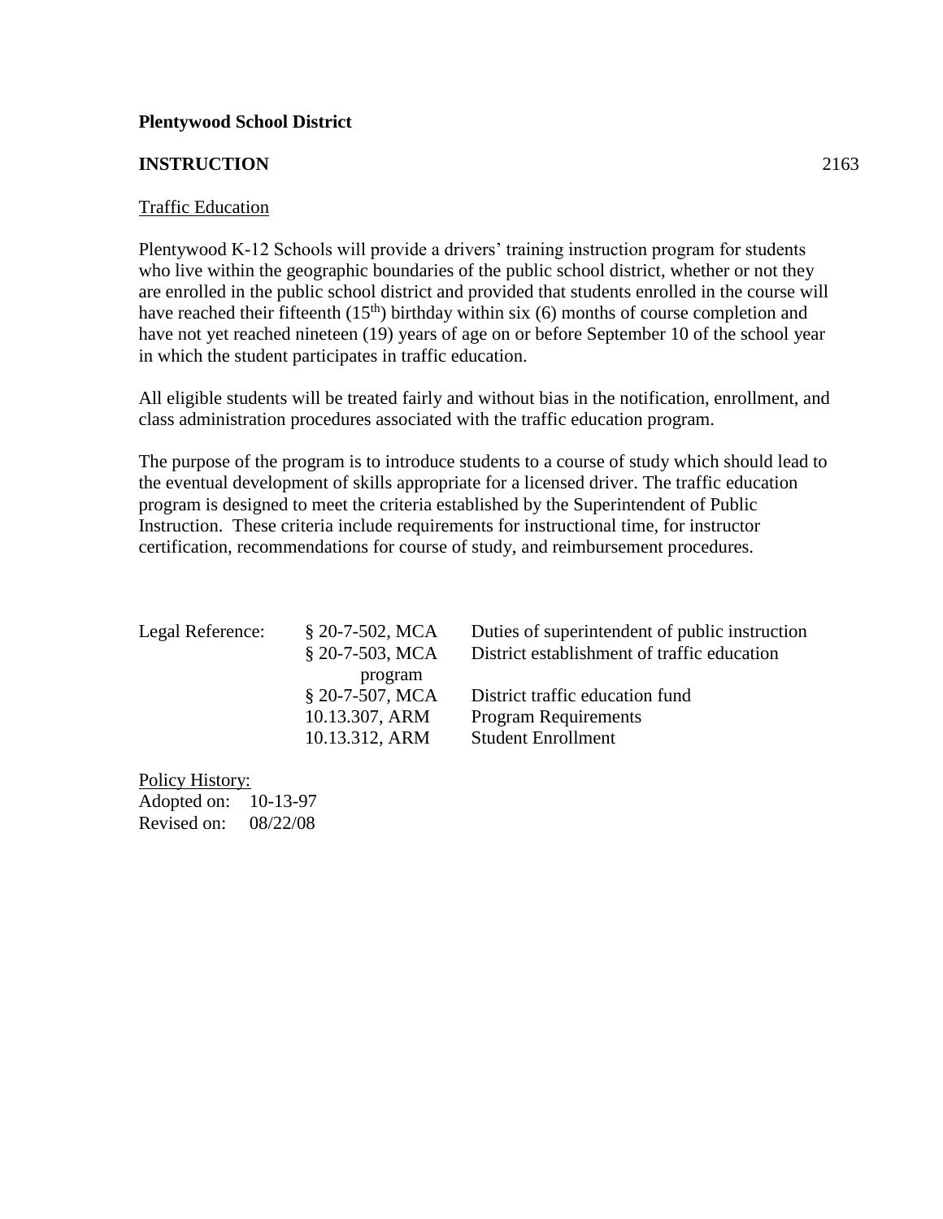**Plentywood School District**

**INSTRUCTION** 2163

Traffic Education

Plentywood K-12 Schools will provide a drivers' training instruction program for students who live within the geographic boundaries of the public school district, whether or not they are enrolled in the public school district and provided that students enrolled in the course will have reached their fifteenth (15th) birthday within six (6) months of course completion and have not yet reached nineteen (19) years of age on or before September 10 of the school year in which the student participates in traffic education.

All eligible students will be treated fairly and without bias in the notification, enrollment, and class administration procedures associated with the traffic education program.

The purpose of the program is to introduce students to a course of study which should lead to the eventual development of skills appropriate for a licensed driver. The traffic education program is designed to meet the criteria established by the Superintendent of Public Instruction. These criteria include requirements for instructional time, for instructor certification, recommendations for course of study, and reimbursement procedures.

| Legal Reference: | § 20-7-502, MCA | Duties of superintendent of public instruction |
|---|---|---|
| | § 20-7-503, MCA | District establishment of traffic education program |
| | § 20-7-507, MCA | District traffic education fund |
| | 10.13.307, ARM | Program Requirements |
| | 10.13.312, ARM | Student Enrollment |

Policy History:
Adopted on: 10-13-97
Revised on: 08/22/08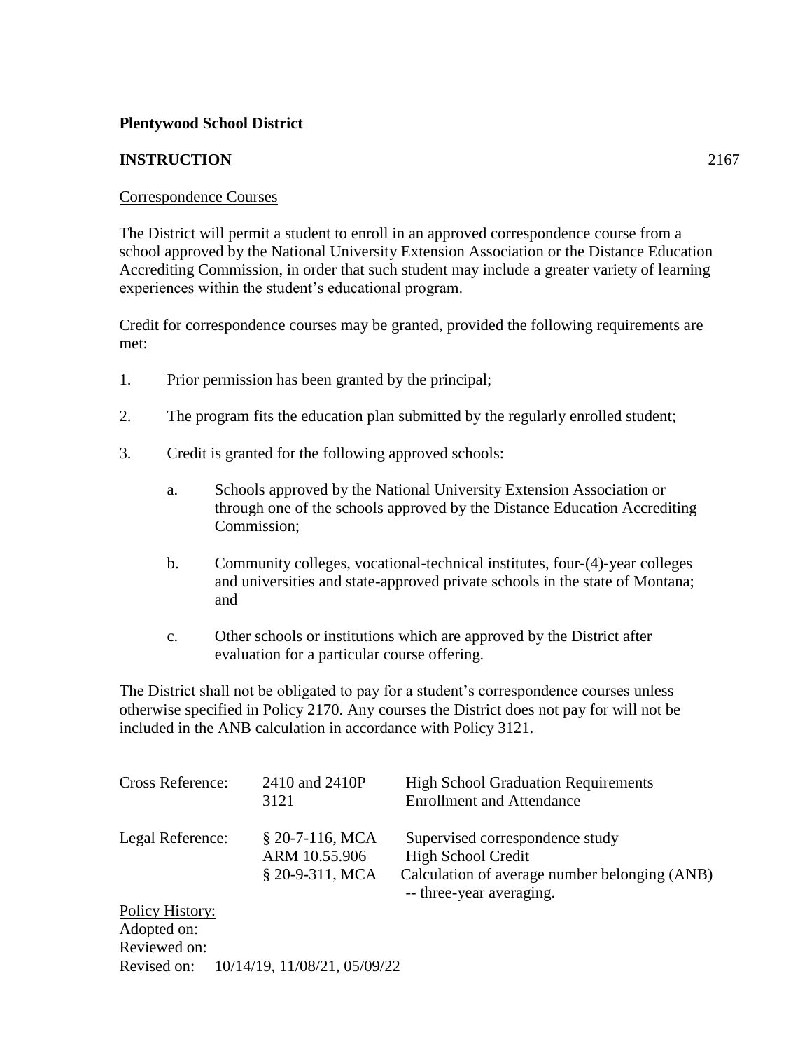**Plentywood School District**

**INSTRUCTION** 2167

Correspondence Courses

The District will permit a student to enroll in an approved correspondence course from a school approved by the National University Extension Association or the Distance Education Accrediting Commission, in order that such student may include a greater variety of learning experiences within the student's educational program.

Credit for correspondence courses may be granted, provided the following requirements are met:

1. Prior permission has been granted by the principal;
2. The program fits the education plan submitted by the regularly enrolled student;
3. Credit is granted for the following approved schools:
   a. Schools approved by the National University Extension Association or through one of the schools approved by the Distance Education Accrediting Commission;
   b. Community colleges, vocational-technical institutes, four-(4)-year colleges and universities and state-approved private schools in the state of Montana; and
   c. Other schools or institutions which are approved by the District after evaluation for a particular course offering.

The District shall not be obligated to pay for a student's correspondence courses unless otherwise specified in Policy 2170. Any courses the District does not pay for will not be included in the ANB calculation in accordance with Policy 3121.

| | | |
|---|---|---|
| Cross Reference: | 2410 and 2410P | High School Graduation Requirements |
| | 3121 | Enrollment and Attendance |
| Legal Reference: | § 20-7-116, MCA | Supervised correspondence study |
| | ARM 10.55.906 | High School Credit |
| | § 20-9-311, MCA | Calculation of average number belonging (ANB) -- three-year averaging. |

Policy History:
Adopted on:
Reviewed on:
Revised on: 10/14/19, 11/08/21, 05/09/22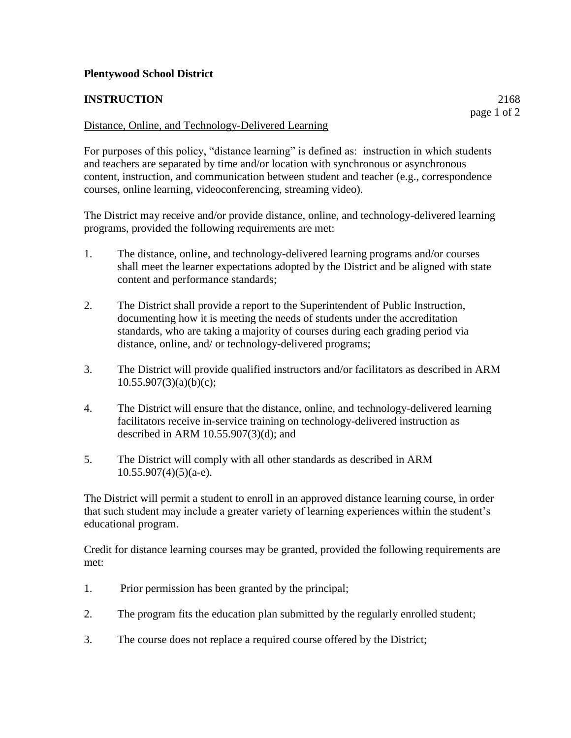**Plentywood School District**

**INSTRUCTION** 2168

Distance, Online, and Technology-Delivered Learning

For purposes of this policy, "distance learning" is defined as: instruction in which students and teachers are separated by time and/or location with synchronous or asynchronous content, instruction, and communication between student and teacher (e.g., correspondence courses, online learning, videoconferencing, streaming video).

The District may receive and/or provide distance, online, and technology-delivered learning programs, provided the following requirements are met:

1. The distance, online, and technology-delivered learning programs and/or courses shall meet the learner expectations adopted by the District and be aligned with state content and performance standards;

2. The District shall provide a report to the Superintendent of Public Instruction, documenting how it is meeting the needs of students under the accreditation standards, who are taking a majority of courses during each grading period via distance, online, and/ or technology-delivered programs;

3. The District will provide qualified instructors and/or facilitators as described in ARM 10.55.907(3)(a)(b)(c);

4. The District will ensure that the distance, online, and technology-delivered learning facilitators receive in-service training on technology-delivered instruction as described in ARM 10.55.907(3)(d); and

5. The District will comply with all other standards as described in ARM 10.55.907(4)(5)(a-e).

The District will permit a student to enroll in an approved distance learning course, in order that such student may include a greater variety of learning experiences within the student's educational program.

Credit for distance learning courses may be granted, provided the following requirements are met:

1. Prior permission has been granted by the principal;

2. The program fits the education plan submitted by the regularly enrolled student;

3. The course does not replace a required course offered by the District;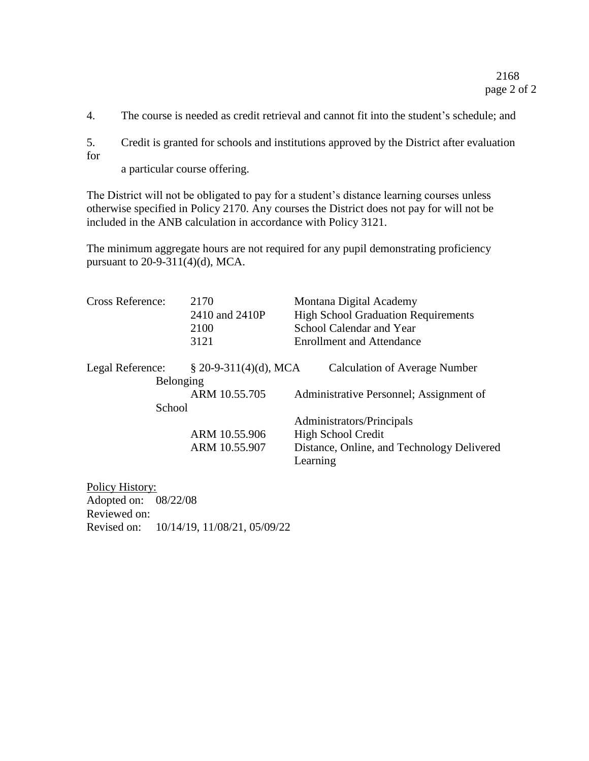4. The course is needed as credit retrieval and cannot fit into the student's schedule; and

5. Credit is granted for schools and institutions approved by the District after evaluation for a particular course offering.

The District will not be obligated to pay for a student's distance learning courses unless otherwise specified in Policy 2170. Any courses the District does not pay for will not be included in the ANB calculation in accordance with Policy 3121.

The minimum aggregate hours are not required for any pupil demonstrating proficiency pursuant to 20-9-311(4)(d), MCA.

| | | |
|---|---|---|
| Cross Reference: | 2170 | Montana Digital Academy |
| | 2410 and 2410P | High School Graduation Requirements |
| | 2100 | School Calendar and Year |
| | 3121 | Enrollment and Attendance |
| Legal Reference: | § 20-9-311(4)(d), MCA | Calculation of Average Number Belonging |
| | ARM 10.55.705 | Administrative Personnel; Assignment of School Administrators/Principals |
| | ARM 10.55.906 | High School Credit |
| | ARM 10.55.907 | Distance, Online, and Technology Delivered Learning |

Policy History:
Adopted on: 08/22/08
Reviewed on:
Revised on: 10/14/19, 11/08/21, 05/09/22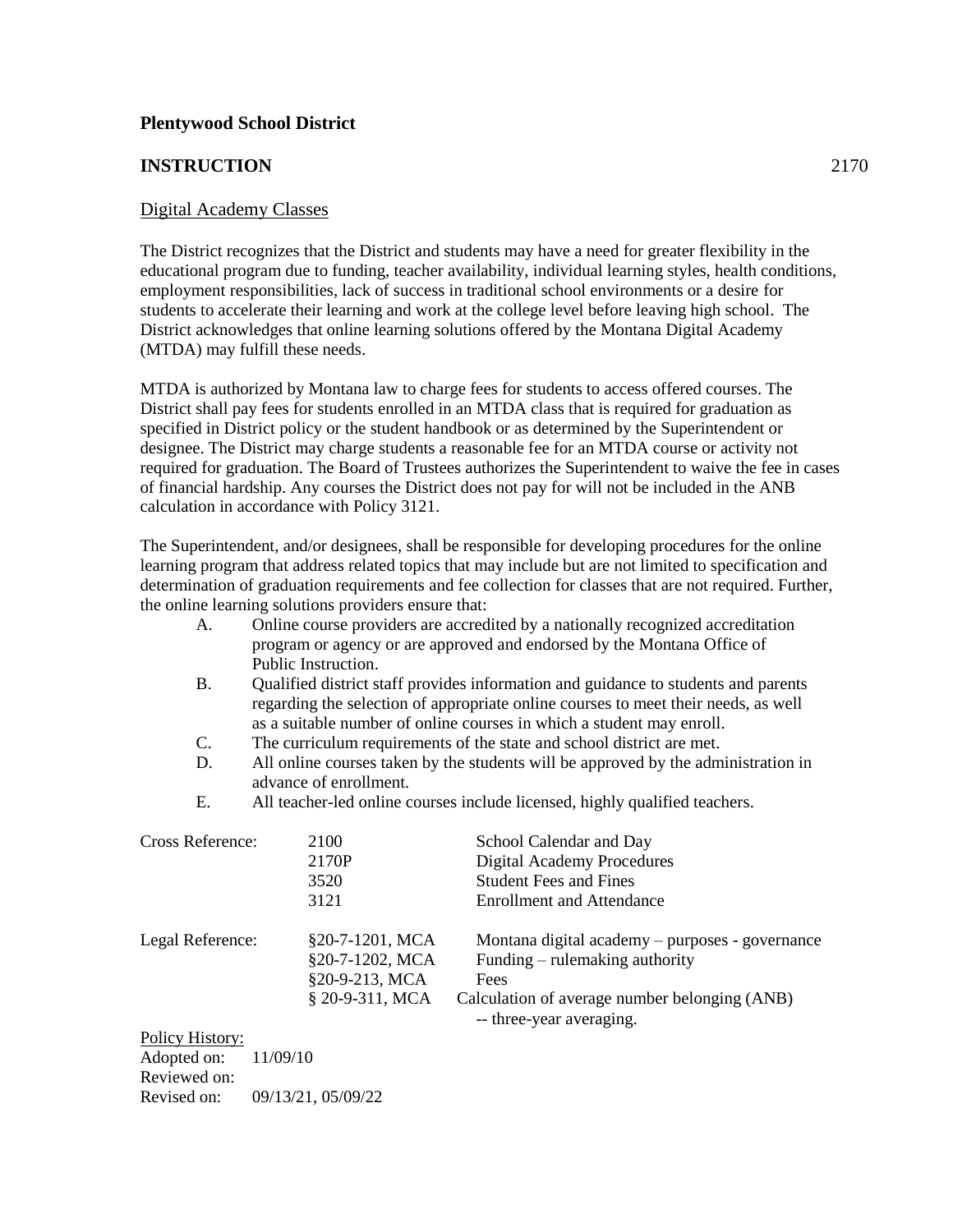**Plentywood School District**

**INSTRUCTION** 2170

Digital Academy Classes

The District recognizes that the District and students may have a need for greater flexibility in the educational program due to funding, teacher availability, individual learning styles, health conditions, employment responsibilities, lack of success in traditional school environments or a desire for students to accelerate their learning and work at the college level before leaving high school. The District acknowledges that online learning solutions offered by the Montana Digital Academy (MTDA) may fulfill these needs.

MTDA is authorized by Montana law to charge fees for students to access offered courses. The District shall pay fees for students enrolled in an MTDA class that is required for graduation as specified in District policy or the student handbook or as determined by the Superintendent or designee. The District may charge students a reasonable fee for an MTDA course or activity not required for graduation. The Board of Trustees authorizes the Superintendent to waive the fee in cases of financial hardship. Any courses the District does not pay for will not be included in the ANB calculation in accordance with Policy 3121.

The Superintendent, and/or designees, shall be responsible for developing procedures for the online learning program that address related topics that may include but are not limited to specification and determination of graduation requirements and fee collection for classes that are not required. Further, the online learning solutions providers ensure that:

A. Online course providers are accredited by a nationally recognized accreditation program or agency or are approved and endorsed by the Montana Office of Public Instruction.
B. Qualified district staff provides information and guidance to students and parents regarding the selection of appropriate online courses to meet their needs, as well as a suitable number of online courses in which a student may enroll.
C. The curriculum requirements of the state and school district are met.
D. All online courses taken by the students will be approved by the administration in advance of enrollment.
E. All teacher-led online courses include licensed, highly qualified teachers.

| | | |
|---|---|---|
| Cross Reference: | 2100 | School Calendar and Day |
| | 2170P | Digital Academy Procedures |
| | 3520 | Student Fees and Fines |
| | 3121 | Enrollment and Attendance |
| Legal Reference: | §20-7-1201, MCA | Montana digital academy – purposes - governance |
| | §20-7-1202, MCA | Funding – rulemaking authority |
| | §20-9-213, MCA | Fees |
| | § 20-9-311, MCA | Calculation of average number belonging (ANB) -- three-year averaging. |

Policy History:
Adopted on: 11/09/10
Reviewed on:
Revised on: 09/13/21, 05/09/22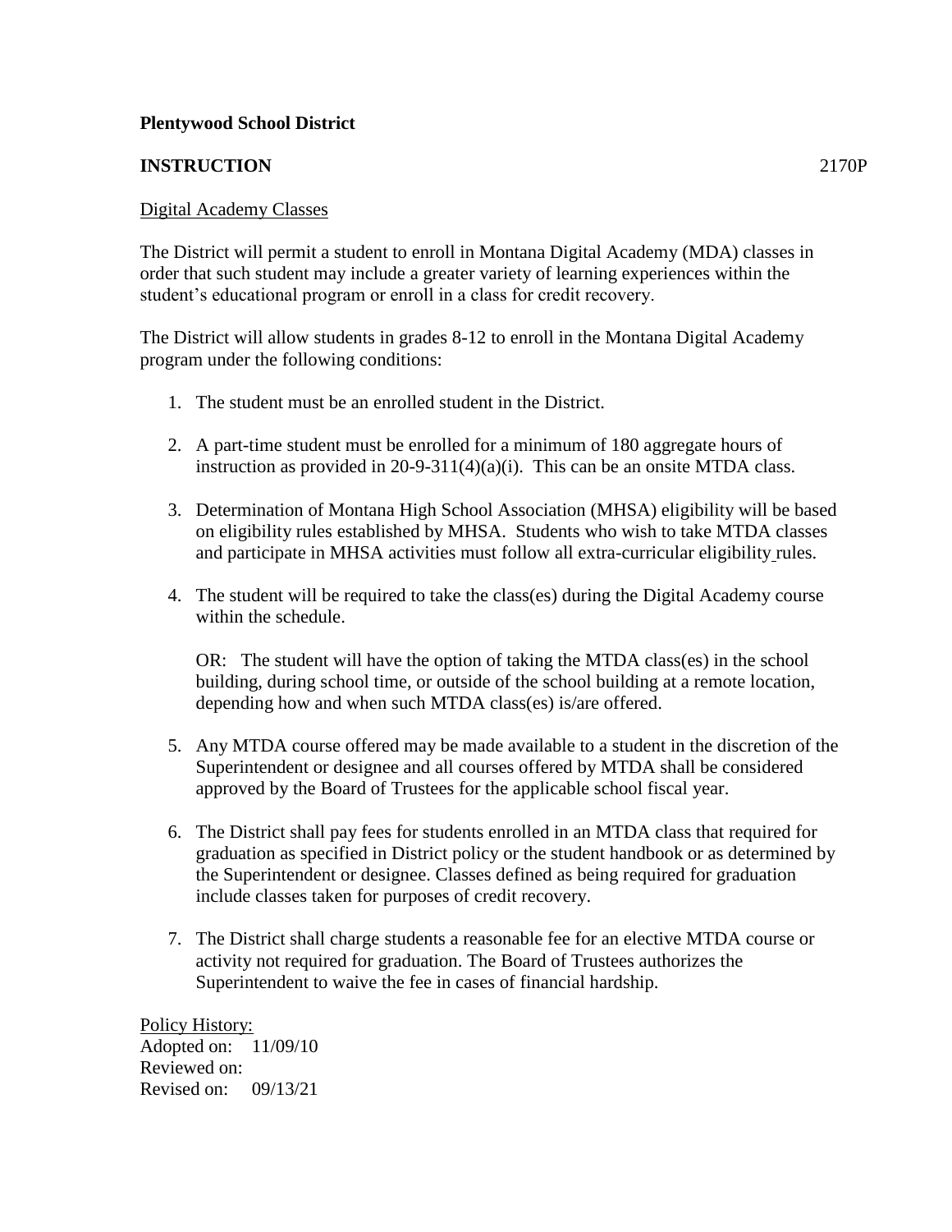**Plentywood School District**

**INSTRUCTION** 2170P

Digital Academy Classes

The District will permit a student to enroll in Montana Digital Academy (MDA) classes in order that such student may include a greater variety of learning experiences within the student's educational program or enroll in a class for credit recovery.

The District will allow students in grades 8-12 to enroll in the Montana Digital Academy program under the following conditions:

1. The student must be an enrolled student in the District.

2. A part-time student must be enrolled for a minimum of 180 aggregate hours of instruction as provided in 20-9-311(4)(a)(i). This can be an onsite MTDA class.

3. Determination of Montana High School Association (MHSA) eligibility will be based on eligibility rules established by MHSA. Students who wish to take MTDA classes and participate in MHSA activities must follow all extra-curricular eligibility rules.

4. The student will be required to take the class(es) during the Digital Academy course within the schedule.

   OR: The student will have the option of taking the MTDA class(es) in the school building, during school time, or outside of the school building at a remote location, depending how and when such MTDA class(es) is/are offered.

5. Any MTDA course offered may be made available to a student in the discretion of the Superintendent or designee and all courses offered by MTDA shall be considered approved by the Board of Trustees for the applicable school fiscal year.

6. The District shall pay fees for students enrolled in an MTDA class that required for graduation as specified in District policy or the student handbook or as determined by the Superintendent or designee. Classes defined as being required for graduation include classes taken for purposes of credit recovery.

7. The District shall charge students a reasonable fee for an elective MTDA course or activity not required for graduation. The Board of Trustees authorizes the Superintendent to waive the fee in cases of financial hardship.

Policy History:
Adopted on: 11/09/10
Reviewed on:
Revised on: 09/13/21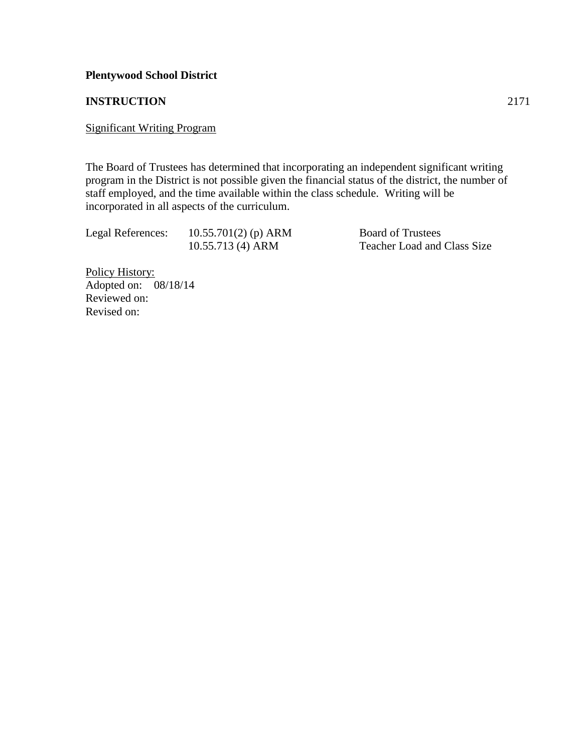**Plentywood School District**

**INSTRUCTION** 2171

Significant Writing Program

The Board of Trustees has determined that incorporating an independent significant writing program in the District is not possible given the financial status of the district, the number of staff employed, and the time available within the class schedule. Writing will be incorporated in all aspects of the curriculum.

| Legal References: | 10.55.701(2) (p) ARM | Board of Trustees |
|---|---|---|
| | 10.55.713 (4) ARM | Teacher Load and Class Size |

Policy History:
Adopted on: 08/18/14
Reviewed on:
Revised on: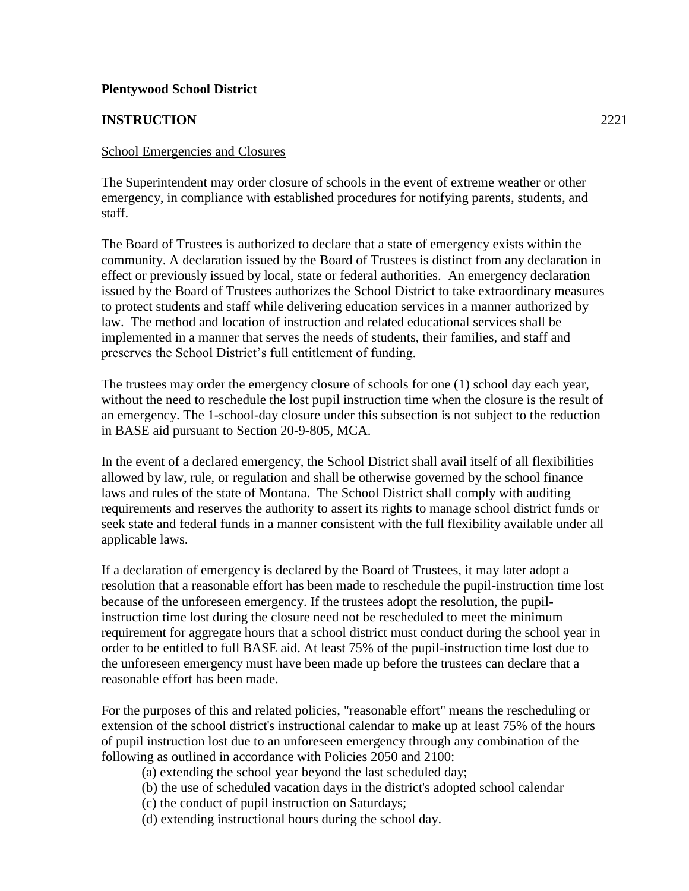**Plentywood School District**

**INSTRUCTION** 2221

School Emergencies and Closures

The Superintendent may order closure of schools in the event of extreme weather or other emergency, in compliance with established procedures for notifying parents, students, and staff.

The Board of Trustees is authorized to declare that a state of emergency exists within the community. A declaration issued by the Board of Trustees is distinct from any declaration in effect or previously issued by local, state or federal authorities. An emergency declaration issued by the Board of Trustees authorizes the School District to take extraordinary measures to protect students and staff while delivering education services in a manner authorized by law. The method and location of instruction and related educational services shall be implemented in a manner that serves the needs of students, their families, and staff and preserves the School District's full entitlement of funding.

The trustees may order the emergency closure of schools for one (1) school day each year, without the need to reschedule the lost pupil instruction time when the closure is the result of an emergency. The 1-school-day closure under this subsection is not subject to the reduction in BASE aid pursuant to Section 20-9-805, MCA.

In the event of a declared emergency, the School District shall avail itself of all flexibilities allowed by law, rule, or regulation and shall be otherwise governed by the school finance laws and rules of the state of Montana. The School District shall comply with auditing requirements and reserves the authority to assert its rights to manage school district funds or seek state and federal funds in a manner consistent with the full flexibility available under all applicable laws.

If a declaration of emergency is declared by the Board of Trustees, it may later adopt a resolution that a reasonable effort has been made to reschedule the pupil-instruction time lost because of the unforeseen emergency. If the trustees adopt the resolution, the pupil-instruction time lost during the closure need not be rescheduled to meet the minimum requirement for aggregate hours that a school district must conduct during the school year in order to be entitled to full BASE aid. At least 75% of the pupil-instruction time lost due to the unforeseen emergency must have been made up before the trustees can declare that a reasonable effort has been made.

For the purposes of this and related policies, "reasonable effort" means the rescheduling or extension of the school district's instructional calendar to make up at least 75% of the hours of pupil instruction lost due to an unforeseen emergency through any combination of the following as outlined in accordance with Policies 2050 and 2100:

(a) extending the school year beyond the last scheduled day;
(b) the use of scheduled vacation days in the district's adopted school calendar
(c) the conduct of pupil instruction on Saturdays;
(d) extending instructional hours during the school day.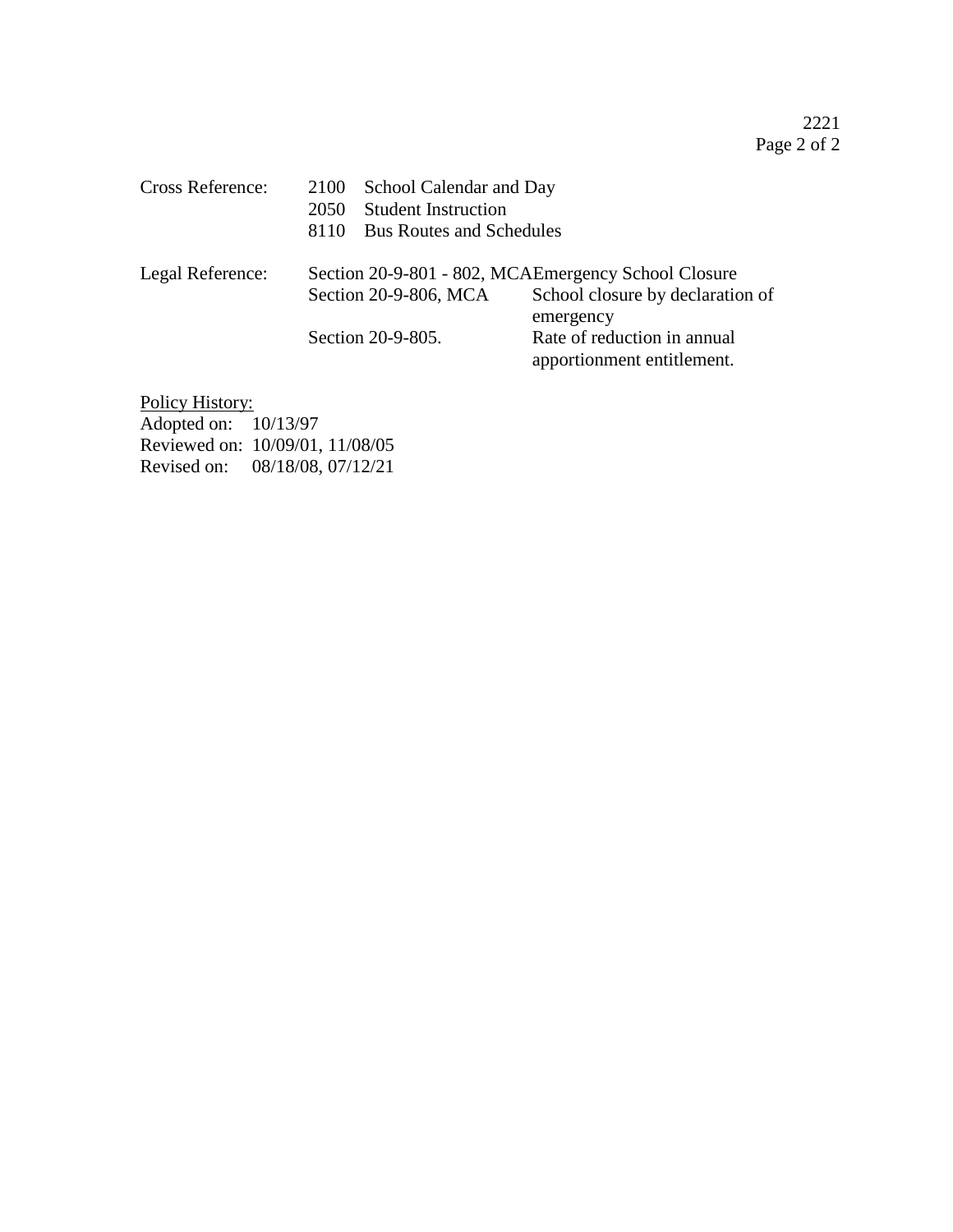Cross Reference:

| | |
|---|---|
| 2100 | School Calendar and Day |
| 2050 | Student Instruction |
| 8110 | Bus Routes and Schedules |

Legal Reference:

| | |
|---|---|
| Section 20-9-801 - 802, MCA | Emergency School Closure |
| Section 20-9-806, MCA | School closure by declaration of emergency |
| Section 20-9-805. | Rate of reduction in annual apportionment entitlement. |

Policy History:
Adopted on: 10/13/97
Reviewed on: 10/09/01, 11/08/05
Revised on: 08/18/08, 07/12/21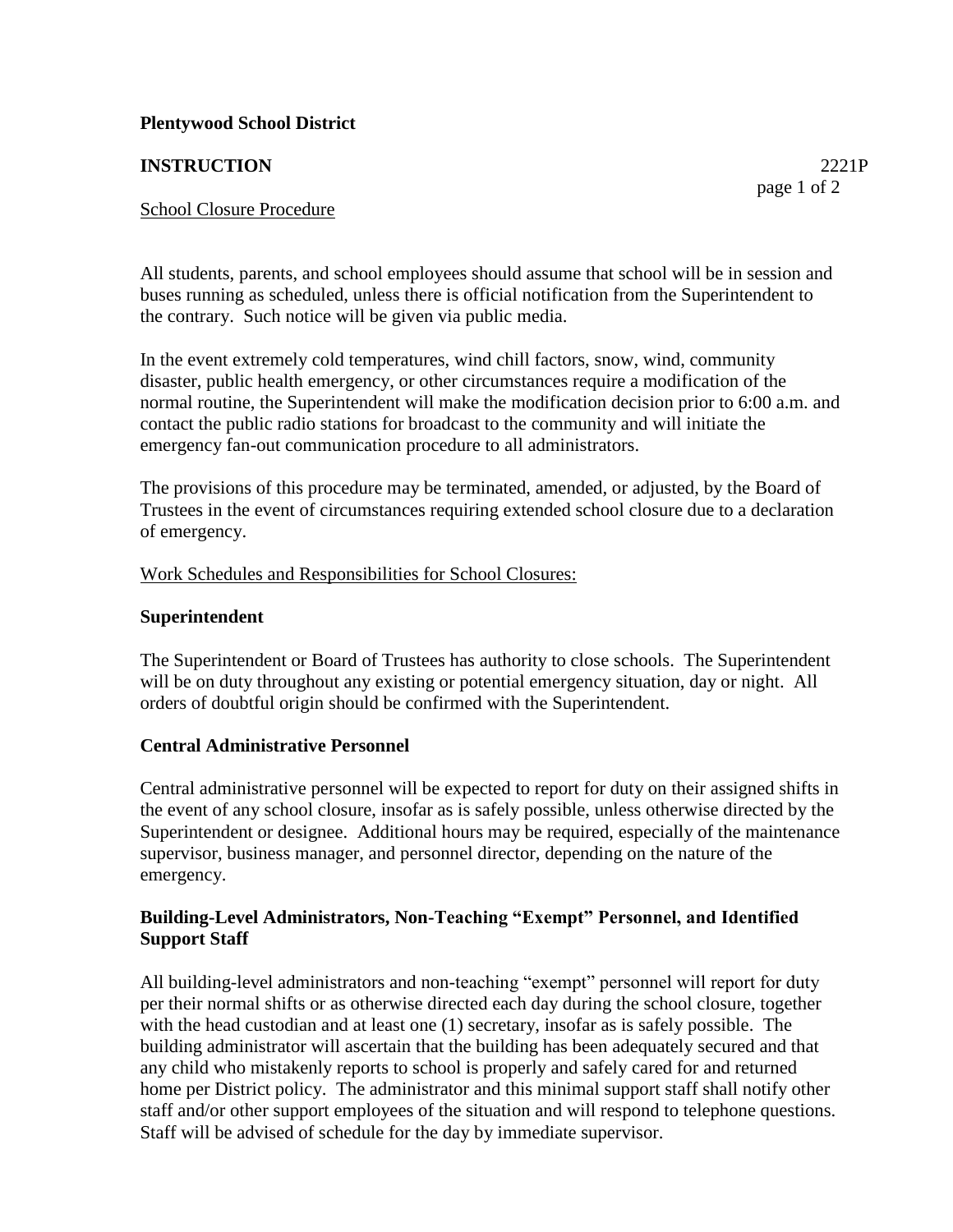**Plentywood School District**

**INSTRUCTION** 2221P

School Closure Procedure

All students, parents, and school employees should assume that school will be in session and buses running as scheduled, unless there is official notification from the Superintendent to the contrary. Such notice will be given via public media.

In the event extremely cold temperatures, wind chill factors, snow, wind, community disaster, public health emergency, or other circumstances require a modification of the normal routine, the Superintendent will make the modification decision prior to 6:00 a.m. and contact the public radio stations for broadcast to the community and will initiate the emergency fan-out communication procedure to all administrators.

The provisions of this procedure may be terminated, amended, or adjusted, by the Board of Trustees in the event of circumstances requiring extended school closure due to a declaration of emergency.

Work Schedules and Responsibilities for School Closures:

**Superintendent**

The Superintendent or Board of Trustees has authority to close schools. The Superintendent will be on duty throughout any existing or potential emergency situation, day or night. All orders of doubtful origin should be confirmed with the Superintendent.

**Central Administrative Personnel**

Central administrative personnel will be expected to report for duty on their assigned shifts in the event of any school closure, insofar as is safely possible, unless otherwise directed by the Superintendent or designee. Additional hours may be required, especially of the maintenance supervisor, business manager, and personnel director, depending on the nature of the emergency.

**Building-Level Administrators, Non-Teaching "Exempt" Personnel, and Identified Support Staff**

All building-level administrators and non-teaching "exempt" personnel will report for duty per their normal shifts or as otherwise directed each day during the school closure, together with the head custodian and at least one (1) secretary, insofar as is safely possible. The building administrator will ascertain that the building has been adequately secured and that any child who mistakenly reports to school is properly and safely cared for and returned home per District policy. The administrator and this minimal support staff shall notify other staff and/or other support employees of the situation and will respond to telephone questions. Staff will be advised of schedule for the day by immediate supervisor.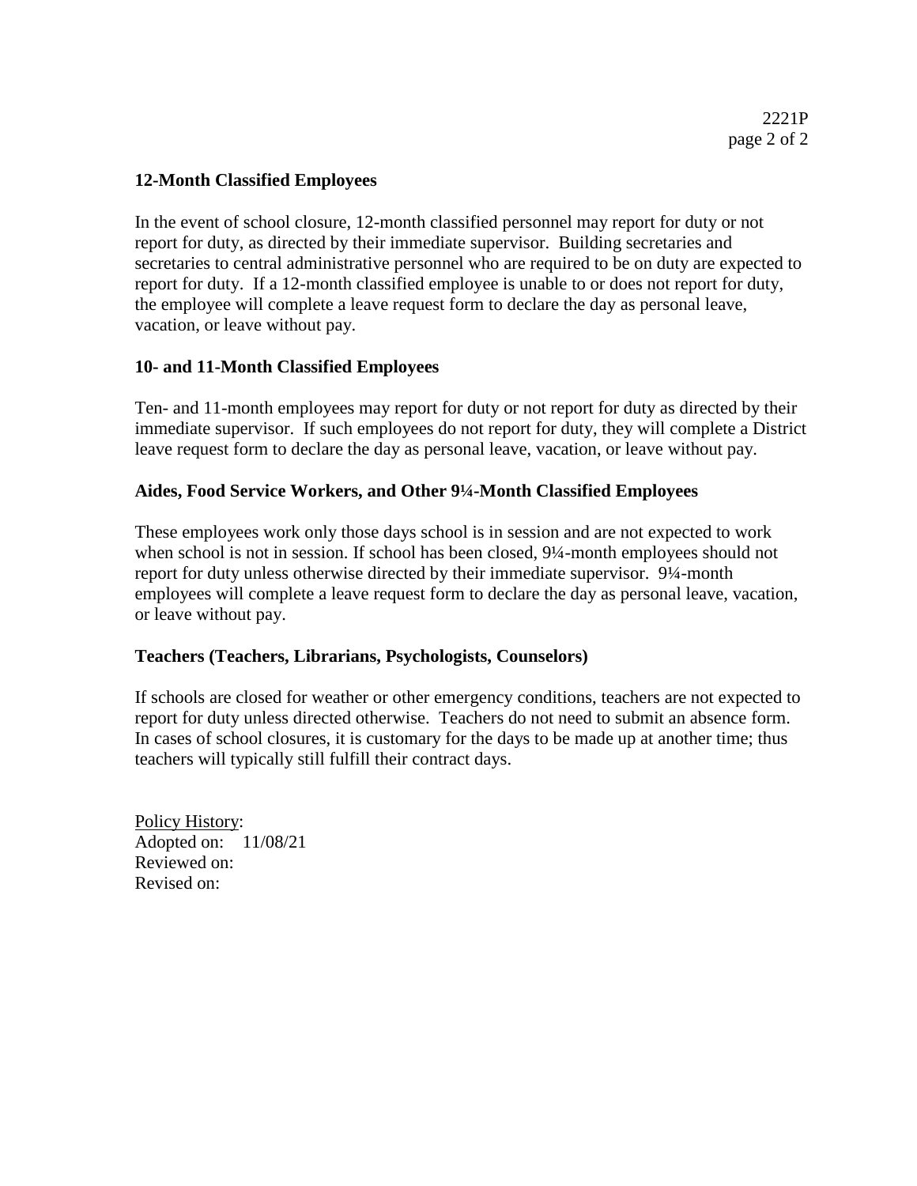### 12-Month Classified Employees

In the event of school closure, 12-month classified personnel may report for duty or not report for duty, as directed by their immediate supervisor. Building secretaries and secretaries to central administrative personnel who are required to be on duty are expected to report for duty. If a 12-month classified employee is unable to or does not report for duty, the employee will complete a leave request form to declare the day as personal leave, vacation, or leave without pay.

### 10- and 11-Month Classified Employees

Ten- and 11-month employees may report for duty or not report for duty as directed by their immediate supervisor. If such employees do not report for duty, they will complete a District leave request form to declare the day as personal leave, vacation, or leave without pay.

### Aides, Food Service Workers, and Other 9¼-Month Classified Employees

These employees work only those days school is in session and are not expected to work when school is not in session. If school has been closed, 9¼-month employees should not report for duty unless otherwise directed by their immediate supervisor. 9¼-month employees will complete a leave request form to declare the day as personal leave, vacation, or leave without pay.

### Teachers (Teachers, Librarians, Psychologists, Counselors)

If schools are closed for weather or other emergency conditions, teachers are not expected to report for duty unless directed otherwise. Teachers do not need to submit an absence form. In cases of school closures, it is customary for the days to be made up at another time; thus teachers will typically still fulfill their contract days.

Policy History:
Adopted on: 11/08/21
Reviewed on:
Revised on: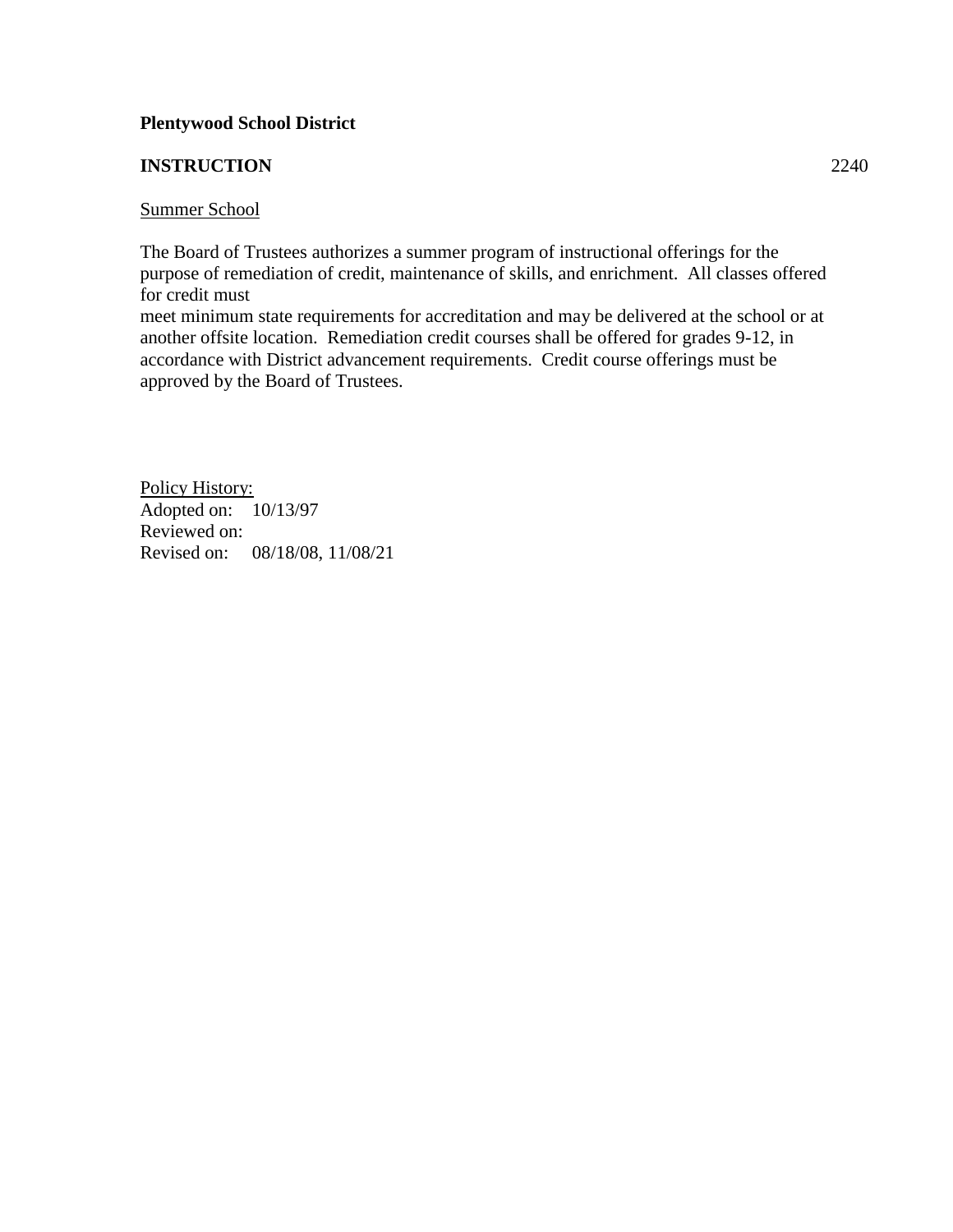**Plentywood School District**

**INSTRUCTION** 2240

Summer School

The Board of Trustees authorizes a summer program of instructional offerings for the purpose of remediation of credit, maintenance of skills, and enrichment. All classes offered for credit must
meet minimum state requirements for accreditation and may be delivered at the school or at another offsite location. Remediation credit courses shall be offered for grades 9-12, in accordance with District advancement requirements. Credit course offerings must be approved by the Board of Trustees.

Policy History:
Adopted on: 10/13/97
Reviewed on:
Revised on: 08/18/08, 11/08/21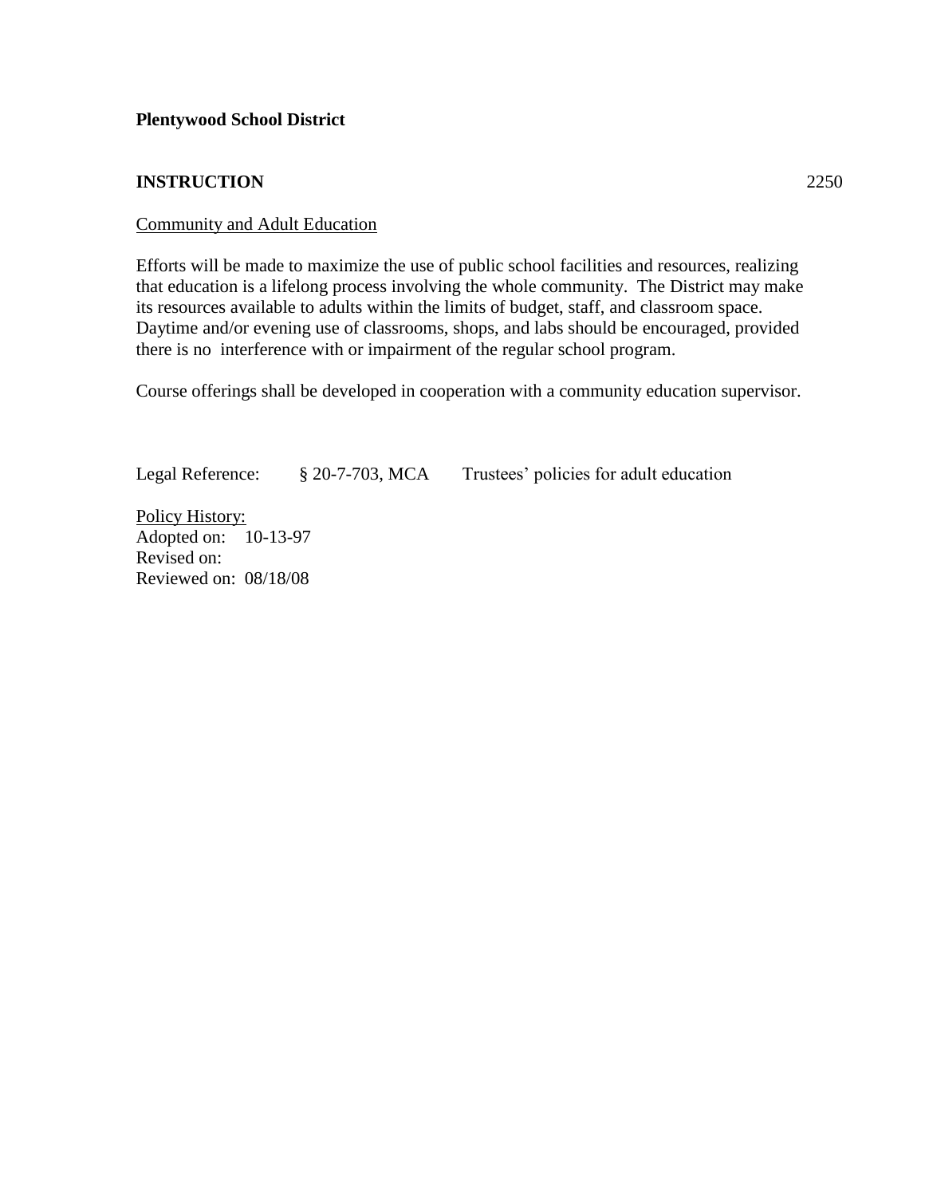**Plentywood School District**

**INSTRUCTION** 2250

Community and Adult Education

Efforts will be made to maximize the use of public school facilities and resources, realizing that education is a lifelong process involving the whole community. The District may make its resources available to adults within the limits of budget, staff, and classroom space. Daytime and/or evening use of classrooms, shops, and labs should be encouraged, provided there is no interference with or impairment of the regular school program.

Course offerings shall be developed in cooperation with a community education supervisor.

Legal Reference: § 20-7-703, MCA Trustees' policies for adult education

Policy History:
Adopted on: 10-13-97
Revised on:
Reviewed on: 08/18/08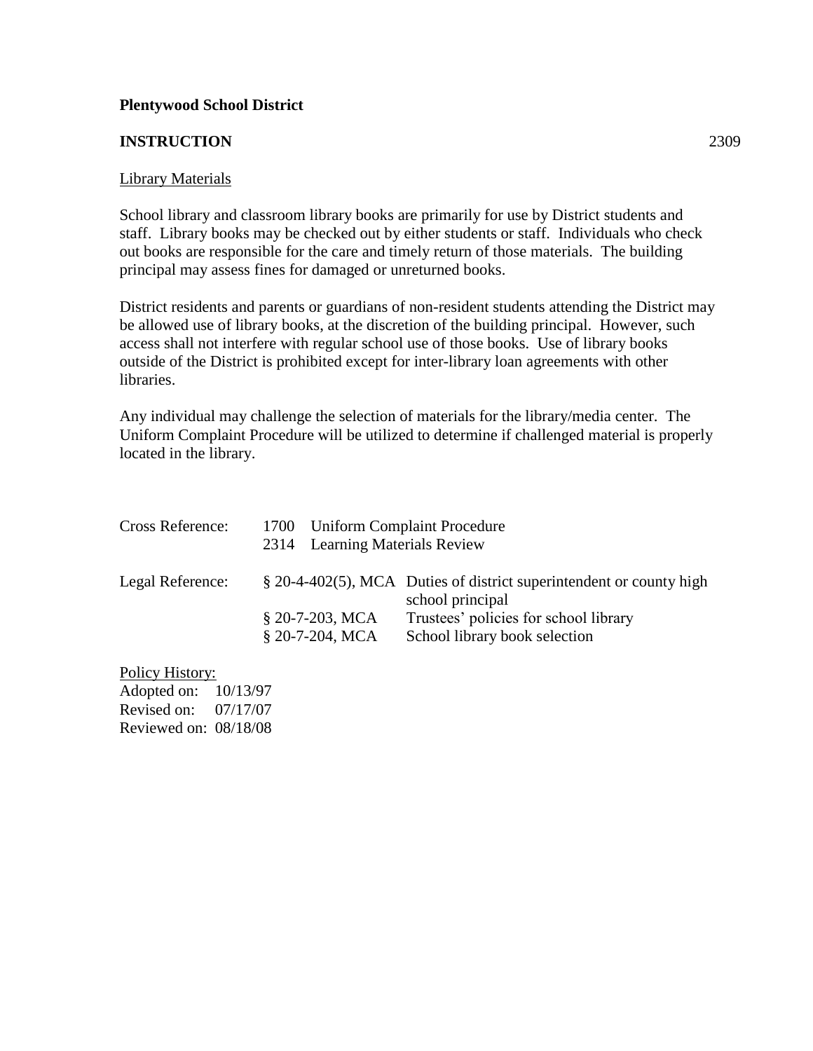**Plentywood School District**

**INSTRUCTION** 2309

Library Materials

School library and classroom library books are primarily for use by District students and staff. Library books may be checked out by either students or staff. Individuals who check out books are responsible for the care and timely return of those materials. The building principal may assess fines for damaged or unreturned books.

District residents and parents or guardians of non-resident students attending the District may be allowed use of library books, at the discretion of the building principal. However, such access shall not interfere with regular school use of those books. Use of library books outside of the District is prohibited except for inter-library loan agreements with other libraries.

Any individual may challenge the selection of materials for the library/media center. The Uniform Complaint Procedure will be utilized to determine if challenged material is properly located in the library.

| | | |
|---|---|---|
| Cross Reference: | 1700 | Uniform Complaint Procedure |
| | 2314 | Learning Materials Review |
| Legal Reference: | § 20-4-402(5), MCA | Duties of district superintendent or county high school principal |
| | § 20-7-203, MCA | Trustees' policies for school library |
| | § 20-7-204, MCA | School library book selection |

Policy History:
Adopted on: 10/13/97
Revised on: 07/17/07
Reviewed on: 08/18/08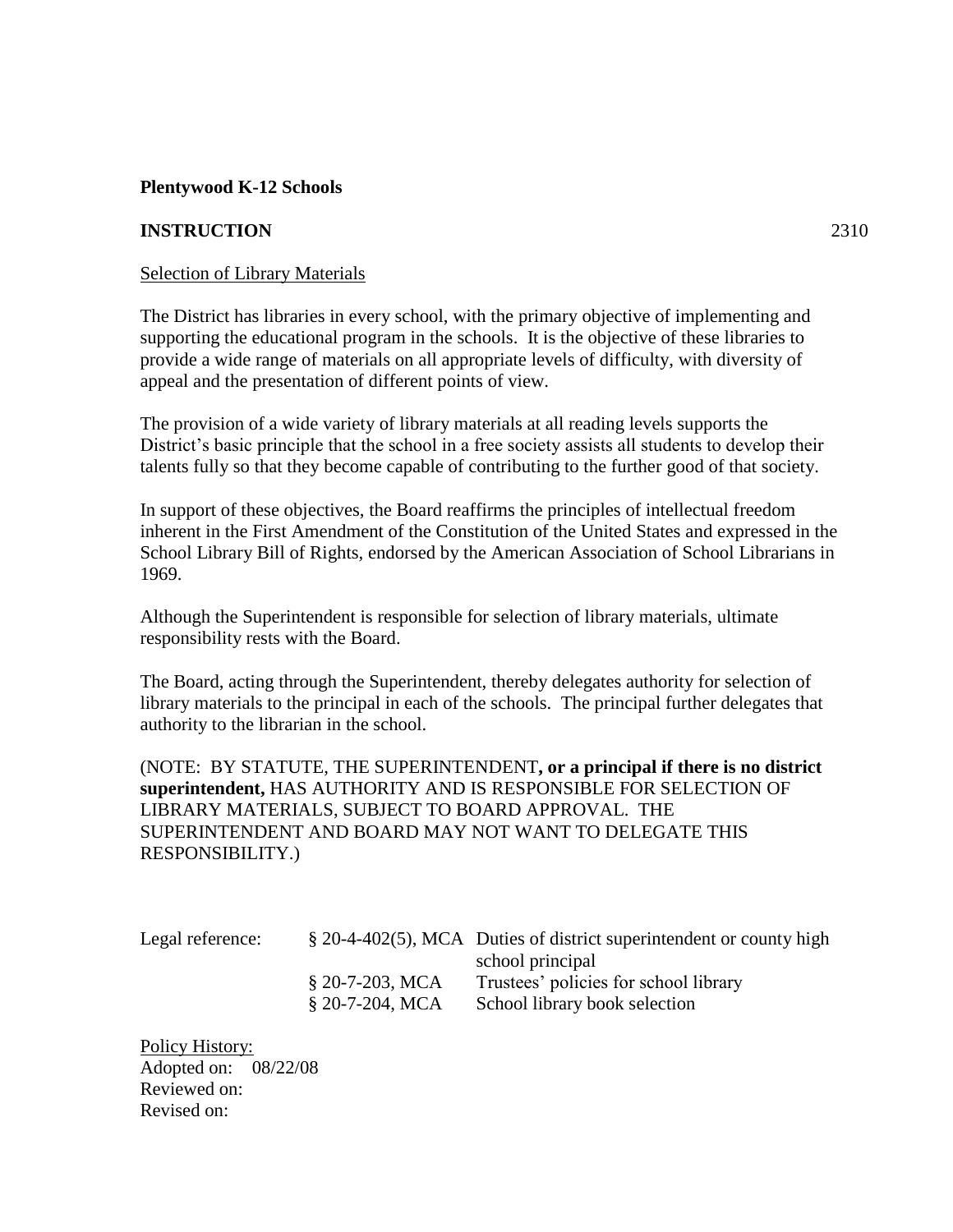**Plentywood K-12 Schools**

**INSTRUCTION** 2310

Selection of Library Materials

The District has libraries in every school, with the primary objective of implementing and supporting the educational program in the schools. It is the objective of these libraries to provide a wide range of materials on all appropriate levels of difficulty, with diversity of appeal and the presentation of different points of view.

The provision of a wide variety of library materials at all reading levels supports the District's basic principle that the school in a free society assists all students to develop their talents fully so that they become capable of contributing to the further good of that society.

In support of these objectives, the Board reaffirms the principles of intellectual freedom inherent in the First Amendment of the Constitution of the United States and expressed in the School Library Bill of Rights, endorsed by the American Association of School Librarians in 1969.

Although the Superintendent is responsible for selection of library materials, ultimate responsibility rests with the Board.

The Board, acting through the Superintendent, thereby delegates authority for selection of library materials to the principal in each of the schools. The principal further delegates that authority to the librarian in the school.

(NOTE: BY STATUTE, THE SUPERINTENDENT**, or a principal if there is no district superintendent,** HAS AUTHORITY AND IS RESPONSIBLE FOR SELECTION OF LIBRARY MATERIALS, SUBJECT TO BOARD APPROVAL. THE SUPERINTENDENT AND BOARD MAY NOT WANT TO DELEGATE THIS RESPONSIBILITY.)

| Legal reference: | § 20-4-402(5), MCA | Duties of district superintendent or county high school principal |
|---|---|---|
| | § 20-7-203, MCA | Trustees' policies for school library |
| | § 20-7-204, MCA | School library book selection |

Policy History:
Adopted on: 08/22/08
Reviewed on:
Revised on: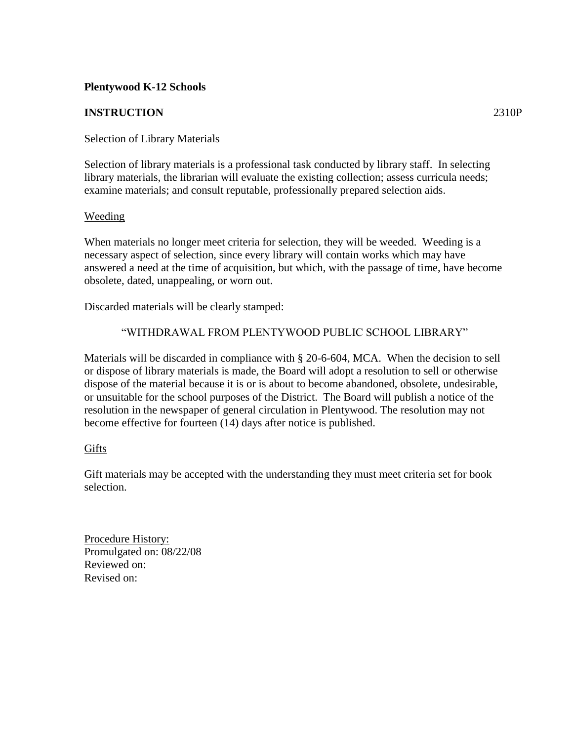**Plentywood K-12 Schools**

**INSTRUCTION** 2310P

Selection of Library Materials

Selection of library materials is a professional task conducted by library staff. In selecting library materials, the librarian will evaluate the existing collection; assess curricula needs; examine materials; and consult reputable, professionally prepared selection aids.

Weeding

When materials no longer meet criteria for selection, they will be weeded. Weeding is a necessary aspect of selection, since every library will contain works which may have answered a need at the time of acquisition, but which, with the passage of time, have become obsolete, dated, unappealing, or worn out.

Discarded materials will be clearly stamped:

"WITHDRAWAL FROM PLENTYWOOD PUBLIC SCHOOL LIBRARY"

Materials will be discarded in compliance with § 20-6-604, MCA. When the decision to sell or dispose of library materials is made, the Board will adopt a resolution to sell or otherwise dispose of the material because it is or is about to become abandoned, obsolete, undesirable, or unsuitable for the school purposes of the District. The Board will publish a notice of the resolution in the newspaper of general circulation in Plentywood. The resolution may not become effective for fourteen (14) days after notice is published.

Gifts

Gift materials may be accepted with the understanding they must meet criteria set for book selection.

Procedure History:
Promulgated on: 08/22/08
Reviewed on:
Revised on: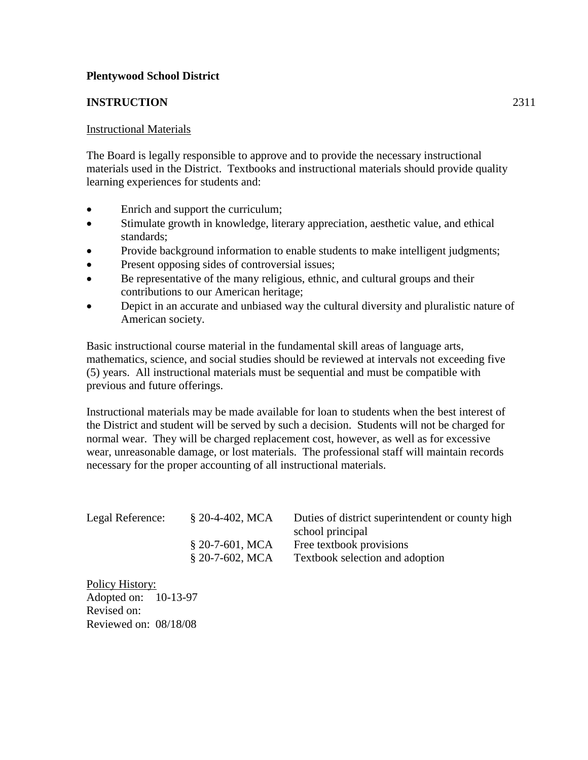**Plentywood School District**

**INSTRUCTION** 2311

Instructional Materials

The Board is legally responsible to approve and to provide the necessary instructional materials used in the District. Textbooks and instructional materials should provide quality learning experiences for students and:

- Enrich and support the curriculum;
- Stimulate growth in knowledge, literary appreciation, aesthetic value, and ethical standards;
- Provide background information to enable students to make intelligent judgments;
- Present opposing sides of controversial issues;
- Be representative of the many religious, ethnic, and cultural groups and their contributions to our American heritage;
- Depict in an accurate and unbiased way the cultural diversity and pluralistic nature of American society.

Basic instructional course material in the fundamental skill areas of language arts, mathematics, science, and social studies should be reviewed at intervals not exceeding five (5) years. All instructional materials must be sequential and must be compatible with previous and future offerings.

Instructional materials may be made available for loan to students when the best interest of the District and student will be served by such a decision. Students will not be charged for normal wear. They will be charged replacement cost, however, as well as for excessive wear, unreasonable damage, or lost materials. The professional staff will maintain records necessary for the proper accounting of all instructional materials.

| Legal Reference: | § 20-4-402, MCA | Duties of district superintendent or county high school principal |
|---|---|---|
| | § 20-7-601, MCA | Free textbook provisions |
| | § 20-7-602, MCA | Textbook selection and adoption |

Policy History:
Adopted on: 10-13-97
Revised on:
Reviewed on: 08/18/08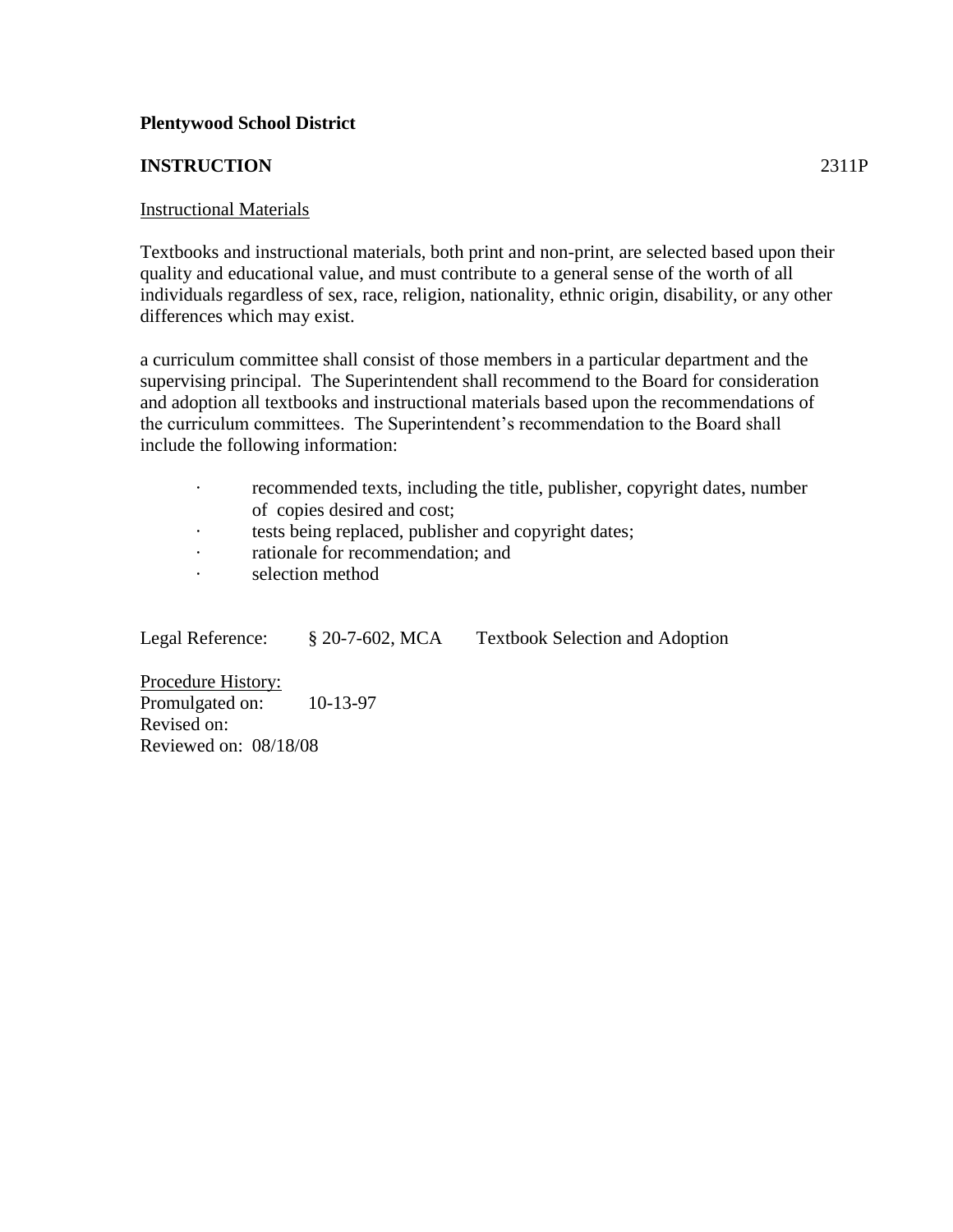**Plentywood School District**

**INSTRUCTION** 2311P

Instructional Materials

Textbooks and instructional materials, both print and non-print, are selected based upon their quality and educational value, and must contribute to a general sense of the worth of all individuals regardless of sex, race, religion, nationality, ethnic origin, disability, or any other differences which may exist.

a curriculum committee shall consist of those members in a particular department and the supervising principal. The Superintendent shall recommend to the Board for consideration and adoption all textbooks and instructional materials based upon the recommendations of the curriculum committees. The Superintendent's recommendation to the Board shall include the following information:

- recommended texts, including the title, publisher, copyright dates, number of copies desired and cost;
- tests being replaced, publisher and copyright dates;
- rationale for recommendation; and
- selection method

Legal Reference: § 20-7-602, MCA Textbook Selection and Adoption

Procedure History:
Promulgated on: 10-13-97
Revised on:
Reviewed on: 08/18/08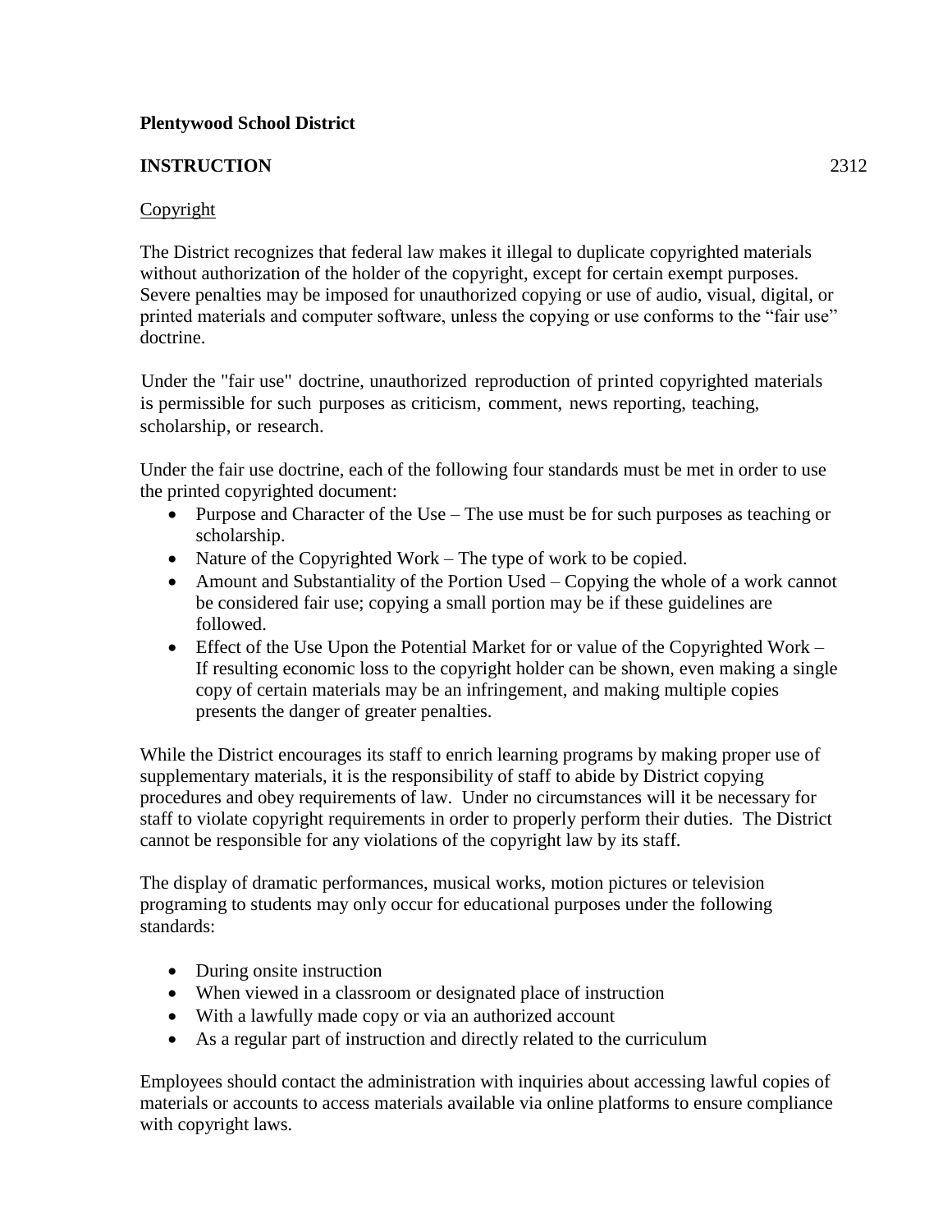**Plentywood School District**

**INSTRUCTION** 2312

Copyright

The District recognizes that federal law makes it illegal to duplicate copyrighted materials without authorization of the holder of the copyright, except for certain exempt purposes. Severe penalties may be imposed for unauthorized copying or use of audio, visual, digital, or printed materials and computer software, unless the copying or use conforms to the "fair use" doctrine.

Under the "fair use" doctrine, unauthorized reproduction of printed copyrighted materials is permissible for such purposes as criticism, comment, news reporting, teaching, scholarship, or research.

Under the fair use doctrine, each of the following four standards must be met in order to use the printed copyrighted document:

- Purpose and Character of the Use – The use must be for such purposes as teaching or scholarship.
- Nature of the Copyrighted Work – The type of work to be copied.
- Amount and Substantiality of the Portion Used – Copying the whole of a work cannot be considered fair use; copying a small portion may be if these guidelines are followed.
- Effect of the Use Upon the Potential Market for or value of the Copyrighted Work – If resulting economic loss to the copyright holder can be shown, even making a single copy of certain materials may be an infringement, and making multiple copies presents the danger of greater penalties.

While the District encourages its staff to enrich learning programs by making proper use of supplementary materials, it is the responsibility of staff to abide by District copying procedures and obey requirements of law. Under no circumstances will it be necessary for staff to violate copyright requirements in order to properly perform their duties. The District cannot be responsible for any violations of the copyright law by its staff.

The display of dramatic performances, musical works, motion pictures or television programing to students may only occur for educational purposes under the following standards:

- During onsite instruction
- When viewed in a classroom or designated place of instruction
- With a lawfully made copy or via an authorized account
- As a regular part of instruction and directly related to the curriculum

Employees should contact the administration with inquiries about accessing lawful copies of materials or accounts to access materials available via online platforms to ensure compliance with copyright laws.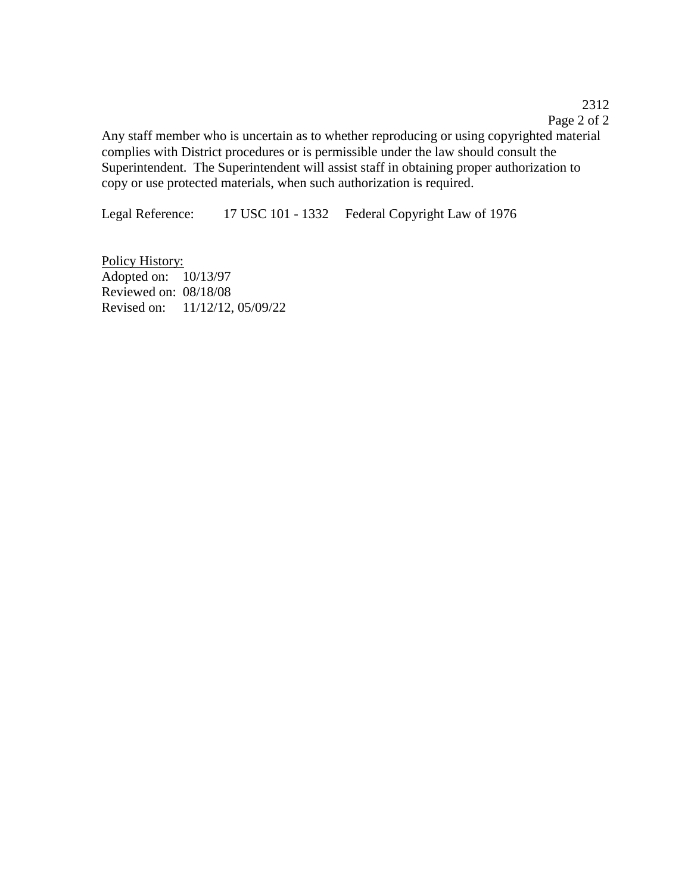Any staff member who is uncertain as to whether reproducing or using copyrighted material complies with District procedures or is permissible under the law should consult the Superintendent. The Superintendent will assist staff in obtaining proper authorization to copy or use protected materials, when such authorization is required.

Legal Reference: 17 USC 101 - 1332 Federal Copyright Law of 1976

Policy History:
Adopted on: 10/13/97
Reviewed on: 08/18/08
Revised on: 11/12/12, 05/09/22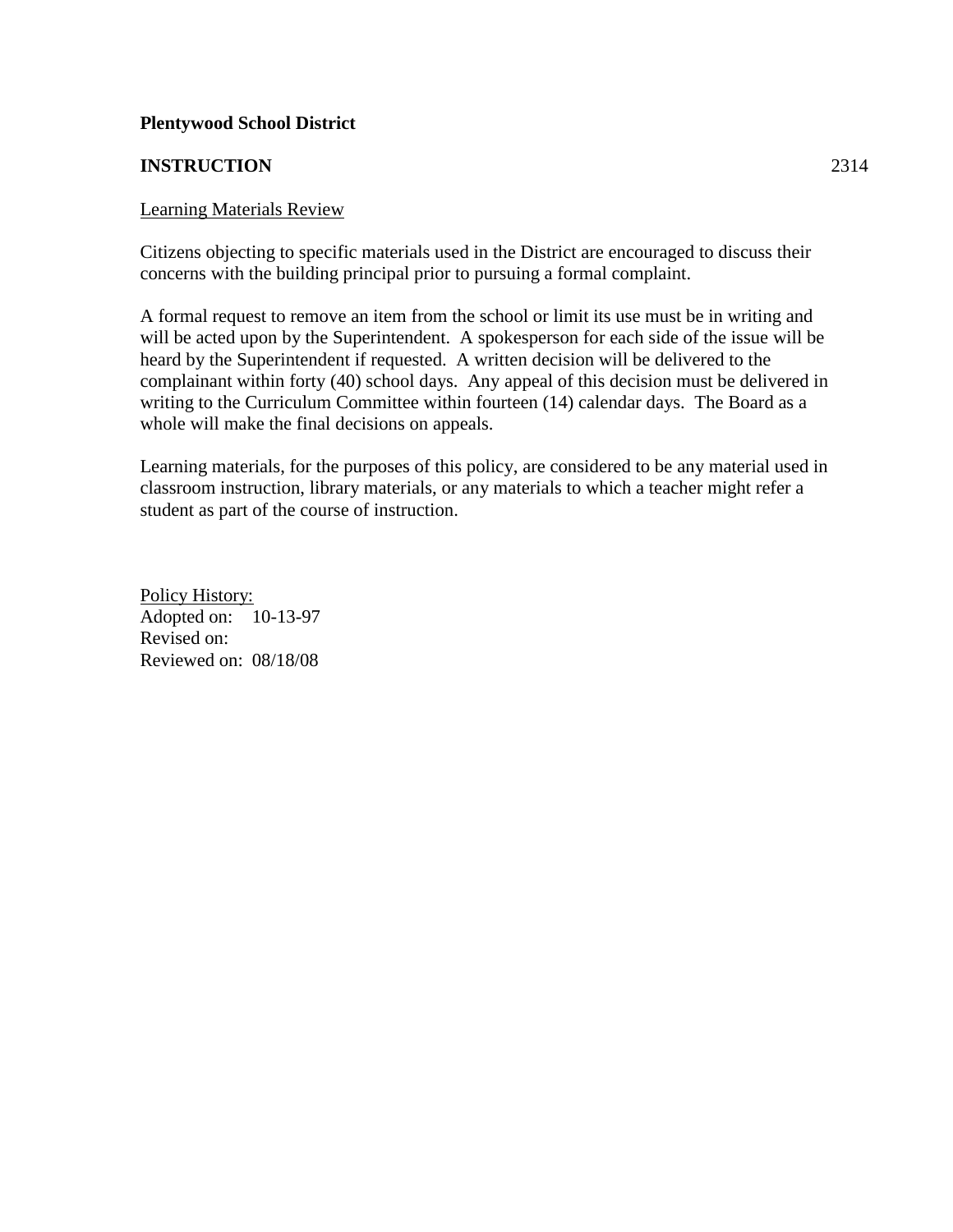**Plentywood School District**

**INSTRUCTION** 2314

Learning Materials Review

Citizens objecting to specific materials used in the District are encouraged to discuss their concerns with the building principal prior to pursuing a formal complaint.

A formal request to remove an item from the school or limit its use must be in writing and will be acted upon by the Superintendent. A spokesperson for each side of the issue will be heard by the Superintendent if requested. A written decision will be delivered to the complainant within forty (40) school days. Any appeal of this decision must be delivered in writing to the Curriculum Committee within fourteen (14) calendar days. The Board as a whole will make the final decisions on appeals.

Learning materials, for the purposes of this policy, are considered to be any material used in classroom instruction, library materials, or any materials to which a teacher might refer a student as part of the course of instruction.

Policy History:
Adopted on: 10-13-97
Revised on:
Reviewed on: 08/18/08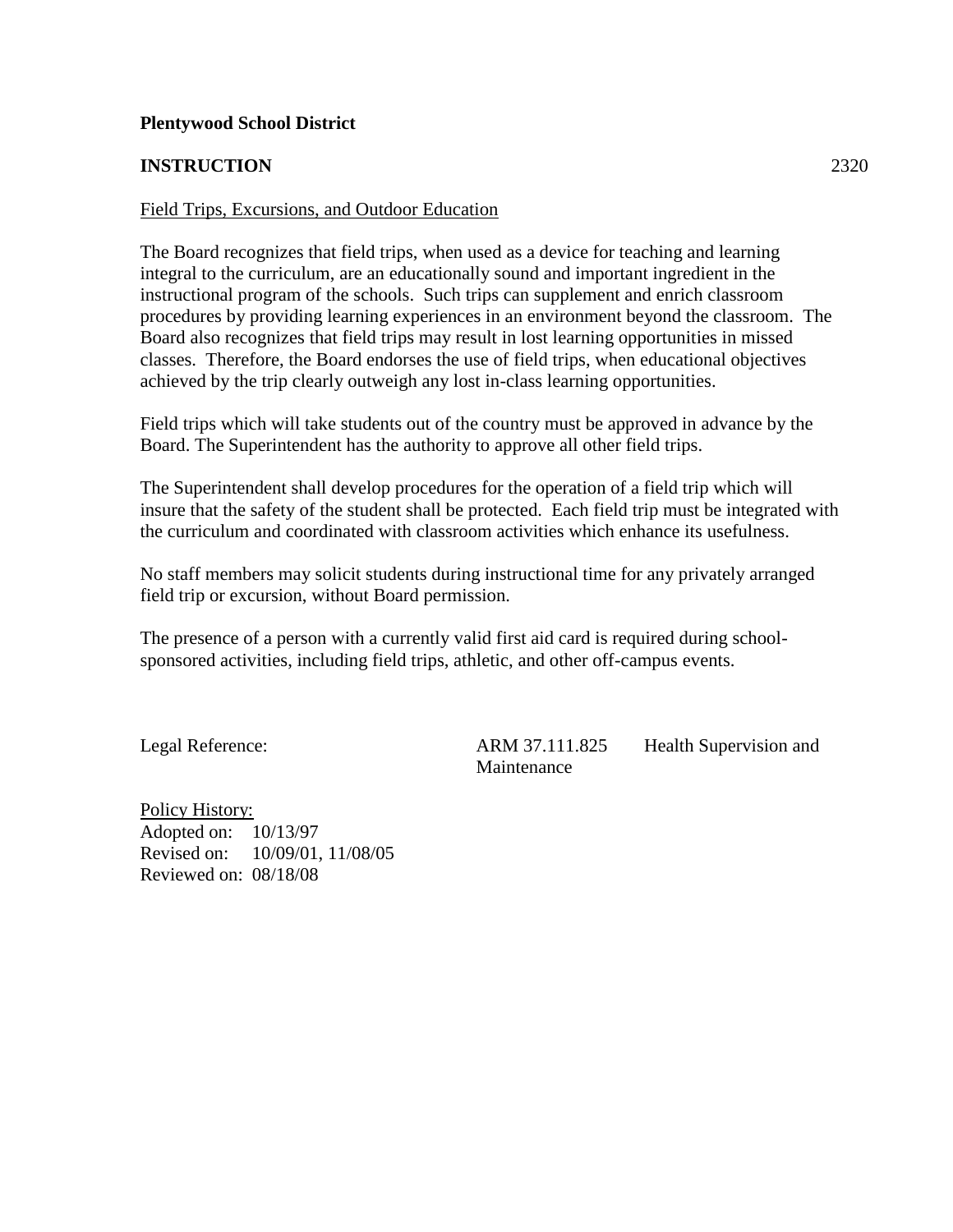**Plentywood School District**

**INSTRUCTION** 2320

Field Trips, Excursions, and Outdoor Education

The Board recognizes that field trips, when used as a device for teaching and learning integral to the curriculum, are an educationally sound and important ingredient in the instructional program of the schools. Such trips can supplement and enrich classroom procedures by providing learning experiences in an environment beyond the classroom. The Board also recognizes that field trips may result in lost learning opportunities in missed classes. Therefore, the Board endorses the use of field trips, when educational objectives achieved by the trip clearly outweigh any lost in-class learning opportunities.

Field trips which will take students out of the country must be approved in advance by the Board. The Superintendent has the authority to approve all other field trips.

The Superintendent shall develop procedures for the operation of a field trip which will insure that the safety of the student shall be protected. Each field trip must be integrated with the curriculum and coordinated with classroom activities which enhance its usefulness.

No staff members may solicit students during instructional time for any privately arranged field trip or excursion, without Board permission.

The presence of a person with a currently valid first aid card is required during school-sponsored activities, including field trips, athletic, and other off-campus events.

Legal Reference: ARM 37.111.825 Health Supervision and Maintenance

Policy History:
Adopted on: 10/13/97
Revised on: 10/09/01, 11/08/05
Reviewed on: 08/18/08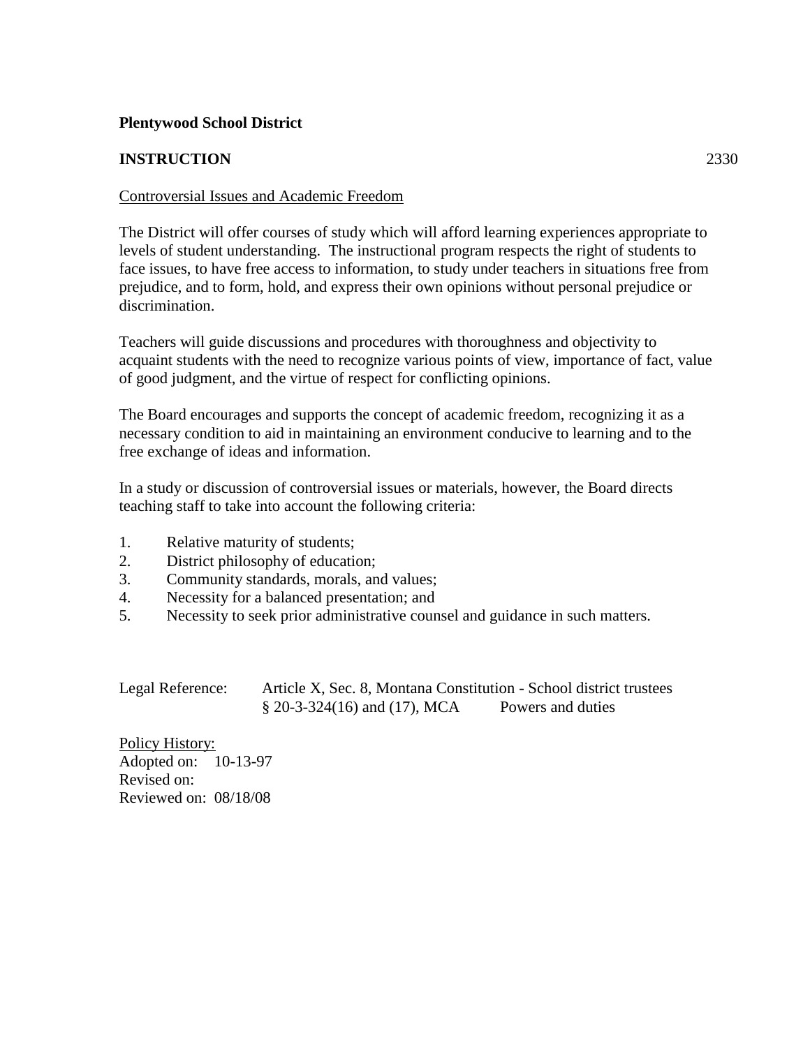**Plentywood School District**

**INSTRUCTION** 2330

Controversial Issues and Academic Freedom

The District will offer courses of study which will afford learning experiences appropriate to levels of student understanding. The instructional program respects the right of students to face issues, to have free access to information, to study under teachers in situations free from prejudice, and to form, hold, and express their own opinions without personal prejudice or discrimination.

Teachers will guide discussions and procedures with thoroughness and objectivity to acquaint students with the need to recognize various points of view, importance of fact, value of good judgment, and the virtue of respect for conflicting opinions.

The Board encourages and supports the concept of academic freedom, recognizing it as a necessary condition to aid in maintaining an environment conducive to learning and to the free exchange of ideas and information.

In a study or discussion of controversial issues or materials, however, the Board directs teaching staff to take into account the following criteria:

1. Relative maturity of students;
2. District philosophy of education;
3. Community standards, morals, and values;
4. Necessity for a balanced presentation; and
5. Necessity to seek prior administrative counsel and guidance in such matters.

Legal Reference: Article X, Sec. 8, Montana Constitution - School district trustees
§ 20-3-324(16) and (17), MCA Powers and duties

Policy History:
Adopted on: 10-13-97
Revised on:
Reviewed on: 08/18/08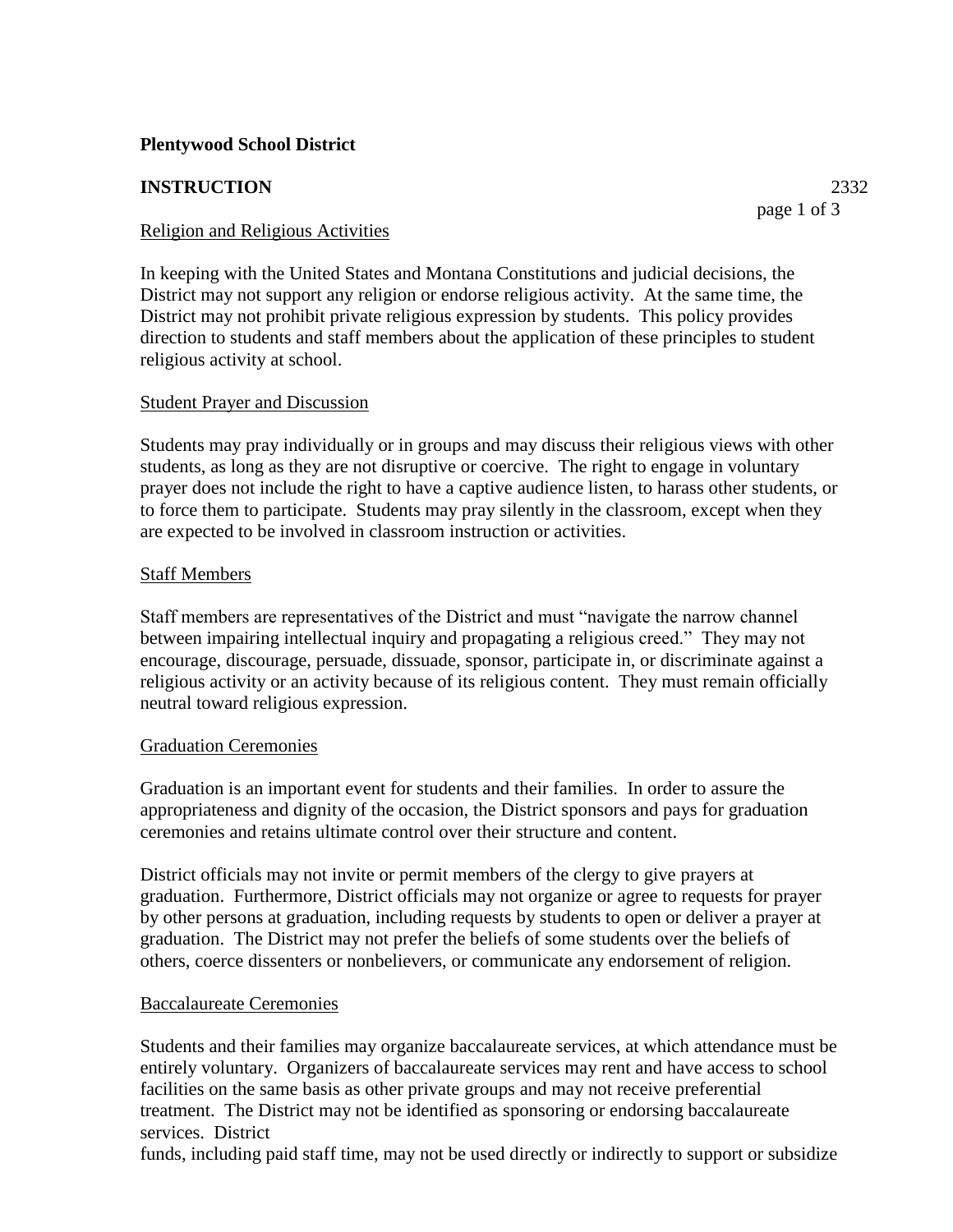**Plentywood School District**

**INSTRUCTION** 2332

Religion and Religious Activities

In keeping with the United States and Montana Constitutions and judicial decisions, the District may not support any religion or endorse religious activity. At the same time, the District may not prohibit private religious expression by students. This policy provides direction to students and staff members about the application of these principles to student religious activity at school.

Student Prayer and Discussion

Students may pray individually or in groups and may discuss their religious views with other students, as long as they are not disruptive or coercive. The right to engage in voluntary prayer does not include the right to have a captive audience listen, to harass other students, or to force them to participate. Students may pray silently in the classroom, except when they are expected to be involved in classroom instruction or activities.

Staff Members

Staff members are representatives of the District and must "navigate the narrow channel between impairing intellectual inquiry and propagating a religious creed." They may not encourage, discourage, persuade, dissuade, sponsor, participate in, or discriminate against a religious activity or an activity because of its religious content. They must remain officially neutral toward religious expression.

Graduation Ceremonies

Graduation is an important event for students and their families. In order to assure the appropriateness and dignity of the occasion, the District sponsors and pays for graduation ceremonies and retains ultimate control over their structure and content.

District officials may not invite or permit members of the clergy to give prayers at graduation. Furthermore, District officials may not organize or agree to requests for prayer by other persons at graduation, including requests by students to open or deliver a prayer at graduation. The District may not prefer the beliefs of some students over the beliefs of others, coerce dissenters or nonbelievers, or communicate any endorsement of religion.

Baccalaureate Ceremonies

Students and their families may organize baccalaureate services, at which attendance must be entirely voluntary. Organizers of baccalaureate services may rent and have access to school facilities on the same basis as other private groups and may not receive preferential treatment. The District may not be identified as sponsoring or endorsing baccalaureate services. District funds, including paid staff time, may not be used directly or indirectly to support or subsidize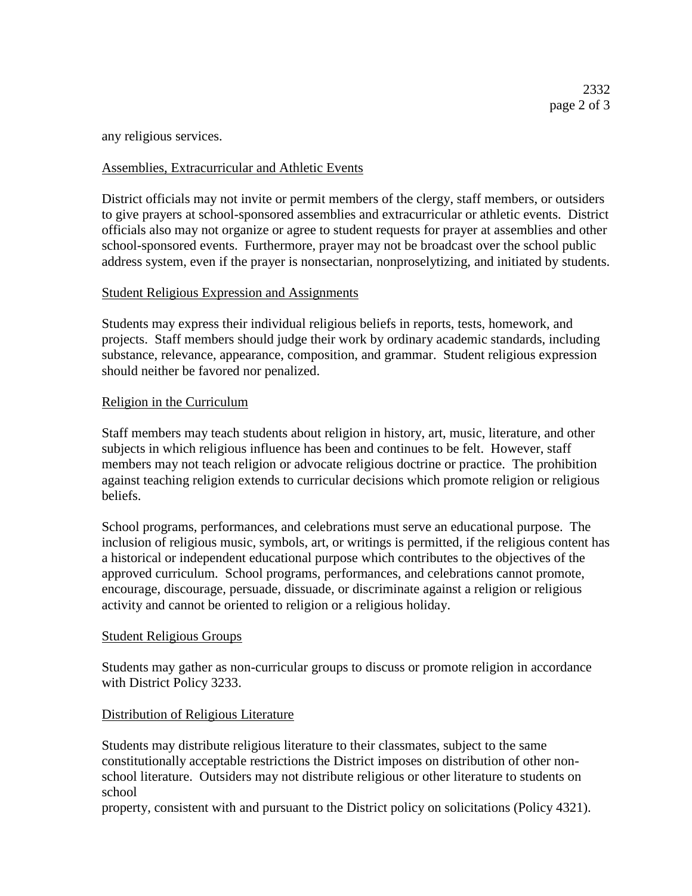any religious services.

Assemblies, Extracurricular and Athletic Events

District officials may not invite or permit members of the clergy, staff members, or outsiders to give prayers at school-sponsored assemblies and extracurricular or athletic events. District officials also may not organize or agree to student requests for prayer at assemblies and other school-sponsored events. Furthermore, prayer may not be broadcast over the school public address system, even if the prayer is nonsectarian, nonproselytizing, and initiated by students.

Student Religious Expression and Assignments

Students may express their individual religious beliefs in reports, tests, homework, and projects. Staff members should judge their work by ordinary academic standards, including substance, relevance, appearance, composition, and grammar. Student religious expression should neither be favored nor penalized.

Religion in the Curriculum

Staff members may teach students about religion in history, art, music, literature, and other subjects in which religious influence has been and continues to be felt. However, staff members may not teach religion or advocate religious doctrine or practice. The prohibition against teaching religion extends to curricular decisions which promote religion or religious beliefs.

School programs, performances, and celebrations must serve an educational purpose. The inclusion of religious music, symbols, art, or writings is permitted, if the religious content has a historical or independent educational purpose which contributes to the objectives of the approved curriculum. School programs, performances, and celebrations cannot promote, encourage, discourage, persuade, dissuade, or discriminate against a religion or religious activity and cannot be oriented to religion or a religious holiday.

Student Religious Groups

Students may gather as non-curricular groups to discuss or promote religion in accordance with District Policy 3233.

Distribution of Religious Literature

Students may distribute religious literature to their classmates, subject to the same constitutionally acceptable restrictions the District imposes on distribution of other non-school literature. Outsiders may not distribute religious or other literature to students on school property, consistent with and pursuant to the District policy on solicitations (Policy 4321).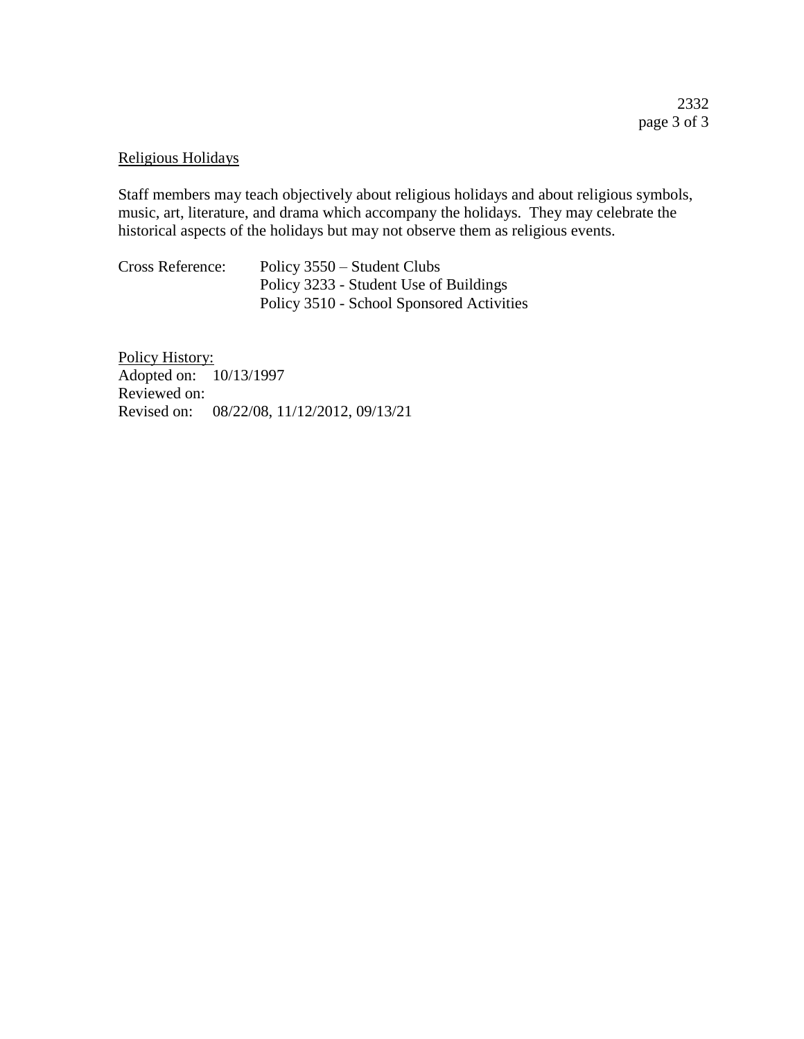## Religious Holidays

Staff members may teach objectively about religious holidays and about religious symbols, music, art, literature, and drama which accompany the holidays. They may celebrate the historical aspects of the holidays but may not observe them as religious events.

Cross Reference: Policy 3550 – Student Clubs
Policy 3233 - Student Use of Buildings
Policy 3510 - School Sponsored Activities

Policy History:
Adopted on: 10/13/1997
Reviewed on:
Revised on: 08/22/08, 11/12/2012, 09/13/21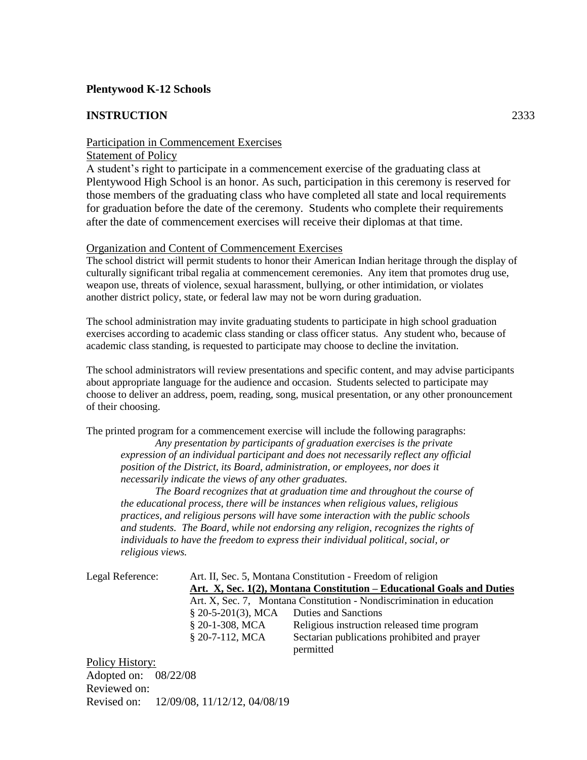**Plentywood K-12 Schools**

**INSTRUCTION** 2333

Participation in Commencement Exercises

Statement of Policy

A student's right to participate in a commencement exercise of the graduating class at Plentywood High School is an honor. As such, participation in this ceremony is reserved for those members of the graduating class who have completed all state and local requirements for graduation before the date of the ceremony. Students who complete their requirements after the date of commencement exercises will receive their diplomas at that time.

Organization and Content of Commencement Exercises

The school district will permit students to honor their American Indian heritage through the display of culturally significant tribal regalia at commencement ceremonies. Any item that promotes drug use, weapon use, threats of violence, sexual harassment, bullying, or other intimidation, or violates another district policy, state, or federal law may not be worn during graduation.

The school administration may invite graduating students to participate in high school graduation exercises according to academic class standing or class officer status. Any student who, because of academic class standing, is requested to participate may choose to decline the invitation.

The school administrators will review presentations and specific content, and may advise participants about appropriate language for the audience and occasion. Students selected to participate may choose to deliver an address, poem, reading, song, musical presentation, or any other pronouncement of their choosing.

The printed program for a commencement exercise will include the following paragraphs:

> *Any presentation by participants of graduation exercises is the private expression of an individual participant and does not necessarily reflect any official position of the District, its Board, administration, or employees, nor does it necessarily indicate the views of any other graduates.*
>
> *The Board recognizes that at graduation time and throughout the course of the educational process, there will be instances when religious values, religious practices, and religious persons will have some interaction with the public schools and students. The Board, while not endorsing any religion, recognizes the rights of individuals to have the freedom to express their individual political, social, or religious views.*

| Legal Reference: | | |
|---|---|---|
| | Art. II, Sec. 5, Montana Constitution - Freedom of religion | |
| | **Art. X, Sec. 1(2), Montana Constitution – Educational Goals and Duties** | |
| | Art. X, Sec. 7, Montana Constitution - Nondiscrimination in education | |
| | § 20-5-201(3), MCA | Duties and Sanctions |
| | § 20-1-308, MCA | Religious instruction released time program |
| | § 20-7-112, MCA | Sectarian publications prohibited and prayer permitted |

Policy History:

Adopted on: 08/22/08

Reviewed on:

Revised on: 12/09/08, 11/12/12, 04/08/19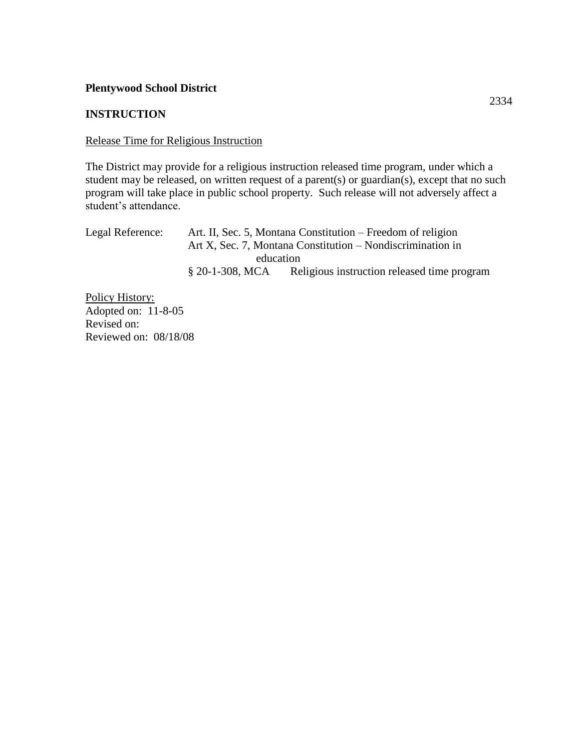**Plentywood School District**

2334

**INSTRUCTION**

Release Time for Religious Instruction

The District may provide for a religious instruction released time program, under which a student may be released, on written request of a parent(s) or guardian(s), except that no such program will take place in public school property. Such release will not adversely affect a student's attendance.

| Legal Reference: | Art. II, Sec. 5, Montana Constitution – Freedom of religion | |
|---|---|---|
| | Art X, Sec. 7, Montana Constitution – Nondiscrimination in education | |
| | § 20-1-308, MCA | Religious instruction released time program |

Policy History:
Adopted on: 11-8-05
Revised on:
Reviewed on: 08/18/08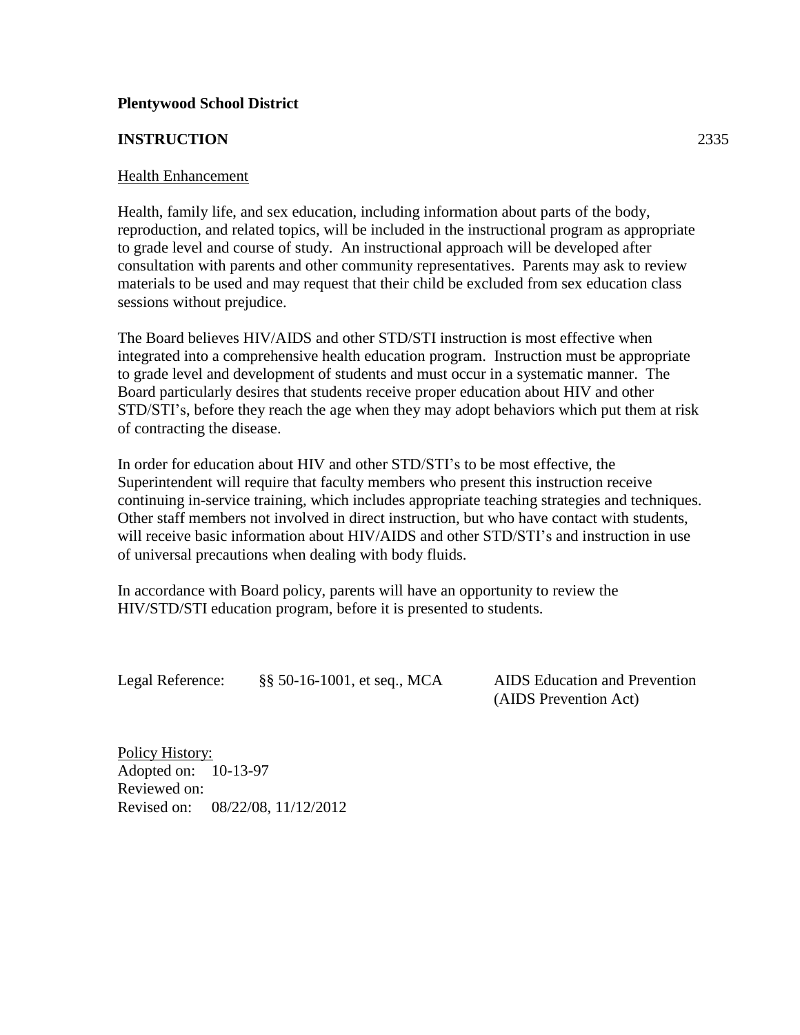**Plentywood School District**

**INSTRUCTION** 2335

Health Enhancement

Health, family life, and sex education, including information about parts of the body, reproduction, and related topics, will be included in the instructional program as appropriate to grade level and course of study. An instructional approach will be developed after consultation with parents and other community representatives. Parents may ask to review materials to be used and may request that their child be excluded from sex education class sessions without prejudice.

The Board believes HIV/AIDS and other STD/STI instruction is most effective when integrated into a comprehensive health education program. Instruction must be appropriate to grade level and development of students and must occur in a systematic manner. The Board particularly desires that students receive proper education about HIV and other STD/STI's, before they reach the age when they may adopt behaviors which put them at risk of contracting the disease.

In order for education about HIV and other STD/STI's to be most effective, the Superintendent will require that faculty members who present this instruction receive continuing in-service training, which includes appropriate teaching strategies and techniques. Other staff members not involved in direct instruction, but who have contact with students, will receive basic information about HIV/AIDS and other STD/STI's and instruction in use of universal precautions when dealing with body fluids.

In accordance with Board policy, parents will have an opportunity to review the HIV/STD/STI education program, before it is presented to students.

Legal Reference: §§ 50-16-1001, et seq., MCA AIDS Education and Prevention (AIDS Prevention Act)

Policy History:
Adopted on: 10-13-97
Reviewed on:
Revised on: 08/22/08, 11/12/2012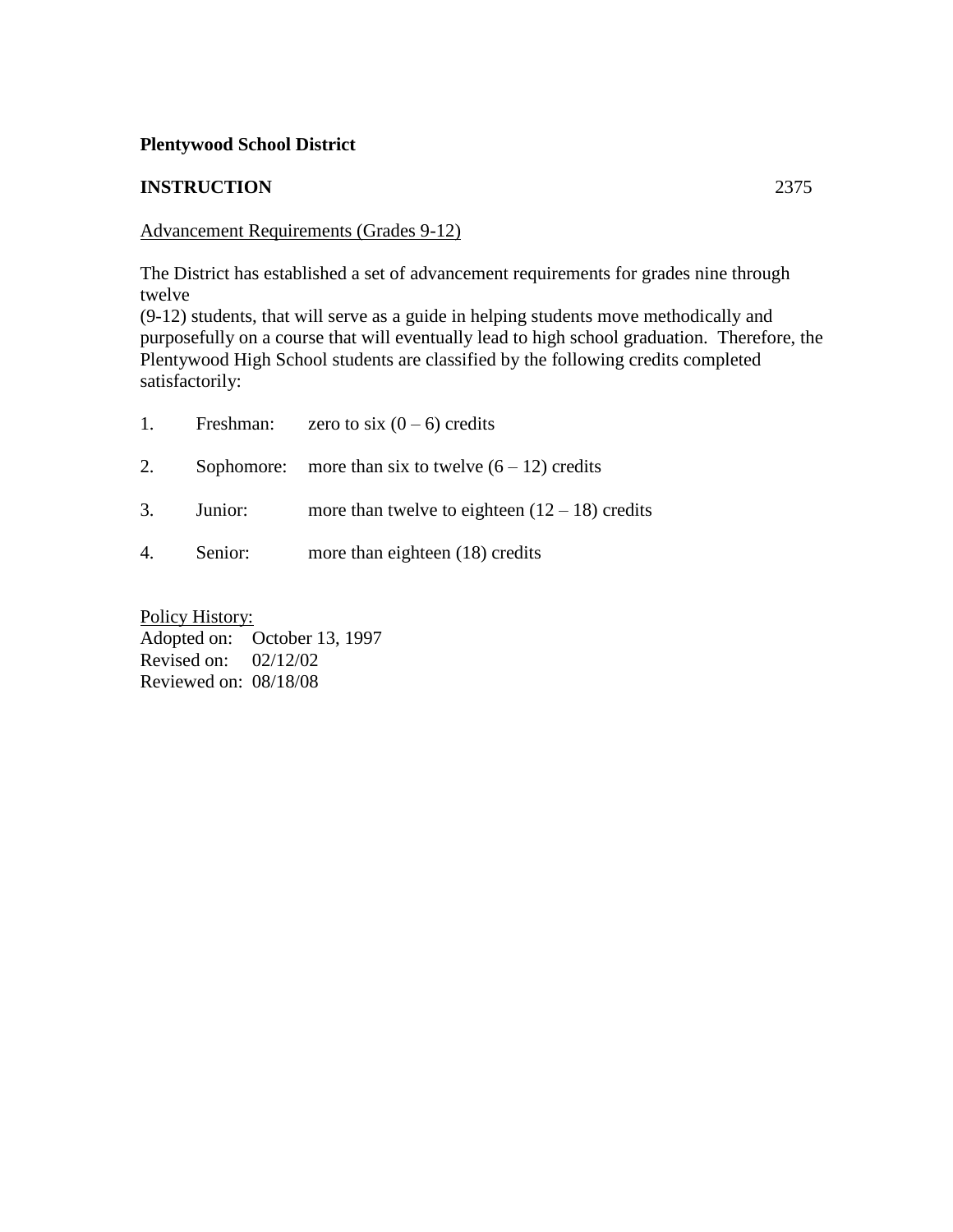**Plentywood School District**

**INSTRUCTION** 2375

<u>Advancement Requirements (Grades 9-12)</u>

The District has established a set of advancement requirements for grades nine through twelve (9-12) students, that will serve as a guide in helping students move methodically and purposefully on a course that will eventually lead to high school graduation. Therefore, the Plentywood High School students are classified by the following credits completed satisfactorily:

1. Freshman: zero to six (0 – 6) credits
2. Sophomore: more than six to twelve (6 – 12) credits
3. Junior: more than twelve to eighteen (12 – 18) credits
4. Senior: more than eighteen (18) credits

<u>Policy History:</u>
Adopted on: October 13, 1997
Revised on: 02/12/02
Reviewed on: 08/18/08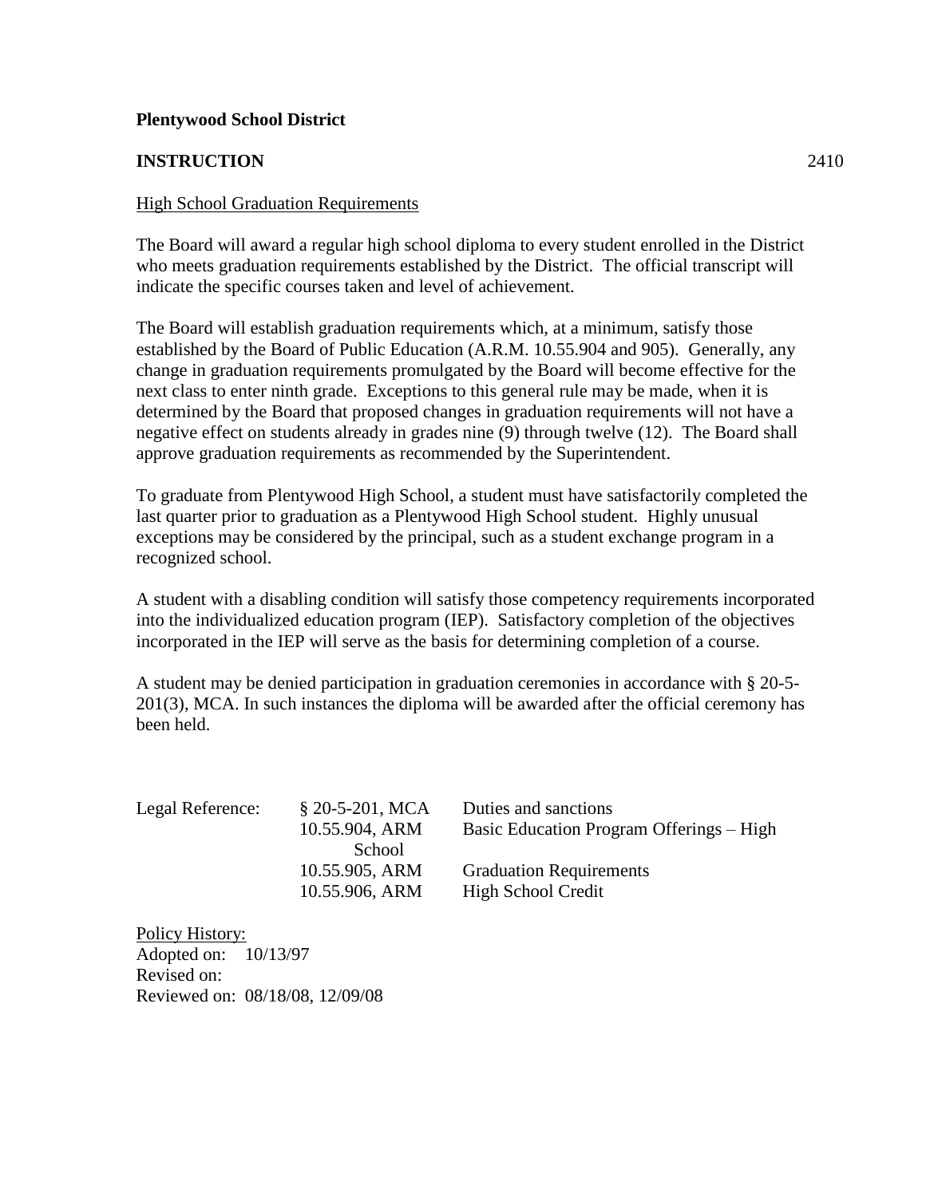**Plentywood School District**

**INSTRUCTION** 2410

High School Graduation Requirements

The Board will award a regular high school diploma to every student enrolled in the District who meets graduation requirements established by the District. The official transcript will indicate the specific courses taken and level of achievement.

The Board will establish graduation requirements which, at a minimum, satisfy those established by the Board of Public Education (A.R.M. 10.55.904 and 905). Generally, any change in graduation requirements promulgated by the Board will become effective for the next class to enter ninth grade. Exceptions to this general rule may be made, when it is determined by the Board that proposed changes in graduation requirements will not have a negative effect on students already in grades nine (9) through twelve (12). The Board shall approve graduation requirements as recommended by the Superintendent.

To graduate from Plentywood High School, a student must have satisfactorily completed the last quarter prior to graduation as a Plentywood High School student. Highly unusual exceptions may be considered by the principal, such as a student exchange program in a recognized school.

A student with a disabling condition will satisfy those competency requirements incorporated into the individualized education program (IEP). Satisfactory completion of the objectives incorporated in the IEP will serve as the basis for determining completion of a course.

A student may be denied participation in graduation ceremonies in accordance with § 20-5-201(3), MCA. In such instances the diploma will be awarded after the official ceremony has been held.

| Legal Reference: | § 20-5-201, MCA | Duties and sanctions |
|---|---|---|
| | 10.55.904, ARM | Basic Education Program Offerings – High School |
| | 10.55.905, ARM | Graduation Requirements |
| | 10.55.906, ARM | High School Credit |

Policy History:
Adopted on: 10/13/97
Revised on:
Reviewed on: 08/18/08, 12/09/08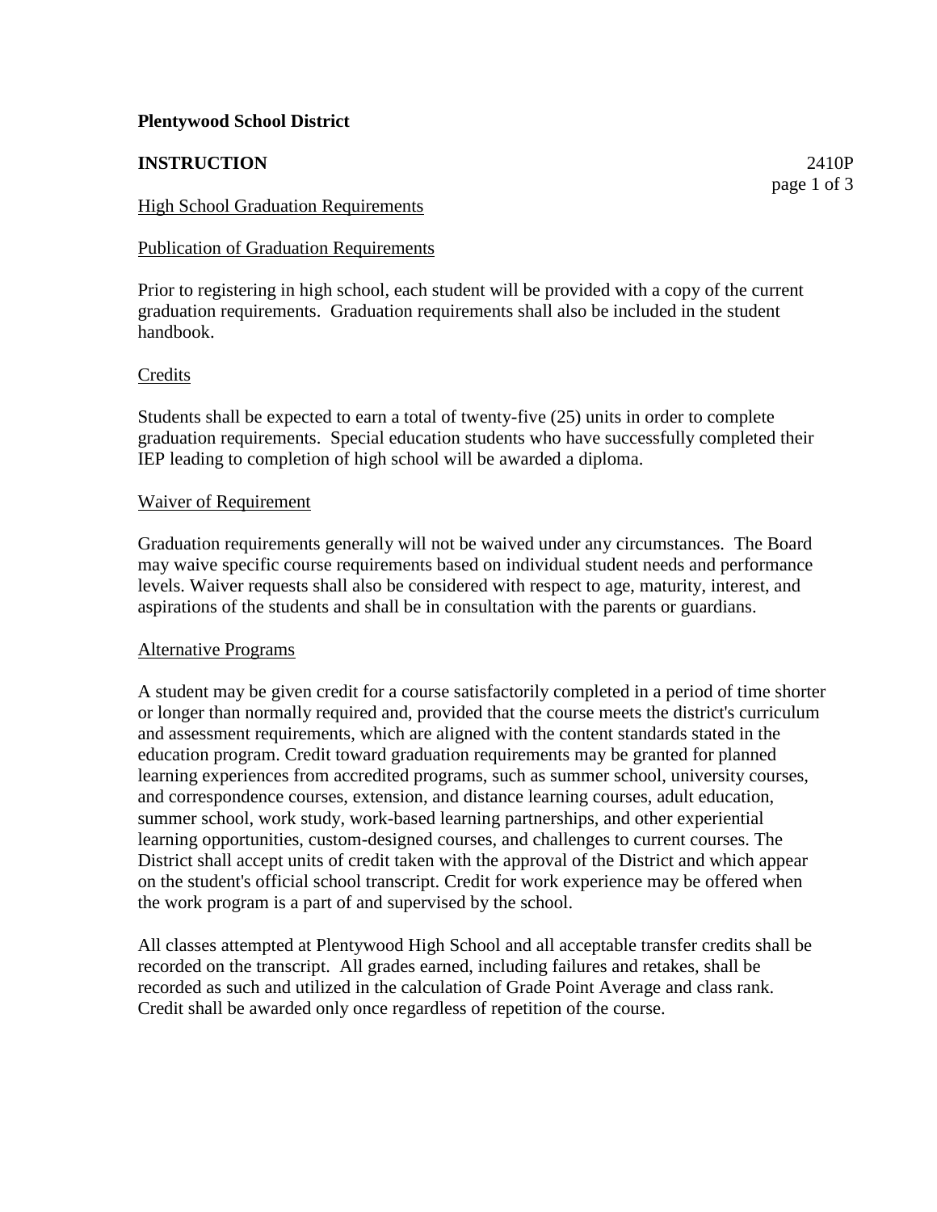**Plentywood School District**

**INSTRUCTION** 2410P

High School Graduation Requirements

Publication of Graduation Requirements

Prior to registering in high school, each student will be provided with a copy of the current graduation requirements. Graduation requirements shall also be included in the student handbook.

Credits

Students shall be expected to earn a total of twenty-five (25) units in order to complete graduation requirements. Special education students who have successfully completed their IEP leading to completion of high school will be awarded a diploma.

Waiver of Requirement

Graduation requirements generally will not be waived under any circumstances. The Board may waive specific course requirements based on individual student needs and performance levels. Waiver requests shall also be considered with respect to age, maturity, interest, and aspirations of the students and shall be in consultation with the parents or guardians.

Alternative Programs

A student may be given credit for a course satisfactorily completed in a period of time shorter or longer than normally required and, provided that the course meets the district's curriculum and assessment requirements, which are aligned with the content standards stated in the education program. Credit toward graduation requirements may be granted for planned learning experiences from accredited programs, such as summer school, university courses, and correspondence courses, extension, and distance learning courses, adult education, summer school, work study, work-based learning partnerships, and other experiential learning opportunities, custom-designed courses, and challenges to current courses. The District shall accept units of credit taken with the approval of the District and which appear on the student's official school transcript. Credit for work experience may be offered when the work program is a part of and supervised by the school.

All classes attempted at Plentywood High School and all acceptable transfer credits shall be recorded on the transcript. All grades earned, including failures and retakes, shall be recorded as such and utilized in the calculation of Grade Point Average and class rank. Credit shall be awarded only once regardless of repetition of the course.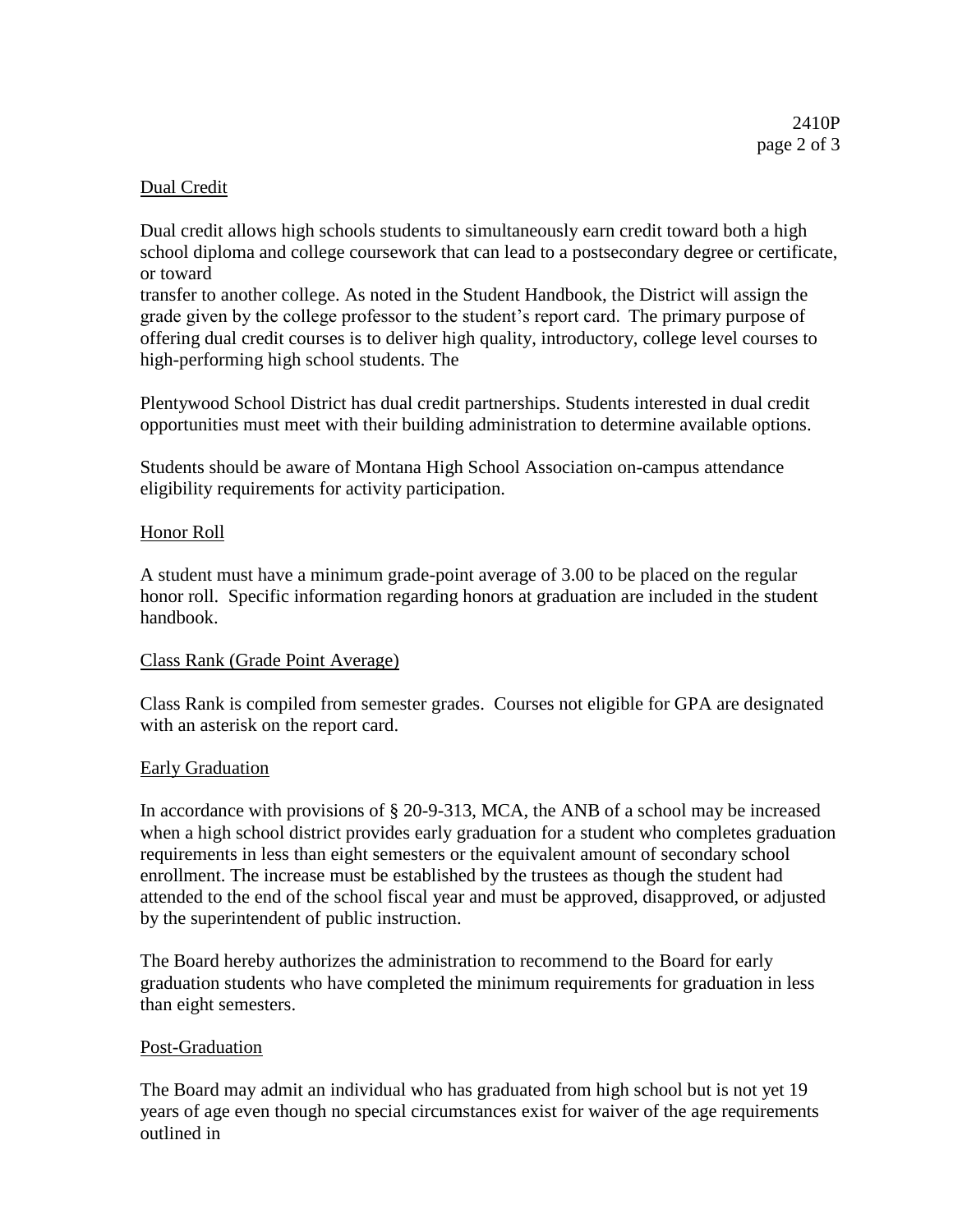## Dual Credit

Dual credit allows high schools students to simultaneously earn credit toward both a high school diploma and college coursework that can lead to a postsecondary degree or certificate, or toward transfer to another college. As noted in the Student Handbook, the District will assign the grade given by the college professor to the student's report card. The primary purpose of offering dual credit courses is to deliver high quality, introductory, college level courses to high-performing high school students. The

Plentywood School District has dual credit partnerships. Students interested in dual credit opportunities must meet with their building administration to determine available options.

Students should be aware of Montana High School Association on-campus attendance eligibility requirements for activity participation.

## Honor Roll

A student must have a minimum grade-point average of 3.00 to be placed on the regular honor roll. Specific information regarding honors at graduation are included in the student handbook.

## Class Rank (Grade Point Average)

Class Rank is compiled from semester grades. Courses not eligible for GPA are designated with an asterisk on the report card.

## Early Graduation

In accordance with provisions of § 20-9-313, MCA, the ANB of a school may be increased when a high school district provides early graduation for a student who completes graduation requirements in less than eight semesters or the equivalent amount of secondary school enrollment. The increase must be established by the trustees as though the student had attended to the end of the school fiscal year and must be approved, disapproved, or adjusted by the superintendent of public instruction.

The Board hereby authorizes the administration to recommend to the Board for early graduation students who have completed the minimum requirements for graduation in less than eight semesters.

## Post-Graduation

The Board may admit an individual who has graduated from high school but is not yet 19 years of age even though no special circumstances exist for waiver of the age requirements outlined in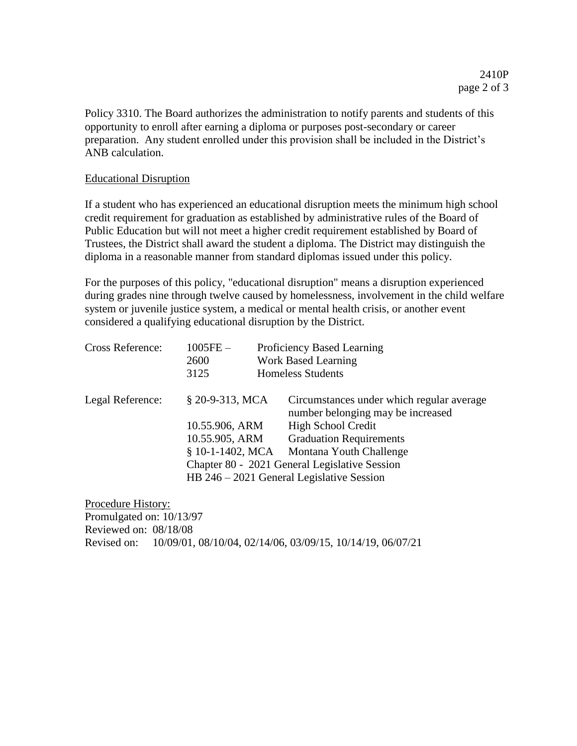Policy 3310. The Board authorizes the administration to notify parents and students of this opportunity to enroll after earning a diploma or purposes post-secondary or career preparation. Any student enrolled under this provision shall be included in the District's ANB calculation.

Educational Disruption

If a student who has experienced an educational disruption meets the minimum high school credit requirement for graduation as established by administrative rules of the Board of Public Education but will not meet a higher credit requirement established by Board of Trustees, the District shall award the student a diploma. The District may distinguish the diploma in a reasonable manner from standard diplomas issued under this policy.

For the purposes of this policy, "educational disruption" means a disruption experienced during grades nine through twelve caused by homelessness, involvement in the child welfare system or juvenile justice system, a medical or mental health crisis, or another event considered a qualifying educational disruption by the District.

| Cross Reference: | 1005FE – | Proficiency Based Learning |
|---|---|---|
| | 2600 | Work Based Learning |
| | 3125 | Homeless Students |

| Legal Reference: | § 20-9-313, MCA | Circumstances under which regular average number belonging may be increased |
|---|---|---|
| | 10.55.906, ARM | High School Credit |
| | 10.55.905, ARM | Graduation Requirements |
| | § 10-1-1402, MCA | Montana Youth Challenge |
| | Chapter 80 - 2021 General Legislative Session | |
| | HB 246 – 2021 General Legislative Session | |

Procedure History:
Promulgated on: 10/13/97
Reviewed on: 08/18/08
Revised on: 10/09/01, 08/10/04, 02/14/06, 03/09/15, 10/14/19, 06/07/21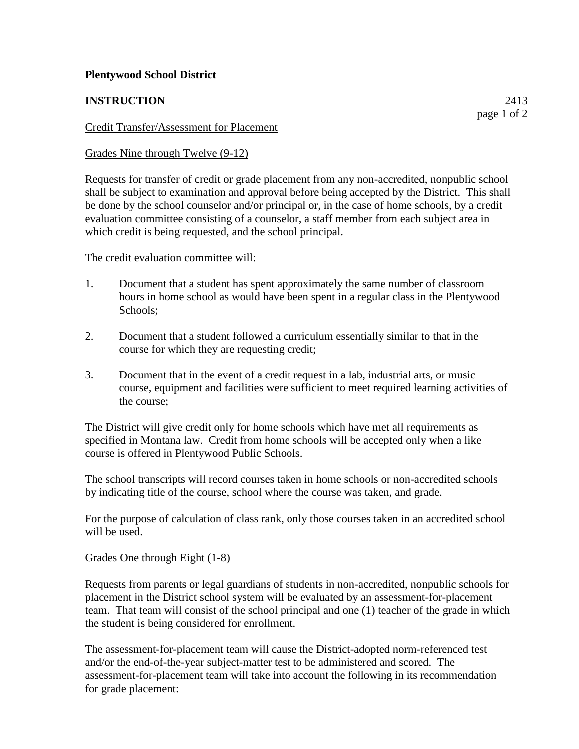**Plentywood School District**

**INSTRUCTION** 2413

Credit Transfer/Assessment for Placement

Grades Nine through Twelve (9-12)

Requests for transfer of credit or grade placement from any non-accredited, nonpublic school shall be subject to examination and approval before being accepted by the District. This shall be done by the school counselor and/or principal or, in the case of home schools, by a credit evaluation committee consisting of a counselor, a staff member from each subject area in which credit is being requested, and the school principal.

The credit evaluation committee will:

1. Document that a student has spent approximately the same number of classroom hours in home school as would have been spent in a regular class in the Plentywood Schools;

2. Document that a student followed a curriculum essentially similar to that in the course for which they are requesting credit;

3. Document that in the event of a credit request in a lab, industrial arts, or music course, equipment and facilities were sufficient to meet required learning activities of the course;

The District will give credit only for home schools which have met all requirements as specified in Montana law. Credit from home schools will be accepted only when a like course is offered in Plentywood Public Schools.

The school transcripts will record courses taken in home schools or non-accredited schools by indicating title of the course, school where the course was taken, and grade.

For the purpose of calculation of class rank, only those courses taken in an accredited school will be used.

Grades One through Eight (1-8)

Requests from parents or legal guardians of students in non-accredited, nonpublic schools for placement in the District school system will be evaluated by an assessment-for-placement team. That team will consist of the school principal and one (1) teacher of the grade in which the student is being considered for enrollment.

The assessment-for-placement team will cause the District-adopted norm-referenced test and/or the end-of-the-year subject-matter test to be administered and scored. The assessment-for-placement team will take into account the following in its recommendation for grade placement: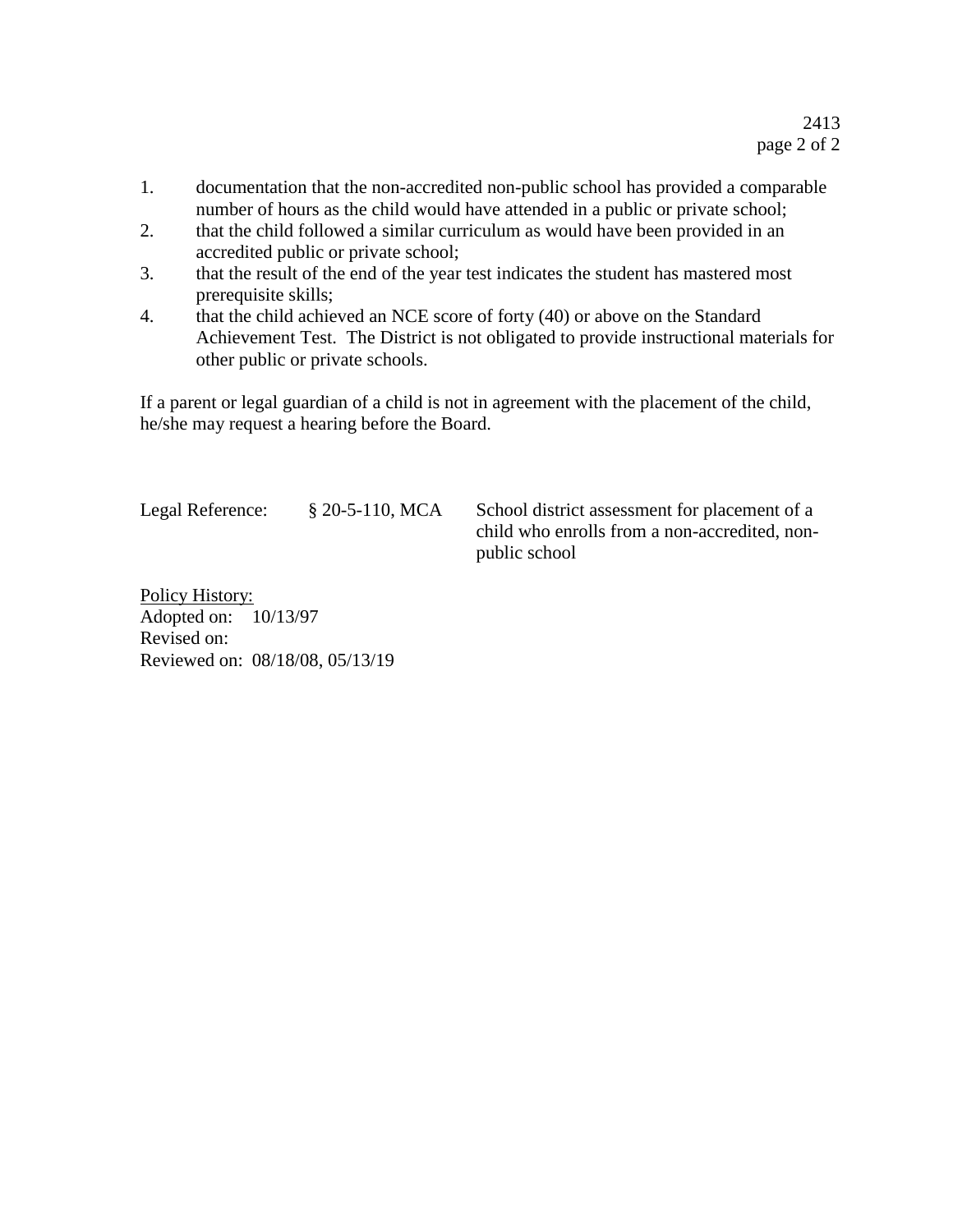1. documentation that the non-accredited non-public school has provided a comparable number of hours as the child would have attended in a public or private school;
2. that the child followed a similar curriculum as would have been provided in an accredited public or private school;
3. that the result of the end of the year test indicates the student has mastered most prerequisite skills;
4. that the child achieved an NCE score of forty (40) or above on the Standard Achievement Test. The District is not obligated to provide instructional materials for other public or private schools.

If a parent or legal guardian of a child is not in agreement with the placement of the child, he/she may request a hearing before the Board.

| Legal Reference: | § 20-5-110, MCA | School district assessment for placement of a child who enrolls from a non-accredited, non-public school |
|---|---|---|

<u>Policy History:</u>
Adopted on: 10/13/97
Revised on:
Reviewed on: 08/18/08, 05/13/19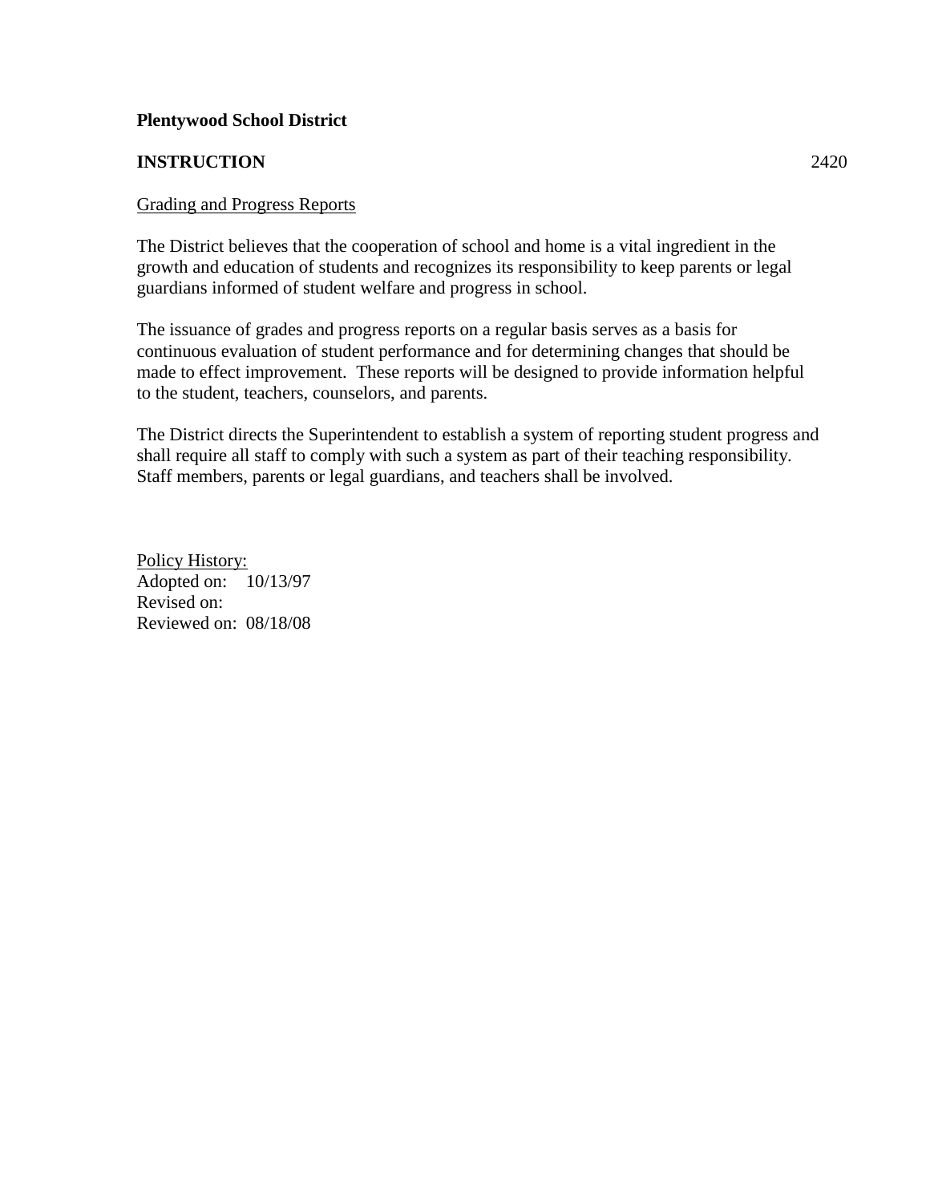**Plentywood School District**

**INSTRUCTION** 2420

Grading and Progress Reports

The District believes that the cooperation of school and home is a vital ingredient in the growth and education of students and recognizes its responsibility to keep parents or legal guardians informed of student welfare and progress in school.

The issuance of grades and progress reports on a regular basis serves as a basis for continuous evaluation of student performance and for determining changes that should be made to effect improvement. These reports will be designed to provide information helpful to the student, teachers, counselors, and parents.

The District directs the Superintendent to establish a system of reporting student progress and shall require all staff to comply with such a system as part of their teaching responsibility. Staff members, parents or legal guardians, and teachers shall be involved.

Policy History:
Adopted on: 10/13/97
Revised on:
Reviewed on: 08/18/08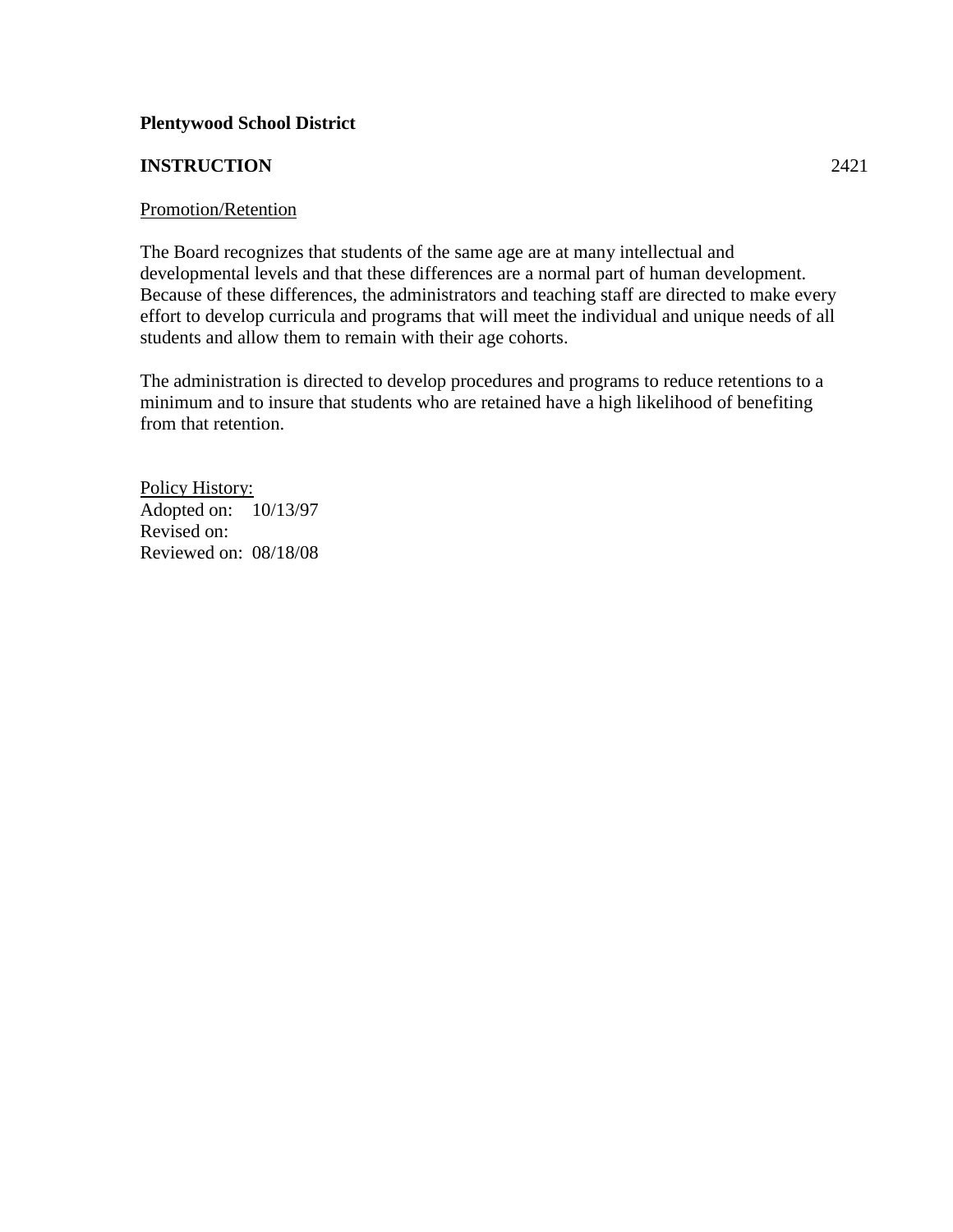**Plentywood School District**

**INSTRUCTION** 2421

Promotion/Retention

The Board recognizes that students of the same age are at many intellectual and developmental levels and that these differences are a normal part of human development. Because of these differences, the administrators and teaching staff are directed to make every effort to develop curricula and programs that will meet the individual and unique needs of all students and allow them to remain with their age cohorts.

The administration is directed to develop procedures and programs to reduce retentions to a minimum and to insure that students who are retained have a high likelihood of benefiting from that retention.

Policy History:
Adopted on: 10/13/97
Revised on:
Reviewed on: 08/18/08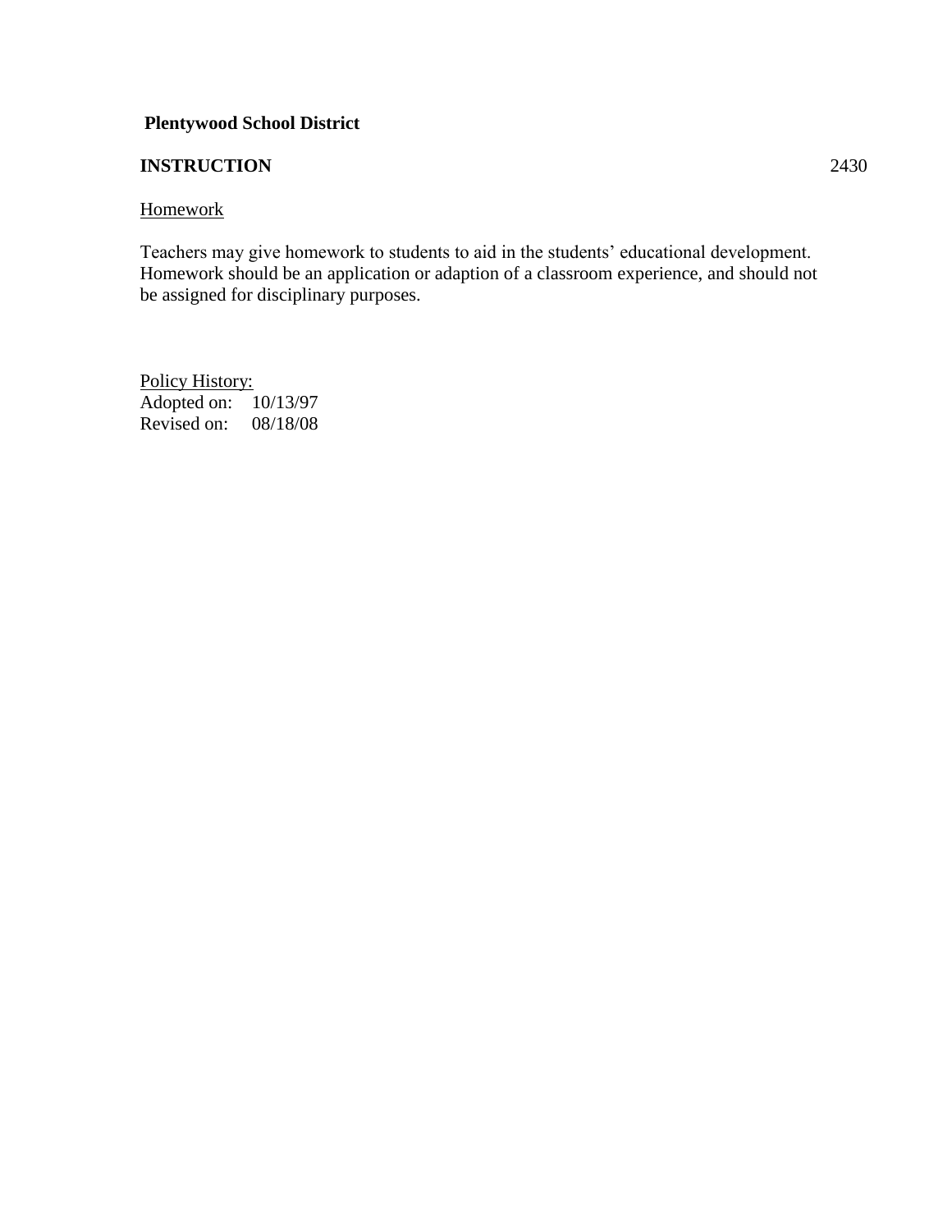**Plentywood School District**

**INSTRUCTION** 2430

Homework

Teachers may give homework to students to aid in the students' educational development. Homework should be an application or adaption of a classroom experience, and should not be assigned for disciplinary purposes.

Policy History:
Adopted on: 10/13/97
Revised on: 08/18/08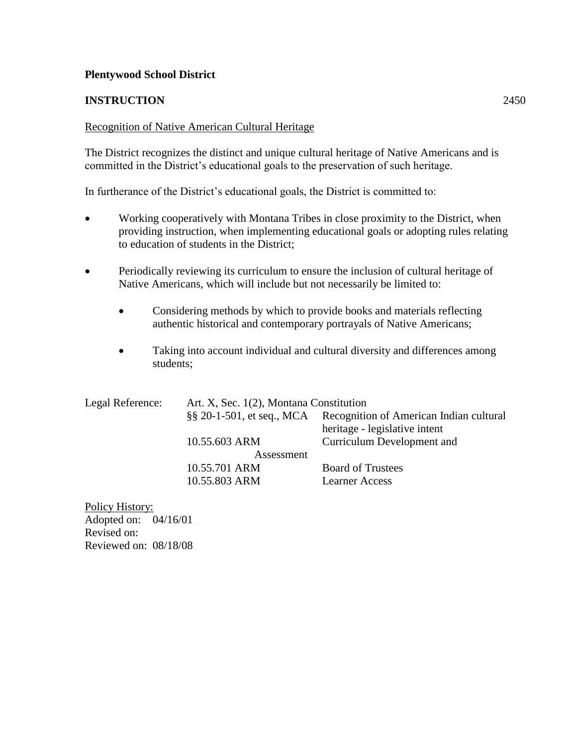**Plentywood School District**

**INSTRUCTION** 2450

Recognition of Native American Cultural Heritage

The District recognizes the distinct and unique cultural heritage of Native Americans and is committed in the District's educational goals to the preservation of such heritage.

In furtherance of the District's educational goals, the District is committed to:

- Working cooperatively with Montana Tribes in close proximity to the District, when providing instruction, when implementing educational goals or adopting rules relating to education of students in the District;
- Periodically reviewing its curriculum to ensure the inclusion of cultural heritage of Native Americans, which will include but not necessarily be limited to:
    - Considering methods by which to provide books and materials reflecting authentic historical and contemporary portrayals of Native Americans;
    - Taking into account individual and cultural diversity and differences among students;

| Legal Reference: | Art. X, Sec. 1(2), Montana Constitution | |
|---|---|---|
| | §§ 20-1-501, et seq., MCA | Recognition of American Indian cultural heritage - legislative intent |
| | 10.55.603 ARM | Curriculum Development and Assessment |
| | 10.55.701 ARM | Board of Trustees |
| | 10.55.803 ARM | Learner Access |

Policy History:
Adopted on: 04/16/01
Revised on:
Reviewed on: 08/18/08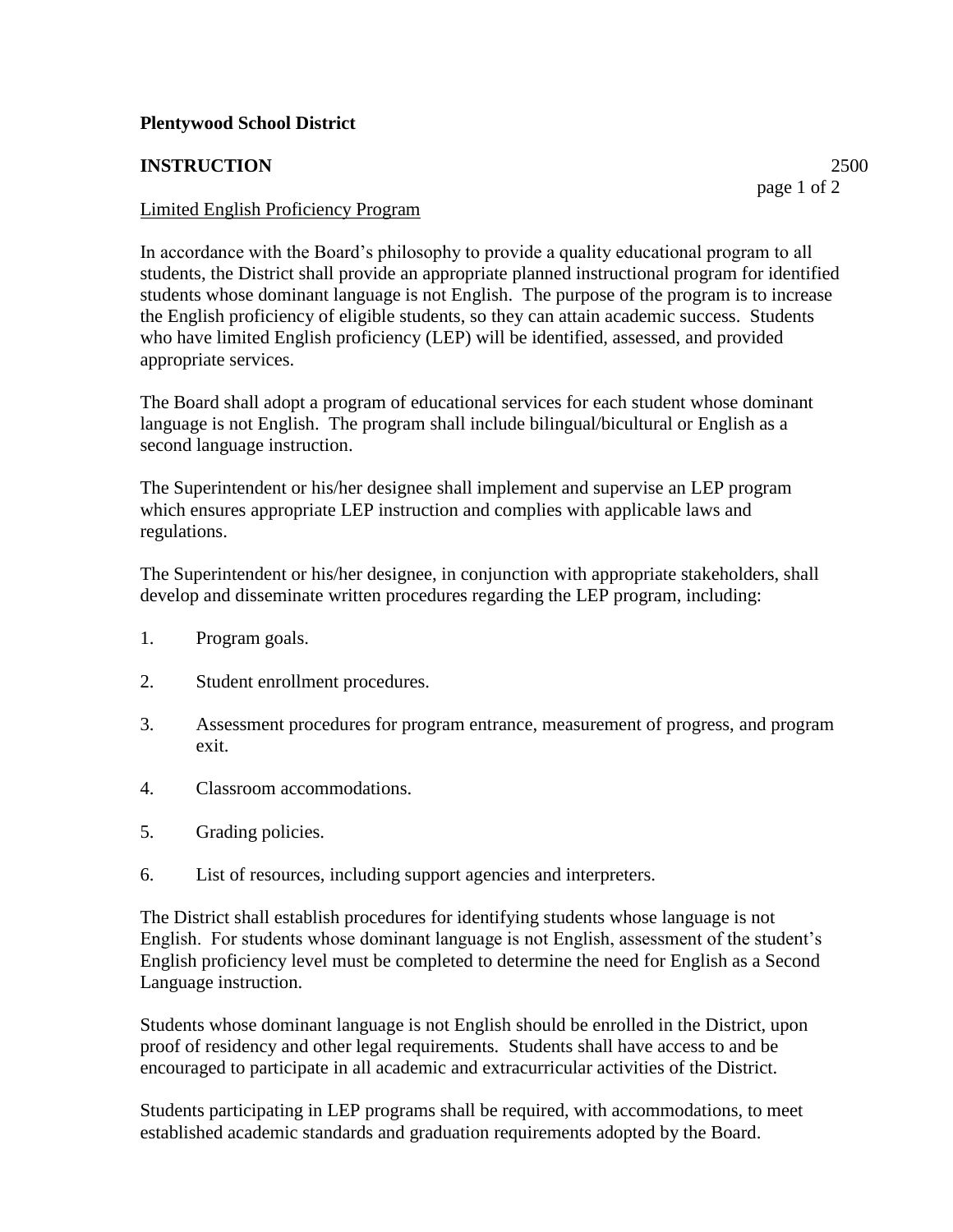**Plentywood School District**

**INSTRUCTION** 2500

Limited English Proficiency Program

In accordance with the Board's philosophy to provide a quality educational program to all students, the District shall provide an appropriate planned instructional program for identified students whose dominant language is not English. The purpose of the program is to increase the English proficiency of eligible students, so they can attain academic success. Students who have limited English proficiency (LEP) will be identified, assessed, and provided appropriate services.

The Board shall adopt a program of educational services for each student whose dominant language is not English. The program shall include bilingual/bicultural or English as a second language instruction.

The Superintendent or his/her designee shall implement and supervise an LEP program which ensures appropriate LEP instruction and complies with applicable laws and regulations.

The Superintendent or his/her designee, in conjunction with appropriate stakeholders, shall develop and disseminate written procedures regarding the LEP program, including:

1. Program goals.
2. Student enrollment procedures.
3. Assessment procedures for program entrance, measurement of progress, and program exit.
4. Classroom accommodations.
5. Grading policies.
6. List of resources, including support agencies and interpreters.

The District shall establish procedures for identifying students whose language is not English. For students whose dominant language is not English, assessment of the student's English proficiency level must be completed to determine the need for English as a Second Language instruction.

Students whose dominant language is not English should be enrolled in the District, upon proof of residency and other legal requirements. Students shall have access to and be encouraged to participate in all academic and extracurricular activities of the District.

Students participating in LEP programs shall be required, with accommodations, to meet established academic standards and graduation requirements adopted by the Board.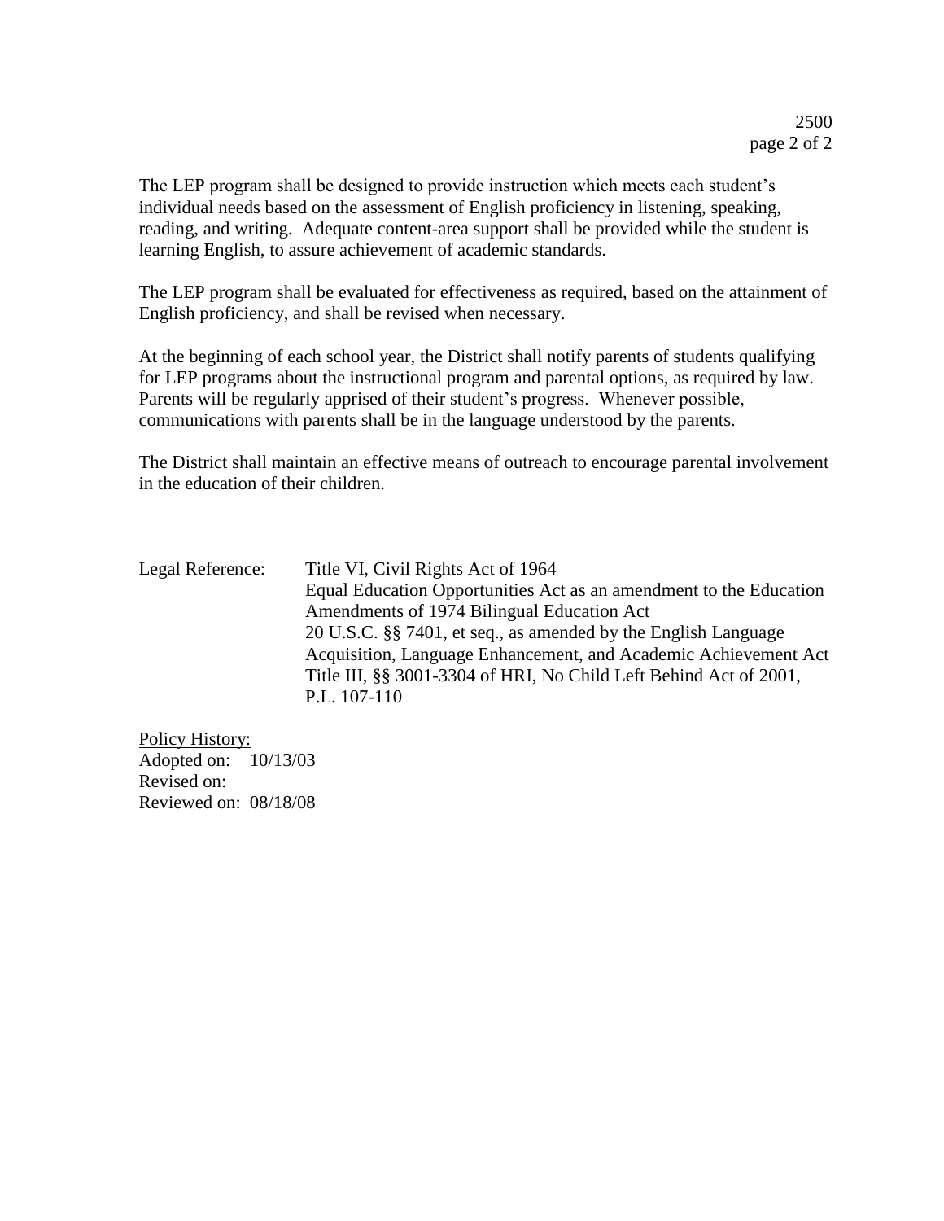The LEP program shall be designed to provide instruction which meets each student's individual needs based on the assessment of English proficiency in listening, speaking, reading, and writing. Adequate content-area support shall be provided while the student is learning English, to assure achievement of academic standards.

The LEP program shall be evaluated for effectiveness as required, based on the attainment of English proficiency, and shall be revised when necessary.

At the beginning of each school year, the District shall notify parents of students qualifying for LEP programs about the instructional program and parental options, as required by law. Parents will be regularly apprised of their student's progress. Whenever possible, communications with parents shall be in the language understood by the parents.

The District shall maintain an effective means of outreach to encourage parental involvement in the education of their children.

Legal Reference: Title VI, Civil Rights Act of 1964
Equal Education Opportunities Act as an amendment to the Education Amendments of 1974 Bilingual Education Act
20 U.S.C. §§ 7401, et seq., as amended by the English Language Acquisition, Language Enhancement, and Academic Achievement Act
Title III, §§ 3001-3304 of HRI, No Child Left Behind Act of 2001, P.L. 107-110

Policy History:
Adopted on: 10/13/03
Revised on:
Reviewed on: 08/18/08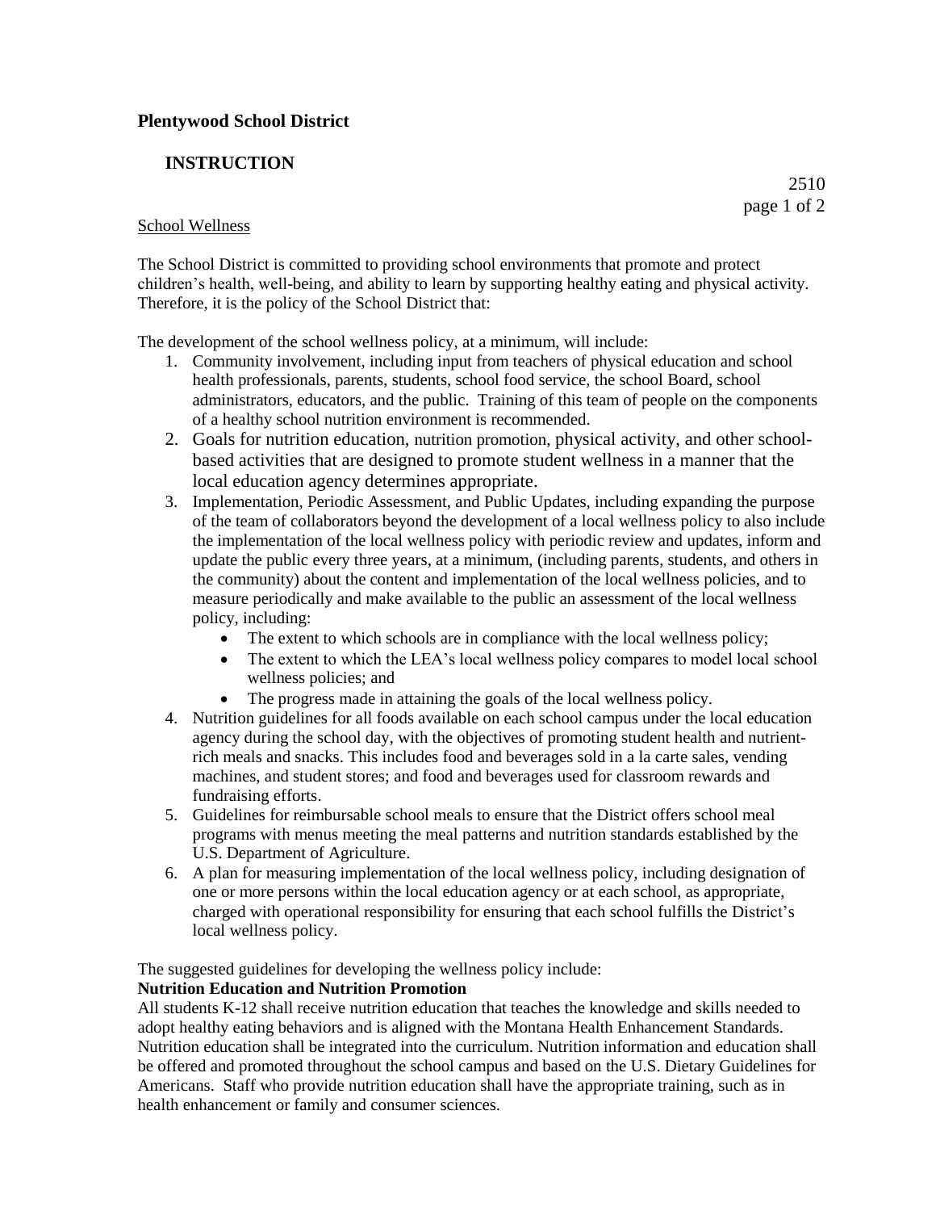**Plentywood School District**

## INSTRUCTION

2510

School Wellness

The School District is committed to providing school environments that promote and protect children's health, well-being, and ability to learn by supporting healthy eating and physical activity. Therefore, it is the policy of the School District that:

The development of the school wellness policy, at a minimum, will include:

1. Community involvement, including input from teachers of physical education and school health professionals, parents, students, school food service, the school Board, school administrators, educators, and the public. Training of this team of people on the components of a healthy school nutrition environment is recommended.
2. Goals for nutrition education, nutrition promotion, physical activity, and other school-based activities that are designed to promote student wellness in a manner that the local education agency determines appropriate.
3. Implementation, Periodic Assessment, and Public Updates, including expanding the purpose of the team of collaborators beyond the development of a local wellness policy to also include the implementation of the local wellness policy with periodic review and updates, inform and update the public every three years, at a minimum, (including parents, students, and others in the community) about the content and implementation of the local wellness policies, and to measure periodically and make available to the public an assessment of the local wellness policy, including:
   - The extent to which schools are in compliance with the local wellness policy;
   - The extent to which the LEA's local wellness policy compares to model local school wellness policies; and
   - The progress made in attaining the goals of the local wellness policy.
4. Nutrition guidelines for all foods available on each school campus under the local education agency during the school day, with the objectives of promoting student health and nutrient-rich meals and snacks. This includes food and beverages sold in a la carte sales, vending machines, and student stores; and food and beverages used for classroom rewards and fundraising efforts.
5. Guidelines for reimbursable school meals to ensure that the District offers school meal programs with menus meeting the meal patterns and nutrition standards established by the U.S. Department of Agriculture.
6. A plan for measuring implementation of the local wellness policy, including designation of one or more persons within the local education agency or at each school, as appropriate, charged with operational responsibility for ensuring that each school fulfills the District's local wellness policy.

The suggested guidelines for developing the wellness policy include:

**Nutrition Education and Nutrition Promotion**

All students K-12 shall receive nutrition education that teaches the knowledge and skills needed to adopt healthy eating behaviors and is aligned with the Montana Health Enhancement Standards. Nutrition education shall be integrated into the curriculum. Nutrition information and education shall be offered and promoted throughout the school campus and based on the U.S. Dietary Guidelines for Americans. Staff who provide nutrition education shall have the appropriate training, such as in health enhancement or family and consumer sciences.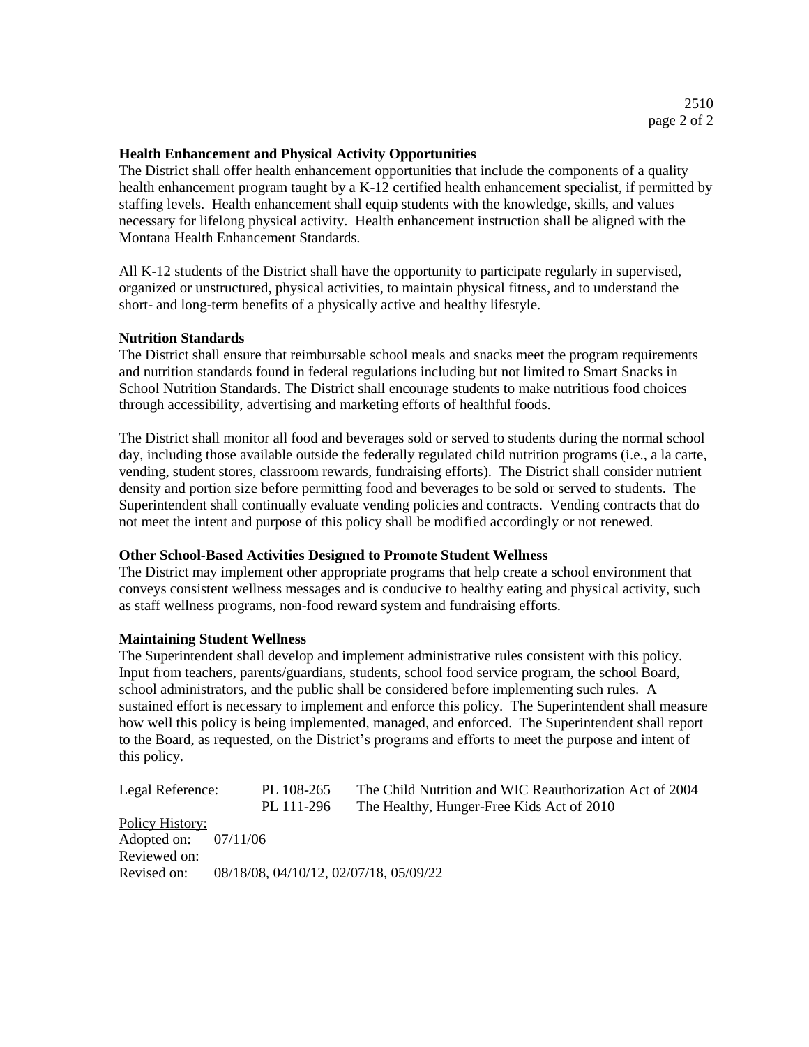**Health Enhancement and Physical Activity Opportunities**

The District shall offer health enhancement opportunities that include the components of a quality health enhancement program taught by a K-12 certified health enhancement specialist, if permitted by staffing levels. Health enhancement shall equip students with the knowledge, skills, and values necessary for lifelong physical activity. Health enhancement instruction shall be aligned with the Montana Health Enhancement Standards.

All K-12 students of the District shall have the opportunity to participate regularly in supervised, organized or unstructured, physical activities, to maintain physical fitness, and to understand the short- and long-term benefits of a physically active and healthy lifestyle.

**Nutrition Standards**

The District shall ensure that reimbursable school meals and snacks meet the program requirements and nutrition standards found in federal regulations including but not limited to Smart Snacks in School Nutrition Standards. The District shall encourage students to make nutritious food choices through accessibility, advertising and marketing efforts of healthful foods.

The District shall monitor all food and beverages sold or served to students during the normal school day, including those available outside the federally regulated child nutrition programs (i.e., a la carte, vending, student stores, classroom rewards, fundraising efforts). The District shall consider nutrient density and portion size before permitting food and beverages to be sold or served to students. The Superintendent shall continually evaluate vending policies and contracts. Vending contracts that do not meet the intent and purpose of this policy shall be modified accordingly or not renewed.

**Other School-Based Activities Designed to Promote Student Wellness**

The District may implement other appropriate programs that help create a school environment that conveys consistent wellness messages and is conducive to healthy eating and physical activity, such as staff wellness programs, non-food reward system and fundraising efforts.

**Maintaining Student Wellness**

The Superintendent shall develop and implement administrative rules consistent with this policy. Input from teachers, parents/guardians, students, school food service program, the school Board, school administrators, and the public shall be considered before implementing such rules. A sustained effort is necessary to implement and enforce this policy. The Superintendent shall measure how well this policy is being implemented, managed, and enforced. The Superintendent shall report to the Board, as requested, on the District's programs and efforts to meet the purpose and intent of this policy.

| Legal Reference: | PL 108-265 | The Child Nutrition and WIC Reauthorization Act of 2004 |
|---|---|---|
| | PL 111-296 | The Healthy, Hunger-Free Kids Act of 2010 |

Policy History:
Adopted on: 07/11/06
Reviewed on:
Revised on: 08/18/08, 04/10/12, 02/07/18, 05/09/22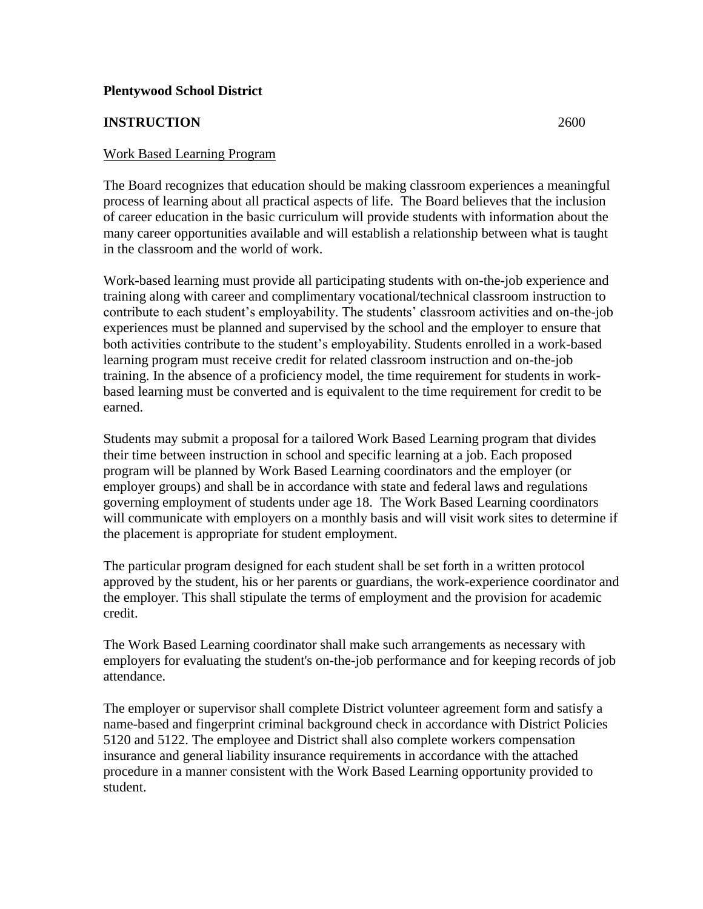**Plentywood School District**

**INSTRUCTION** 2600

Work Based Learning Program

The Board recognizes that education should be making classroom experiences a meaningful process of learning about all practical aspects of life. The Board believes that the inclusion of career education in the basic curriculum will provide students with information about the many career opportunities available and will establish a relationship between what is taught in the classroom and the world of work.

Work-based learning must provide all participating students with on-the-job experience and training along with career and complimentary vocational/technical classroom instruction to contribute to each student's employability. The students' classroom activities and on-the-job experiences must be planned and supervised by the school and the employer to ensure that both activities contribute to the student's employability. Students enrolled in a work-based learning program must receive credit for related classroom instruction and on-the-job training. In the absence of a proficiency model, the time requirement for students in work-based learning must be converted and is equivalent to the time requirement for credit to be earned.

Students may submit a proposal for a tailored Work Based Learning program that divides their time between instruction in school and specific learning at a job. Each proposed program will be planned by Work Based Learning coordinators and the employer (or employer groups) and shall be in accordance with state and federal laws and regulations governing employment of students under age 18. The Work Based Learning coordinators will communicate with employers on a monthly basis and will visit work sites to determine if the placement is appropriate for student employment.

The particular program designed for each student shall be set forth in a written protocol approved by the student, his or her parents or guardians, the work-experience coordinator and the employer. This shall stipulate the terms of employment and the provision for academic credit.

The Work Based Learning coordinator shall make such arrangements as necessary with employers for evaluating the student's on-the-job performance and for keeping records of job attendance.

The employer or supervisor shall complete District volunteer agreement form and satisfy a name-based and fingerprint criminal background check in accordance with District Policies 5120 and 5122. The employee and District shall also complete workers compensation insurance and general liability insurance requirements in accordance with the attached procedure in a manner consistent with the Work Based Learning opportunity provided to student.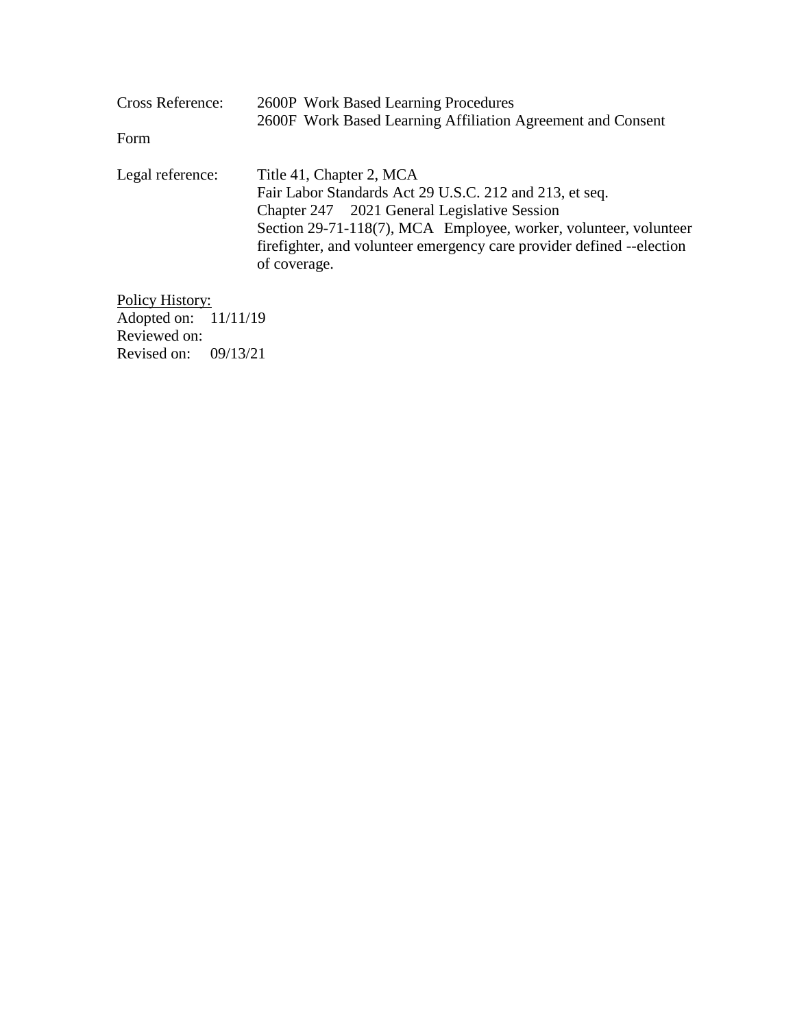Cross Reference: 2600P Work Based Learning Procedures
2600F Work Based Learning Affiliation Agreement and Consent

Form

Legal reference: Title 41, Chapter 2, MCA
Fair Labor Standards Act 29 U.S.C. 212 and 213, et seq.
Chapter 247 2021 General Legislative Session
Section 29-71-118(7), MCA Employee, worker, volunteer, volunteer firefighter, and volunteer emergency care provider defined --election of coverage.

<u>Policy History:</u>
Adopted on: 11/11/19
Reviewed on:
Revised on: 09/13/21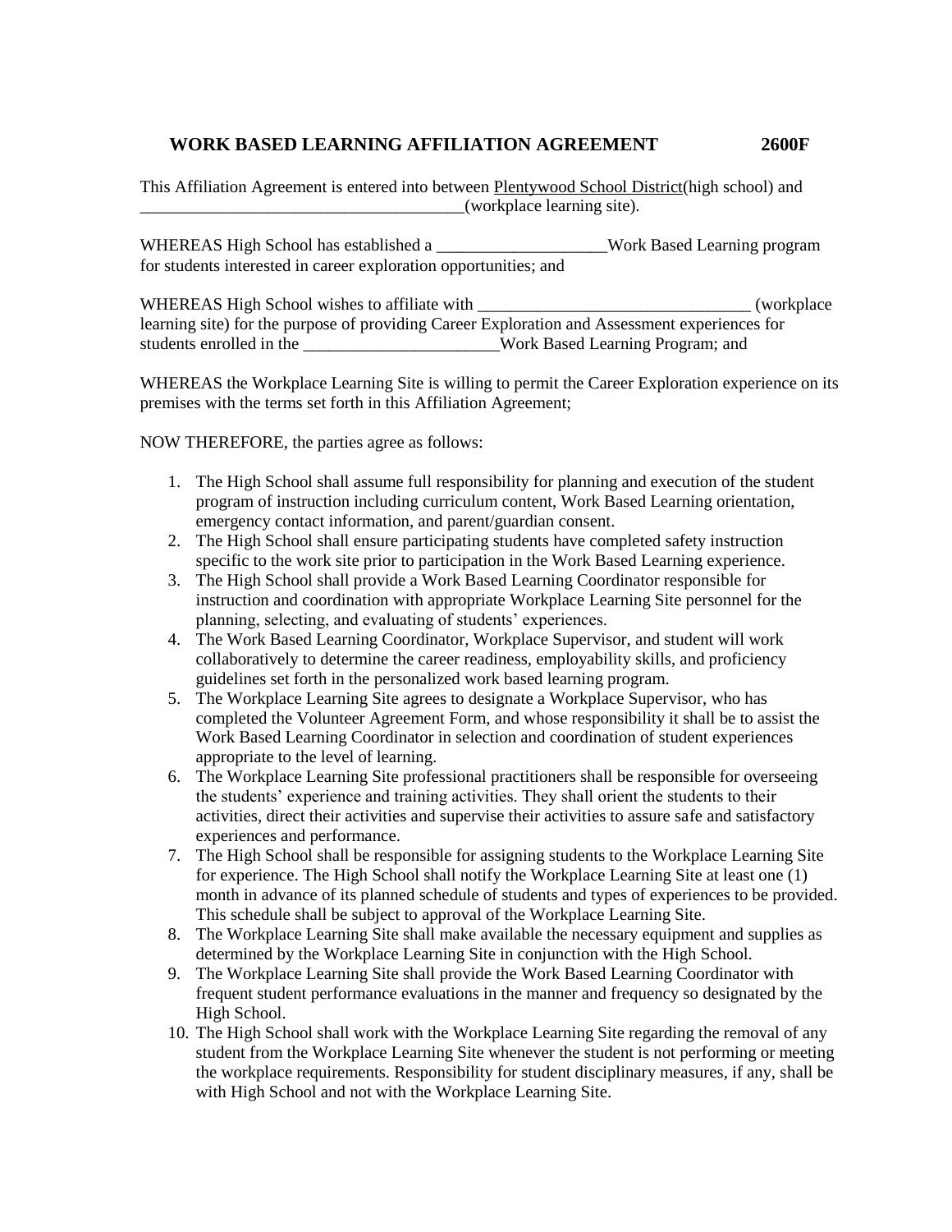# WORK BASED LEARNING AFFILIATION AGREEMENT 2600F

This Affiliation Agreement is entered into between Plentywood School District(high school) and ______________________________________(workplace learning site).

WHEREAS High School has established a ____________________Work Based Learning program for students interested in career exploration opportunities; and

WHEREAS High School wishes to affiliate with ________________________________ (workplace learning site) for the purpose of providing Career Exploration and Assessment experiences for students enrolled in the _______________________Work Based Learning Program; and

WHEREAS the Workplace Learning Site is willing to permit the Career Exploration experience on its premises with the terms set forth in this Affiliation Agreement;

NOW THEREFORE, the parties agree as follows:

1. The High School shall assume full responsibility for planning and execution of the student program of instruction including curriculum content, Work Based Learning orientation, emergency contact information, and parent/guardian consent.
2. The High School shall ensure participating students have completed safety instruction specific to the work site prior to participation in the Work Based Learning experience.
3. The High School shall provide a Work Based Learning Coordinator responsible for instruction and coordination with appropriate Workplace Learning Site personnel for the planning, selecting, and evaluating of students' experiences.
4. The Work Based Learning Coordinator, Workplace Supervisor, and student will work collaboratively to determine the career readiness, employability skills, and proficiency guidelines set forth in the personalized work based learning program.
5. The Workplace Learning Site agrees to designate a Workplace Supervisor, who has completed the Volunteer Agreement Form, and whose responsibility it shall be to assist the Work Based Learning Coordinator in selection and coordination of student experiences appropriate to the level of learning.
6. The Workplace Learning Site professional practitioners shall be responsible for overseeing the students' experience and training activities. They shall orient the students to their activities, direct their activities and supervise their activities to assure safe and satisfactory experiences and performance.
7. The High School shall be responsible for assigning students to the Workplace Learning Site for experience. The High School shall notify the Workplace Learning Site at least one (1) month in advance of its planned schedule of students and types of experiences to be provided. This schedule shall be subject to approval of the Workplace Learning Site.
8. The Workplace Learning Site shall make available the necessary equipment and supplies as determined by the Workplace Learning Site in conjunction with the High School.
9. The Workplace Learning Site shall provide the Work Based Learning Coordinator with frequent student performance evaluations in the manner and frequency so designated by the High School.
10. The High School shall work with the Workplace Learning Site regarding the removal of any student from the Workplace Learning Site whenever the student is not performing or meeting the workplace requirements. Responsibility for student disciplinary measures, if any, shall be with High School and not with the Workplace Learning Site.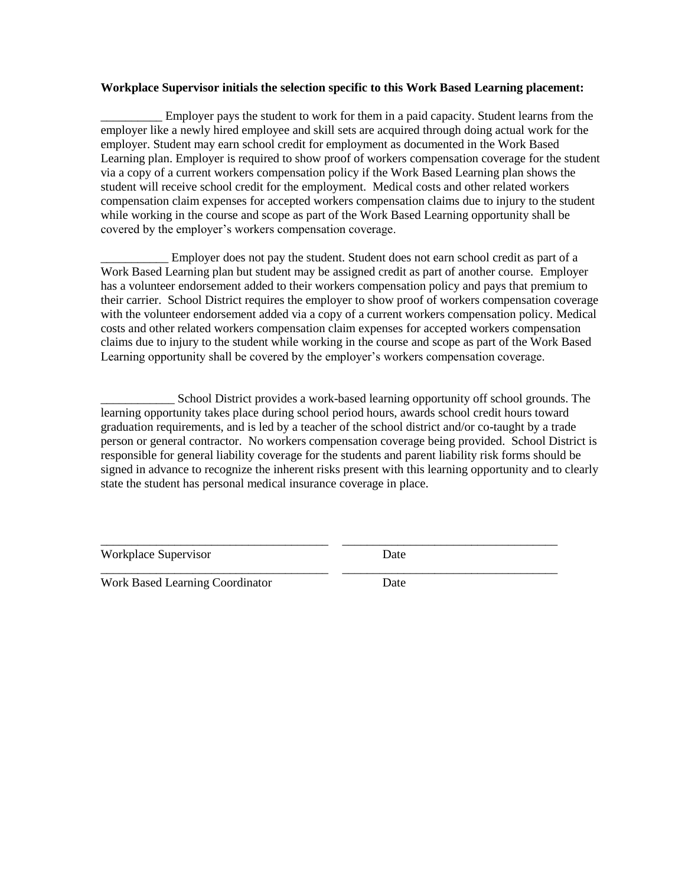**Workplace Supervisor initials the selection specific to this Work Based Learning placement:**

__________ Employer pays the student to work for them in a paid capacity. Student learns from the employer like a newly hired employee and skill sets are acquired through doing actual work for the employer. Student may earn school credit for employment as documented in the Work Based Learning plan. Employer is required to show proof of workers compensation coverage for the student via a copy of a current workers compensation policy if the Work Based Learning plan shows the student will receive school credit for the employment. Medical costs and other related workers compensation claim expenses for accepted workers compensation claims due to injury to the student while working in the course and scope as part of the Work Based Learning opportunity shall be covered by the employer's workers compensation coverage.

___________ Employer does not pay the student. Student does not earn school credit as part of a Work Based Learning plan but student may be assigned credit as part of another course. Employer has a volunteer endorsement added to their workers compensation policy and pays that premium to their carrier. School District requires the employer to show proof of workers compensation coverage with the volunteer endorsement added via a copy of a current workers compensation policy. Medical costs and other related workers compensation claim expenses for accepted workers compensation claims due to injury to the student while working in the course and scope as part of the Work Based Learning opportunity shall be covered by the employer's workers compensation coverage.

____________ School District provides a work-based learning opportunity off school grounds. The learning opportunity takes place during school period hours, awards school credit hours toward graduation requirements, and is led by a teacher of the school district and/or co-taught by a trade person or general contractor. No workers compensation coverage being provided. School District is responsible for general liability coverage for the students and parent liability risk forms should be signed in advance to recognize the inherent risks present with this learning opportunity and to clearly state the student has personal medical insurance coverage in place.

_____________________________________ _____________________________________

Workplace Supervisor Date

_____________________________________ _____________________________________

Work Based Learning Coordinator Date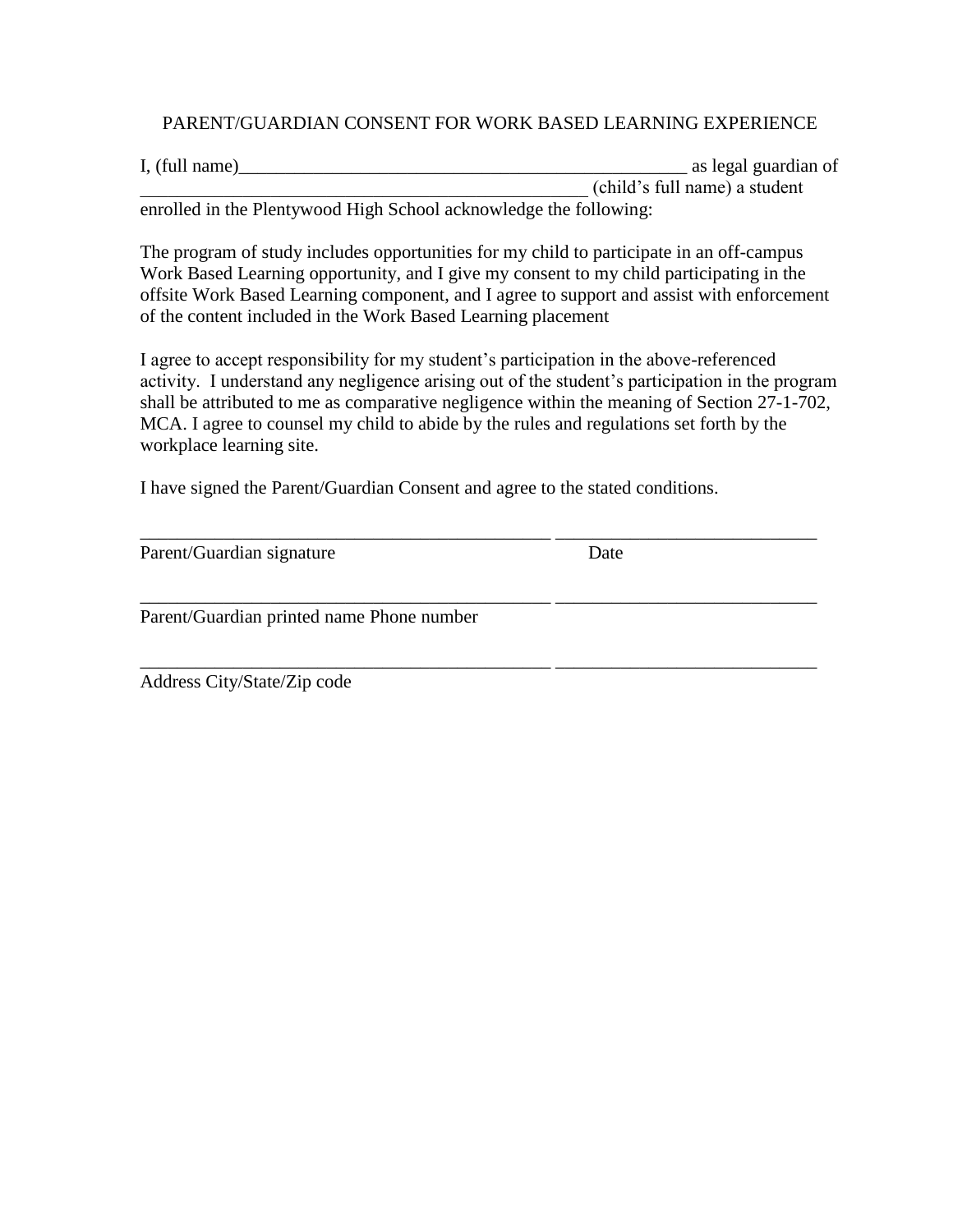## PARENT/GUARDIAN CONSENT FOR WORK BASED LEARNING EXPERIENCE

I, (full name)__________________________________________________ as legal guardian of __________________________________________________ (child's full name) a student enrolled in the Plentywood High School acknowledge the following:

The program of study includes opportunities for my child to participate in an off-campus Work Based Learning opportunity, and I give my consent to my child participating in the offsite Work Based Learning component, and I agree to support and assist with enforcement of the content included in the Work Based Learning placement

I agree to accept responsibility for my student's participation in the above-referenced activity. I understand any negligence arising out of the student's participation in the program shall be attributed to me as comparative negligence within the meaning of Section 27-1-702, MCA. I agree to counsel my child to abide by the rules and regulations set forth by the workplace learning site.

I have signed the Parent/Guardian Consent and agree to the stated conditions.

_____________________________________________ ____________________________

Parent/Guardian signature Date

_____________________________________________ ____________________________

Parent/Guardian printed name Phone number

_____________________________________________ ____________________________

Address City/State/Zip code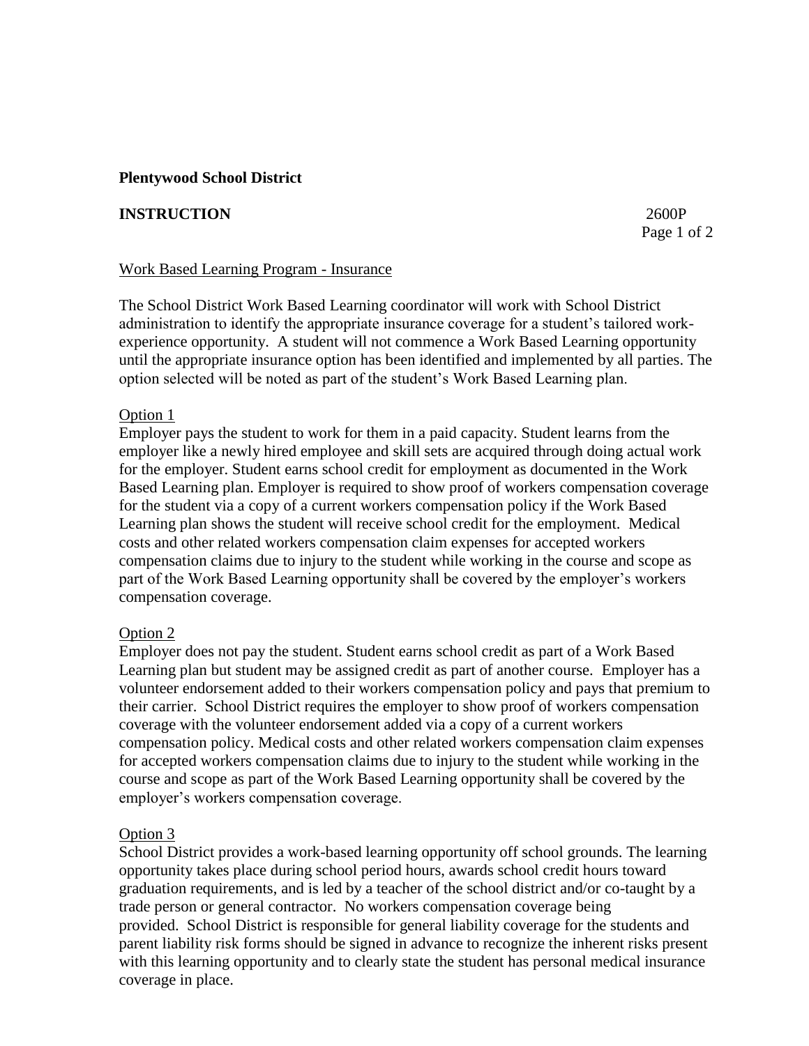**Plentywood School District**

**INSTRUCTION** 2600P

Work Based Learning Program - Insurance

The School District Work Based Learning coordinator will work with School District administration to identify the appropriate insurance coverage for a student's tailored work-experience opportunity. A student will not commence a Work Based Learning opportunity until the appropriate insurance option has been identified and implemented by all parties. The option selected will be noted as part of the student's Work Based Learning plan.

Option 1

Employer pays the student to work for them in a paid capacity. Student learns from the employer like a newly hired employee and skill sets are acquired through doing actual work for the employer. Student earns school credit for employment as documented in the Work Based Learning plan. Employer is required to show proof of workers compensation coverage for the student via a copy of a current workers compensation policy if the Work Based Learning plan shows the student will receive school credit for the employment. Medical costs and other related workers compensation claim expenses for accepted workers compensation claims due to injury to the student while working in the course and scope as part of the Work Based Learning opportunity shall be covered by the employer's workers compensation coverage.

Option 2

Employer does not pay the student. Student earns school credit as part of a Work Based Learning plan but student may be assigned credit as part of another course. Employer has a volunteer endorsement added to their workers compensation policy and pays that premium to their carrier. School District requires the employer to show proof of workers compensation coverage with the volunteer endorsement added via a copy of a current workers compensation policy. Medical costs and other related workers compensation claim expenses for accepted workers compensation claims due to injury to the student while working in the course and scope as part of the Work Based Learning opportunity shall be covered by the employer's workers compensation coverage.

Option 3

School District provides a work-based learning opportunity off school grounds. The learning opportunity takes place during school period hours, awards school credit hours toward graduation requirements, and is led by a teacher of the school district and/or co-taught by a trade person or general contractor. No workers compensation coverage being provided. School District is responsible for general liability coverage for the students and parent liability risk forms should be signed in advance to recognize the inherent risks present with this learning opportunity and to clearly state the student has personal medical insurance coverage in place.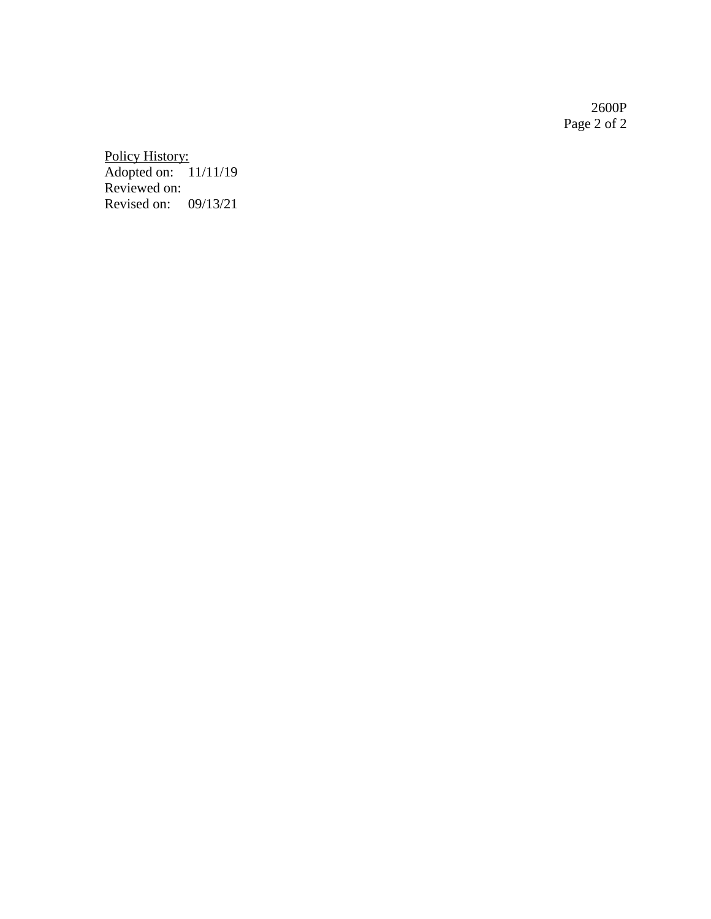Policy History:
Adopted on: 11/11/19
Reviewed on:
Revised on: 09/13/21